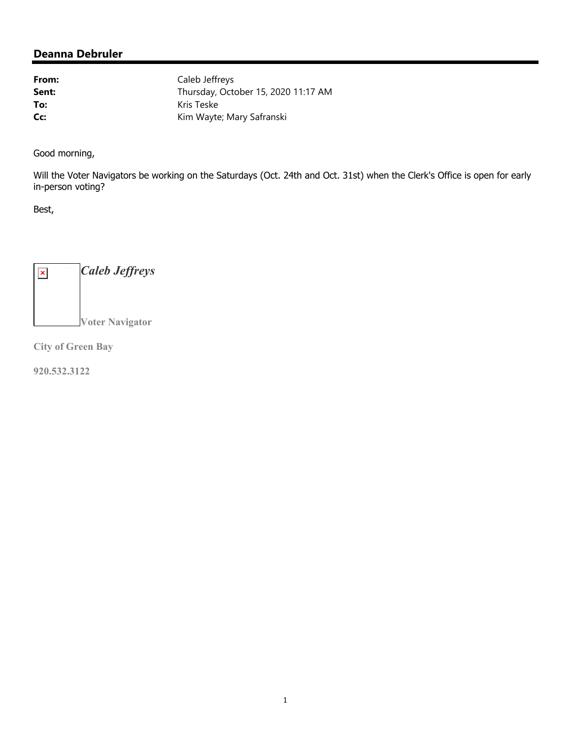## Deanna Debruler

**From:** Caleb Jeffreys
**Sent:** Thursday, October 15, 2020 11:17 AM
**To:** Kris Teske
**Cc:** Kim Wayte; Mary Safranski

Good morning,

Will the Voter Navigators be working on the Saturdays (Oct. 24th and Oct. 31st) when the Clerk's Office is open for early in-person voting?

Best,

***Caleb Jeffreys***

**Voter Navigator**

**City of Green Bay**

**920.532.3122**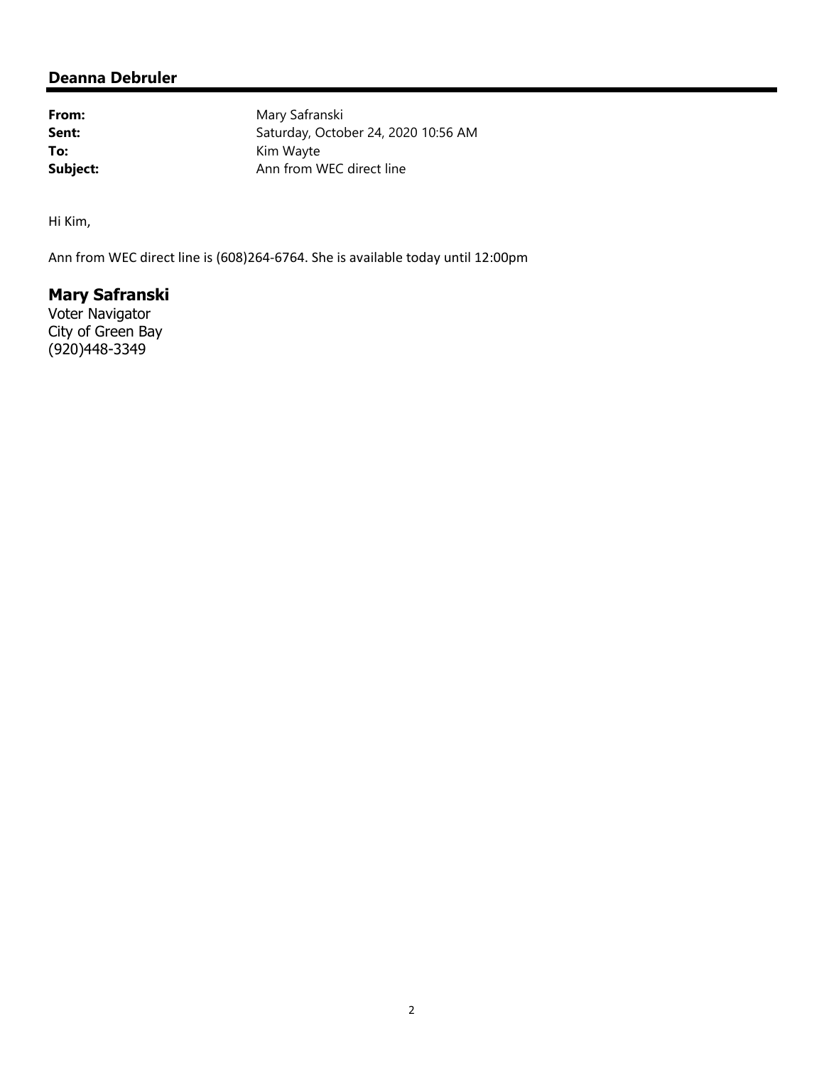**Deanna Debruler**

---

**From:** Mary Safranski
**Sent:** Saturday, October 24, 2020 10:56 AM
**To:** Kim Wayte
**Subject:** Ann from WEC direct line

Hi Kim,

Ann from WEC direct line is (608)264-6764. She is available today until 12:00pm

**Mary Safranski**
Voter Navigator
City of Green Bay
(920)448-3349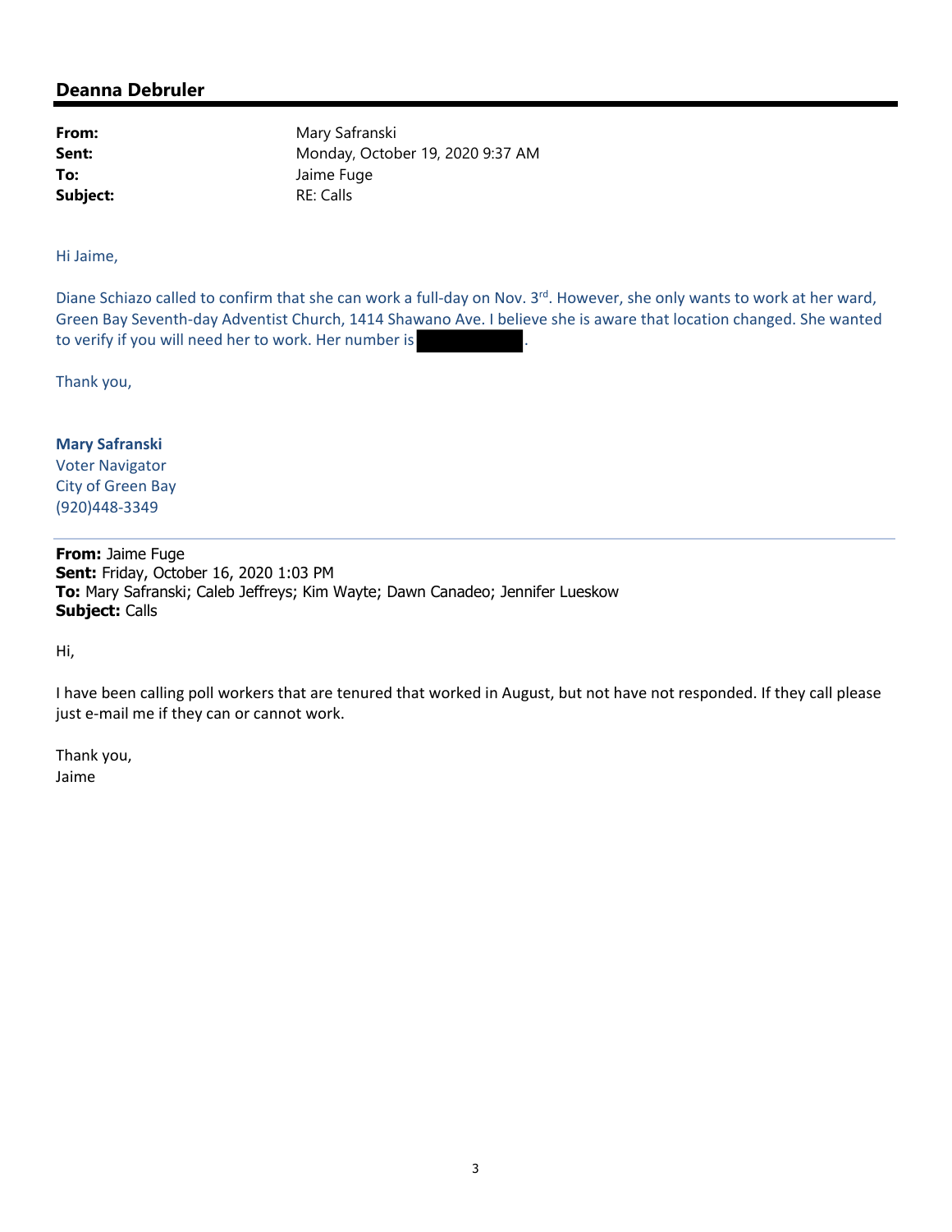## Deanna Debruler

**From:** Mary Safranski
**Sent:** Monday, October 19, 2020 9:37 AM
**To:** Jaime Fuge
**Subject:** RE: Calls

Hi Jaime,

Diane Schiazo called to confirm that she can work a full-day on Nov. 3rd. However, she only wants to work at her ward, Green Bay Seventh-day Adventist Church, 1414 Shawano Ave. I believe she is aware that location changed. She wanted to verify if you will need her to work. Her number is [REDACTED].

Thank you,

**Mary Safranski**
Voter Navigator
City of Green Bay
(920)448-3349

---

**From:** Jaime Fuge
**Sent:** Friday, October 16, 2020 1:03 PM
**To:** Mary Safranski; Caleb Jeffreys; Kim Wayte; Dawn Canadeo; Jennifer Lueskow
**Subject:** Calls

Hi,

I have been calling poll workers that are tenured that worked in August, but not have not responded. If they call please just e-mail me if they can or cannot work.

Thank you,
Jaime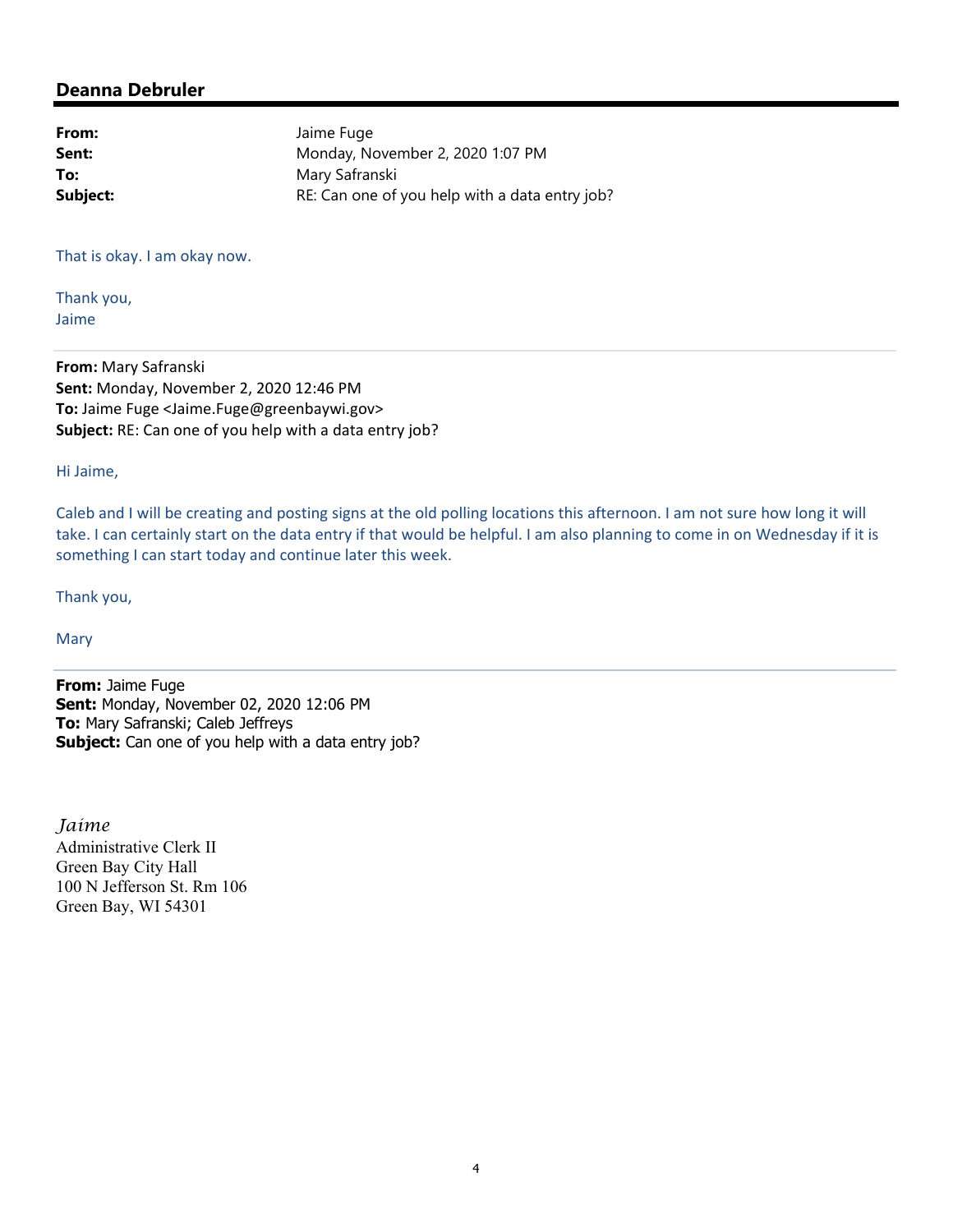## Deanna Debruler

---

**From:** Jaime Fuge
**Sent:** Monday, November 2, 2020 1:07 PM
**To:** Mary Safranski
**Subject:** RE: Can one of you help with a data entry job?

That is okay. I am okay now.

Thank you,
Jaime

---

**From:** Mary Safranski
**Sent:** Monday, November 2, 2020 12:46 PM
**To:** Jaime Fuge <Jaime.Fuge@greenbaywi.gov>
**Subject:** RE: Can one of you help with a data entry job?

Hi Jaime,

Caleb and I will be creating and posting signs at the old polling locations this afternoon. I am not sure how long it will take. I can certainly start on the data entry if that would be helpful. I am also planning to come in on Wednesday if it is something I can start today and continue later this week.

Thank you,

Mary

---

**From:** Jaime Fuge
**Sent:** Monday, November 02, 2020 12:06 PM
**To:** Mary Safranski; Caleb Jeffreys
**Subject:** Can one of you help with a data entry job?

*Jaime*
Administrative Clerk II
Green Bay City Hall
100 N Jefferson St. Rm 106
Green Bay, WI 54301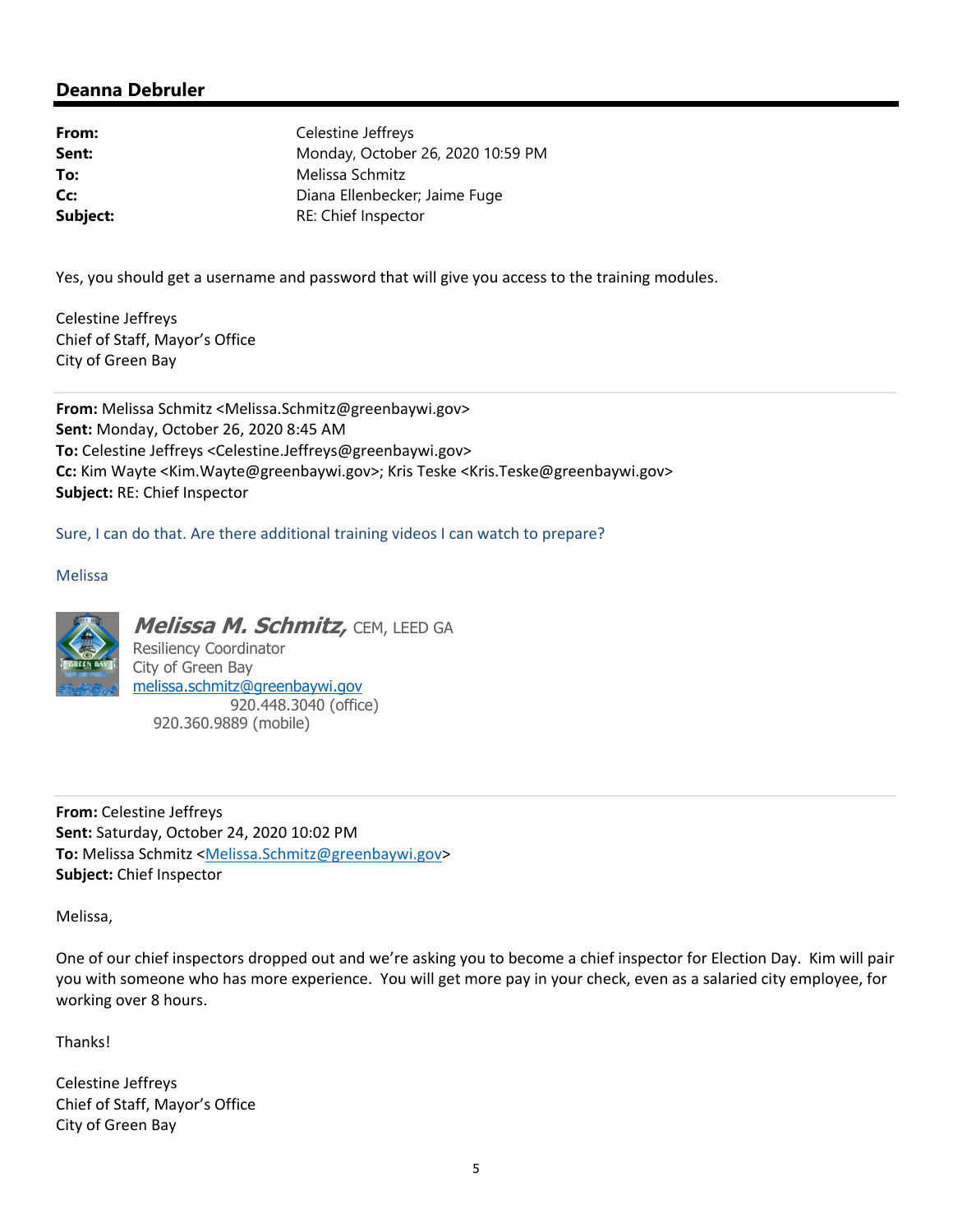## Deanna Debruler

| | |
|---|---|
| **From:** | Celestine Jeffreys |
| **Sent:** | Monday, October 26, 2020 10:59 PM |
| **To:** | Melissa Schmitz |
| **Cc:** | Diana Ellenbecker; Jaime Fuge |
| **Subject:** | RE: Chief Inspector |

Yes, you should get a username and password that will give you access to the training modules.

Celestine Jeffreys
Chief of Staff, Mayor's Office
City of Green Bay

---

**From:** Melissa Schmitz <Melissa.Schmitz@greenbaywi.gov>
**Sent:** Monday, October 26, 2020 8:45 AM
**To:** Celestine Jeffreys <Celestine.Jeffreys@greenbaywi.gov>
**Cc:** Kim Wayte <Kim.Wayte@greenbaywi.gov>; Kris Teske <Kris.Teske@greenbaywi.gov>
**Subject:** RE: Chief Inspector

Sure, I can do that. Are there additional training videos I can watch to prepare?

Melissa

***Melissa M. Schmitz,*** CEM, LEED GA
Resiliency Coordinator
City of Green Bay
melissa.schmitz@greenbaywi.gov
920.448.3040 (office)
920.360.9889 (mobile)

---

**From:** Celestine Jeffreys
**Sent:** Saturday, October 24, 2020 10:02 PM
**To:** Melissa Schmitz <Melissa.Schmitz@greenbaywi.gov>
**Subject:** Chief Inspector

Melissa,

One of our chief inspectors dropped out and we're asking you to become a chief inspector for Election Day. Kim will pair you with someone who has more experience. You will get more pay in your check, even as a salaried city employee, for working over 8 hours.

Thanks!

Celestine Jeffreys
Chief of Staff, Mayor's Office
City of Green Bay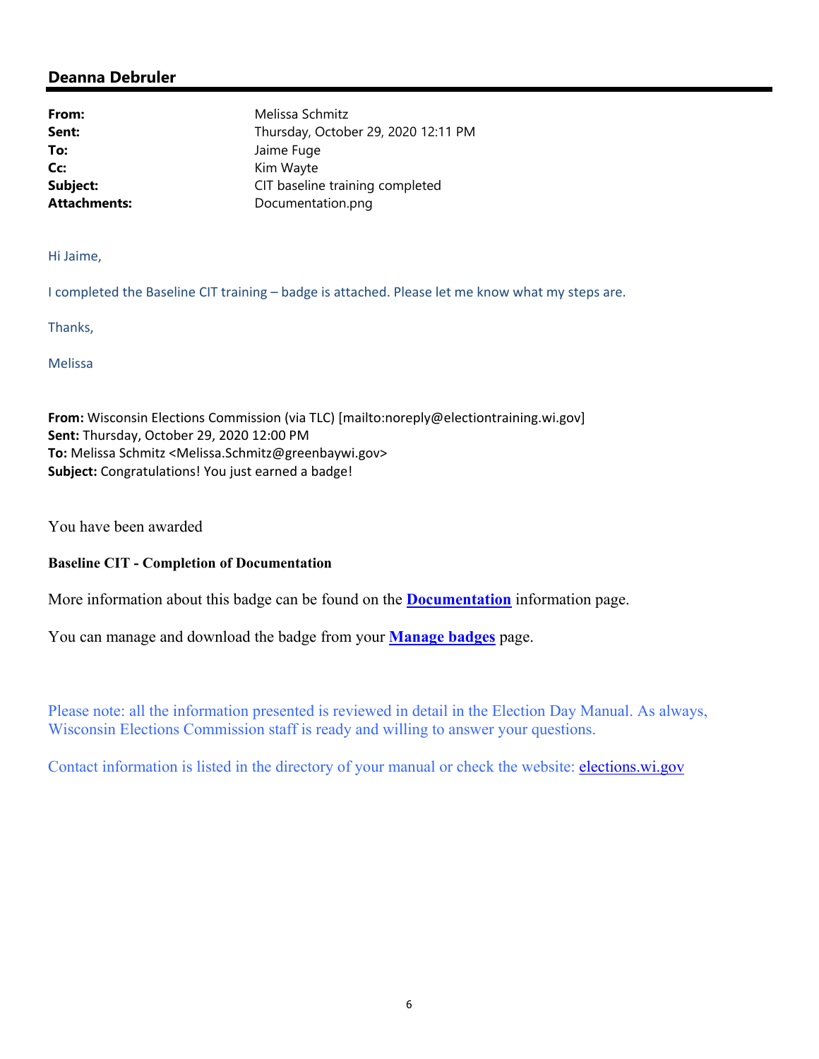## Deanna Debruler

| | |
|---|---|
| **From:** | Melissa Schmitz |
| **Sent:** | Thursday, October 29, 2020 12:11 PM |
| **To:** | Jaime Fuge |
| **Cc:** | Kim Wayte |
| **Subject:** | CIT baseline training completed |
| **Attachments:** | Documentation.png |

Hi Jaime,

I completed the Baseline CIT training – badge is attached. Please let me know what my steps are.

Thanks,

Melissa

**From:** Wisconsin Elections Commission (via TLC) [mailto:noreply@electiontraining.wi.gov]
**Sent:** Thursday, October 29, 2020 12:00 PM
**To:** Melissa Schmitz <Melissa.Schmitz@greenbaywi.gov>
**Subject:** Congratulations! You just earned a badge!

You have been awarded

**Baseline CIT - Completion of Documentation**

More information about this badge can be found on the **Documentation** information page.

You can manage and download the badge from your **Manage badges** page.

Please note: all the information presented is reviewed in detail in the Election Day Manual. As always, Wisconsin Elections Commission staff is ready and willing to answer your questions.

Contact information is listed in the directory of your manual or check the website: elections.wi.gov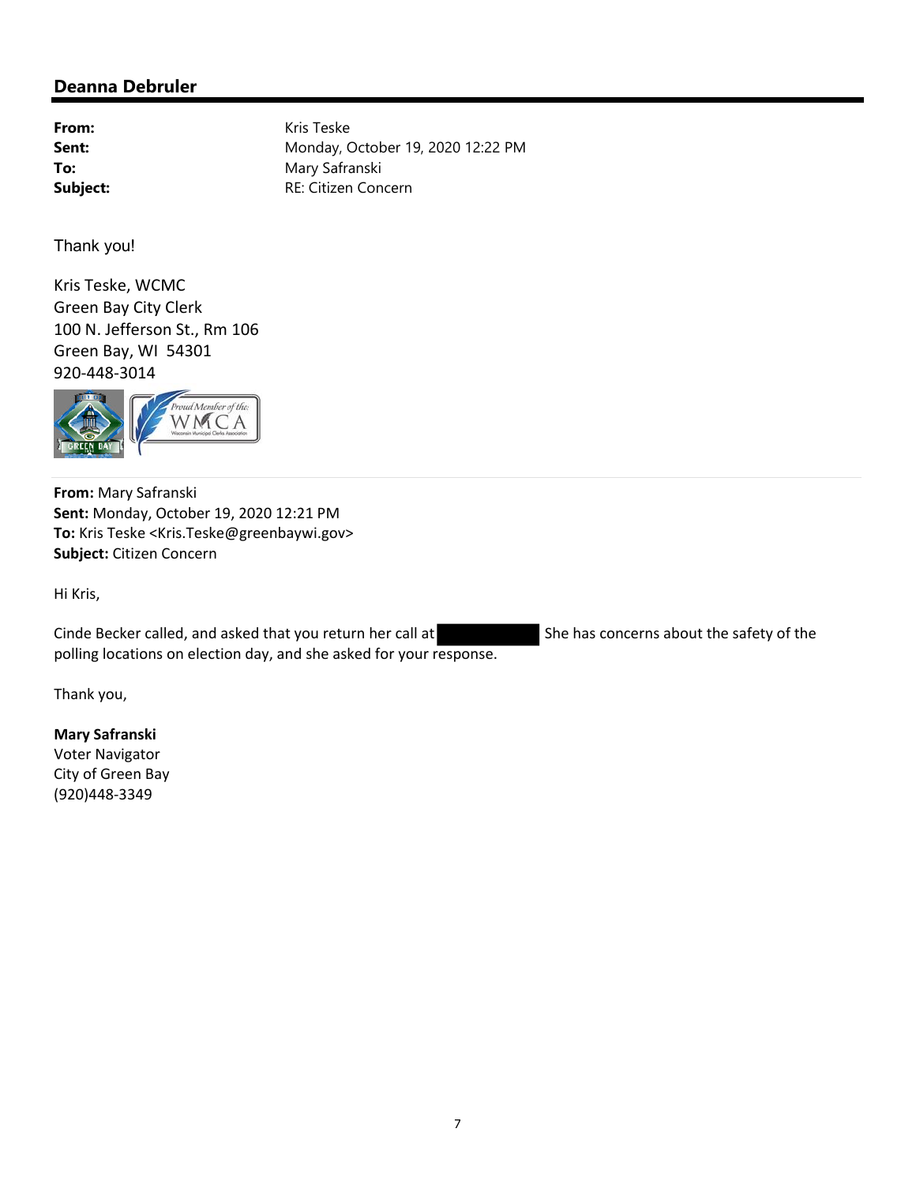## Deanna Debruler

**From:** Kris Teske
**Sent:** Monday, October 19, 2020 12:22 PM
**To:** Mary Safranski
**Subject:** RE: Citizen Concern

Thank you!

Kris Teske, WCMC
Green Bay City Clerk
100 N. Jefferson St., Rm 106
Green Bay, WI 54301
920-448-3014

---

**From:** Mary Safranski
**Sent:** Monday, October 19, 2020 12:21 PM
**To:** Kris Teske <Kris.Teske@greenbaywi.gov>
**Subject:** Citizen Concern

Hi Kris,

Cinde Becker called, and asked that you return her call at [REDACTED] She has concerns about the safety of the polling locations on election day, and she asked for your response.

Thank you,

**Mary Safranski**
Voter Navigator
City of Green Bay
(920)448-3349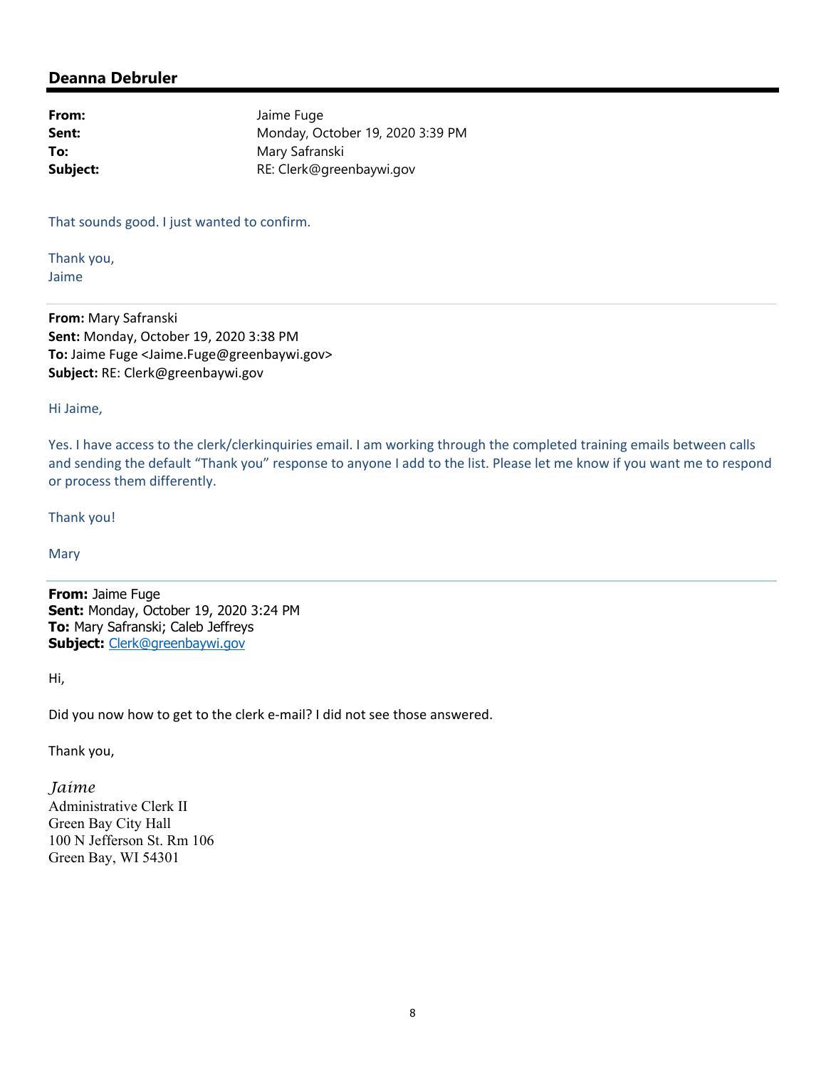## Deanna Debruler

---

**From:** Jaime Fuge
**Sent:** Monday, October 19, 2020 3:39 PM
**To:** Mary Safranski
**Subject:** RE: Clerk@greenbaywi.gov

That sounds good. I just wanted to confirm.

Thank you,
Jaime

---

**From:** Mary Safranski
**Sent:** Monday, October 19, 2020 3:38 PM
**To:** Jaime Fuge <Jaime.Fuge@greenbaywi.gov>
**Subject:** RE: Clerk@greenbaywi.gov

Hi Jaime,

Yes. I have access to the clerk/clerkinquiries email. I am working through the completed training emails between calls and sending the default "Thank you" response to anyone I add to the list. Please let me know if you want me to respond or process them differently.

Thank you!

Mary

---

**From:** Jaime Fuge
**Sent:** Monday, October 19, 2020 3:24 PM
**To:** Mary Safranski; Caleb Jeffreys
**Subject:** Clerk@greenbaywi.gov

Hi,

Did you now how to get to the clerk e-mail? I did not see those answered.

Thank you,

*Jaime*
Administrative Clerk II
Green Bay City Hall
100 N Jefferson St. Rm 106
Green Bay, WI 54301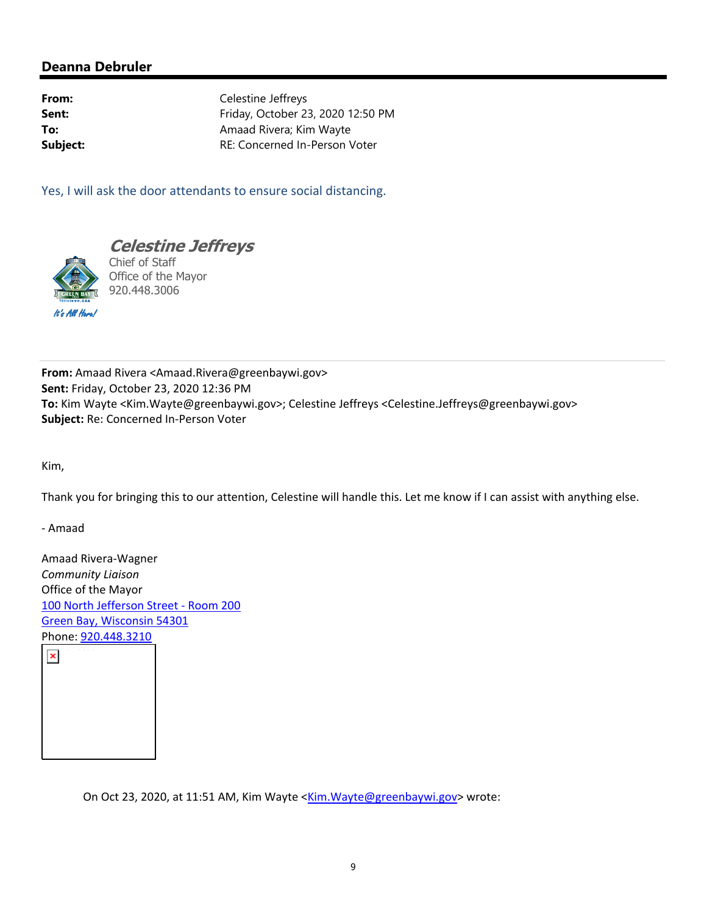## Deanna Debruler

| | |
|---|---|
| **From:** | Celestine Jeffreys |
| **Sent:** | Friday, October 23, 2020 12:50 PM |
| **To:** | Amaad Rivera; Kim Wayte |
| **Subject:** | RE: Concerned In-Person Voter |

Yes, I will ask the door attendants to ensure social distancing.

***Celestine Jeffreys***
Chief of Staff
Office of the Mayor
920.448.3006

It's All Here!

---

**From:** Amaad Rivera <Amaad.Rivera@greenbaywi.gov>
**Sent:** Friday, October 23, 2020 12:36 PM
**To:** Kim Wayte <Kim.Wayte@greenbaywi.gov>; Celestine Jeffreys <Celestine.Jeffreys@greenbaywi.gov>
**Subject:** Re: Concerned In-Person Voter

Kim,

Thank you for bringing this to our attention, Celestine will handle this. Let me know if I can assist with anything else.

- Amaad

Amaad Rivera-Wagner
*Community Liaison*
Office of the Mayor
100 North Jefferson Street - Room 200
Green Bay, Wisconsin 54301
Phone: 920.448.3210

On Oct 23, 2020, at 11:51 AM, Kim Wayte <Kim.Wayte@greenbaywi.gov> wrote: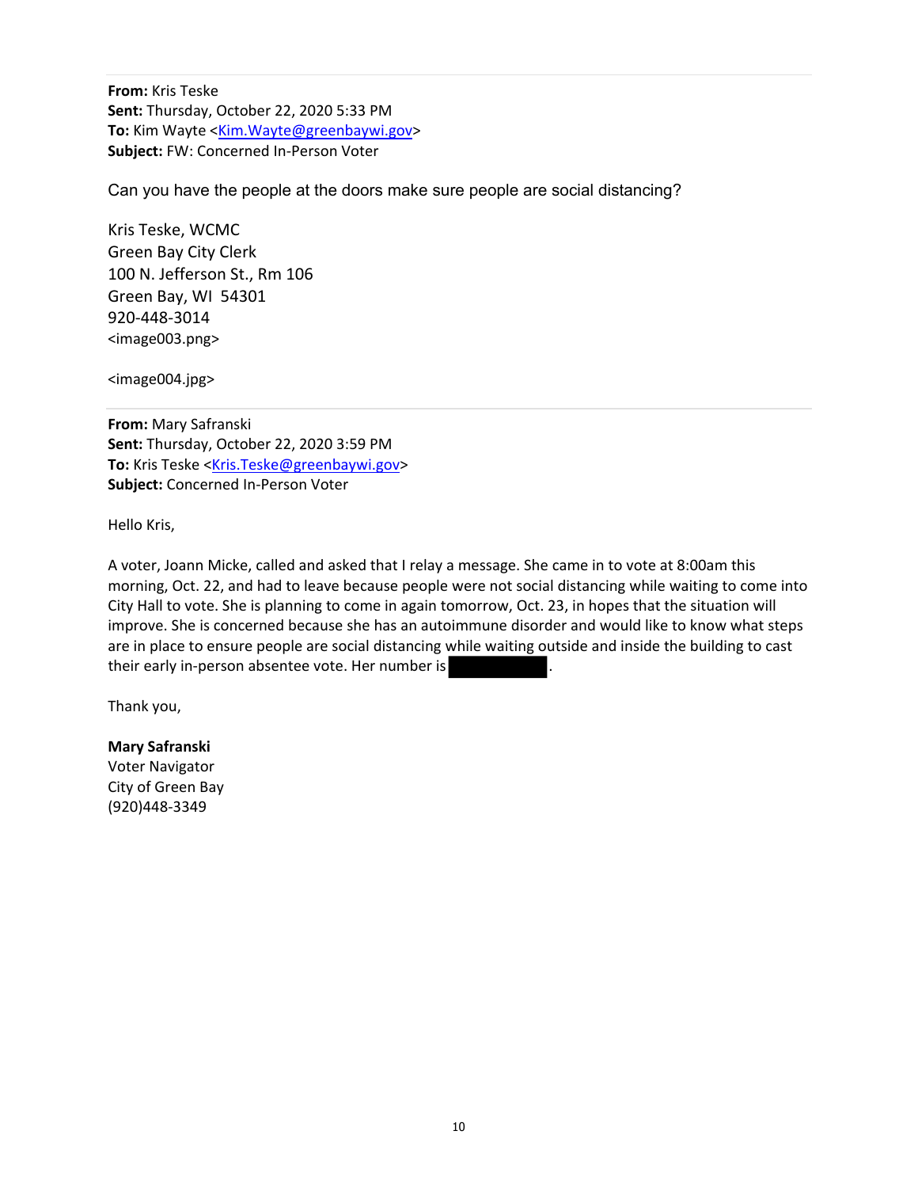**From:** Kris Teske
**Sent:** Thursday, October 22, 2020 5:33 PM
**To:** Kim Wayte <Kim.Wayte@greenbaywi.gov>
**Subject:** FW: Concerned In-Person Voter

Can you have the people at the doors make sure people are social distancing?

Kris Teske, WCMC
Green Bay City Clerk
100 N. Jefferson St., Rm 106
Green Bay, WI 54301
920-448-3014
<image003.png>

<image004.jpg>

---

**From:** Mary Safranski
**Sent:** Thursday, October 22, 2020 3:59 PM
**To:** Kris Teske <Kris.Teske@greenbaywi.gov>
**Subject:** Concerned In-Person Voter

Hello Kris,

A voter, Joann Micke, called and asked that I relay a message. She came in to vote at 8:00am this morning, Oct. 22, and had to leave because people were not social distancing while waiting to come into City Hall to vote. She is planning to come in again tomorrow, Oct. 23, in hopes that the situation will improve. She is concerned because she has an autoimmune disorder and would like to know what steps are in place to ensure people are social distancing while waiting outside and inside the building to cast their early in-person absentee vote. Her number is [REDACTED].

Thank you,

**Mary Safranski**
Voter Navigator
City of Green Bay
(920)448-3349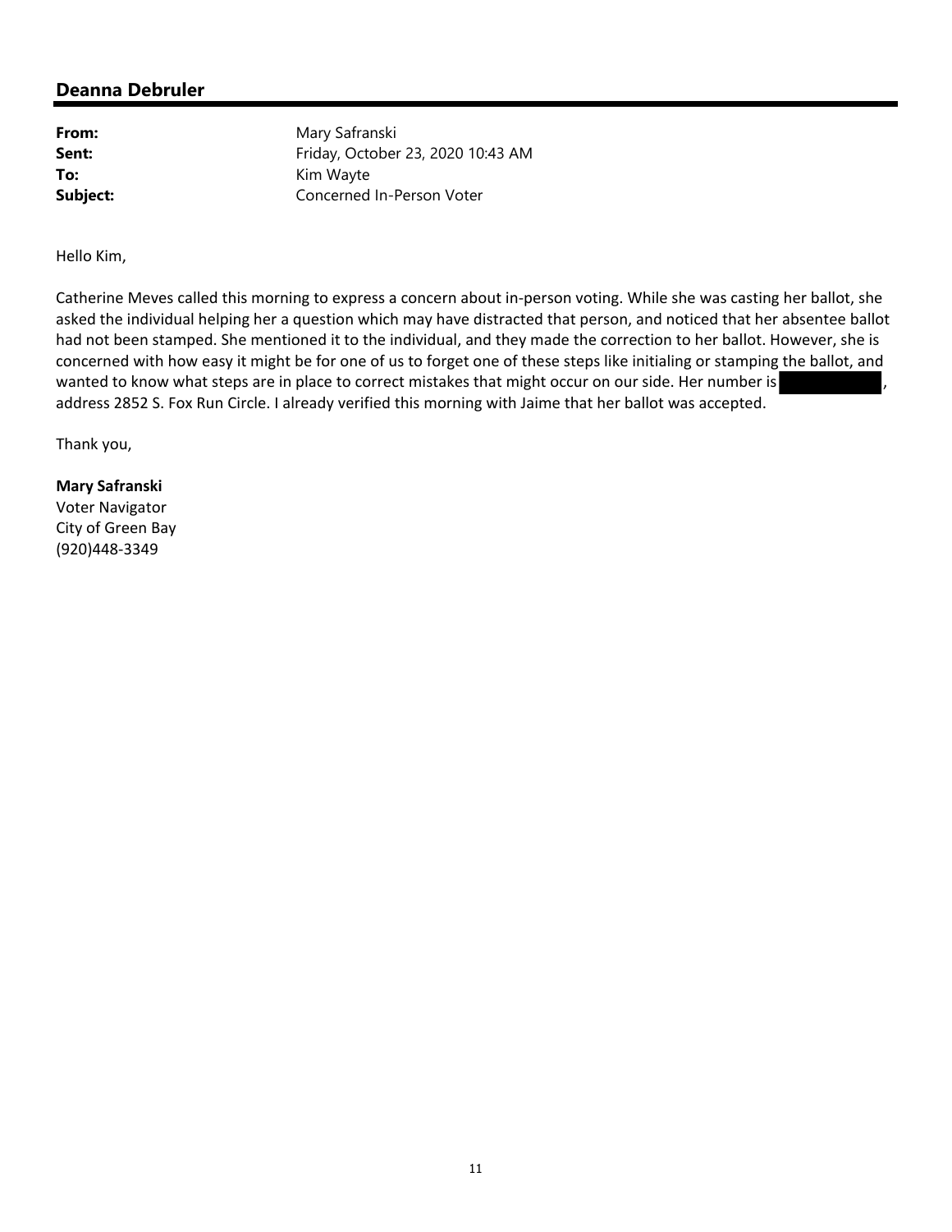## Deanna Debruler

**From:** Mary Safranski
**Sent:** Friday, October 23, 2020 10:43 AM
**To:** Kim Wayte
**Subject:** Concerned In-Person Voter

Hello Kim,

Catherine Meves called this morning to express a concern about in-person voting. While she was casting her ballot, she asked the individual helping her a question which may have distracted that person, and noticed that her absentee ballot had not been stamped. She mentioned it to the individual, and they made the correction to her ballot. However, she is concerned with how easy it might be for one of us to forget one of these steps like initialing or stamping the ballot, and wanted to know what steps are in place to correct mistakes that might occur on our side. Her number is [REDACTED], address 2852 S. Fox Run Circle. I already verified this morning with Jaime that her ballot was accepted.

Thank you,

**Mary Safranski**
Voter Navigator
City of Green Bay
(920)448-3349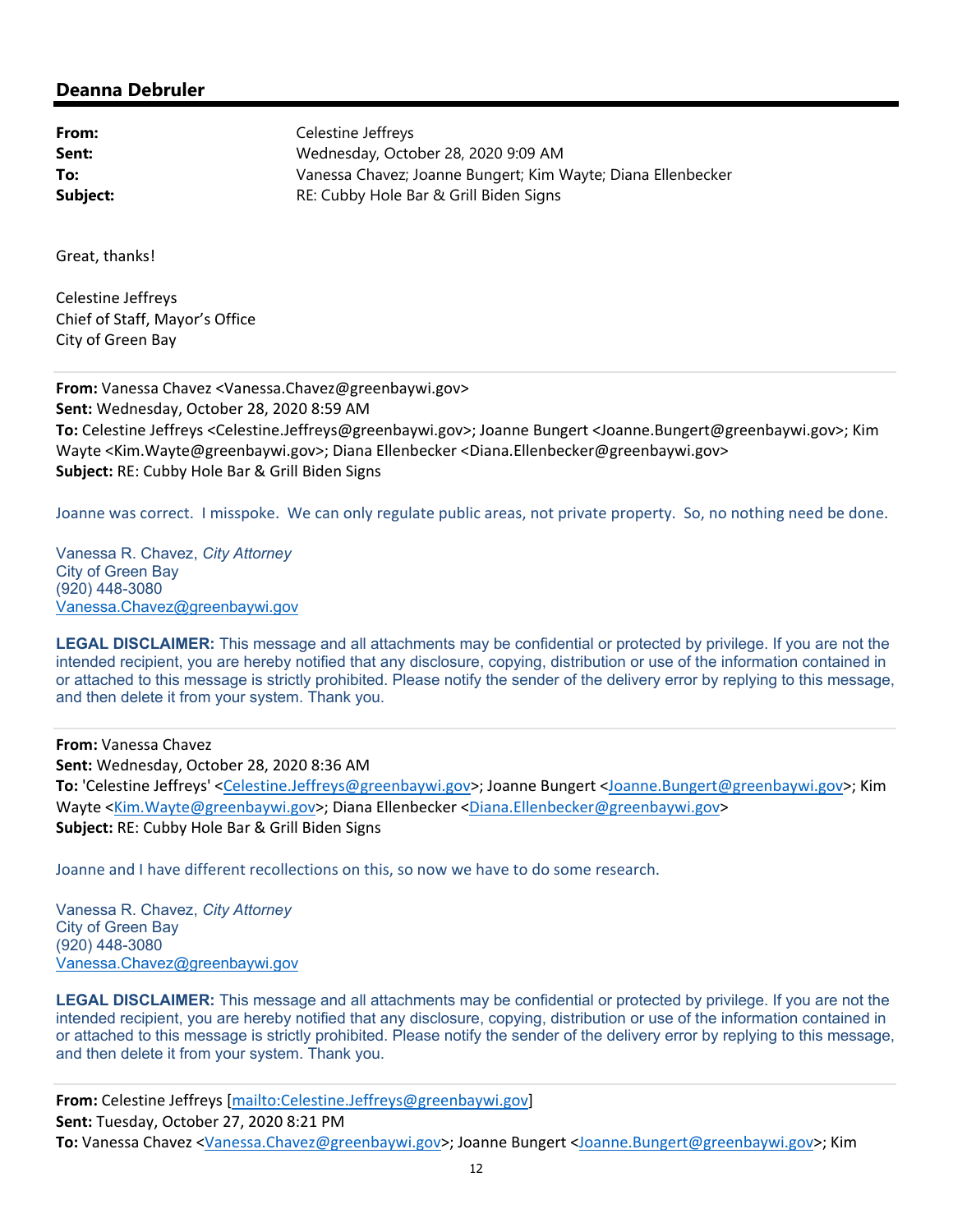## Deanna Debruler

**From:** Celestine Jeffreys
**Sent:** Wednesday, October 28, 2020 9:09 AM
**To:** Vanessa Chavez; Joanne Bungert; Kim Wayte; Diana Ellenbecker
**Subject:** RE: Cubby Hole Bar & Grill Biden Signs

Great, thanks!

Celestine Jeffreys
Chief of Staff, Mayor's Office
City of Green Bay

---

**From:** Vanessa Chavez <Vanessa.Chavez@greenbaywi.gov>
**Sent:** Wednesday, October 28, 2020 8:59 AM
**To:** Celestine Jeffreys <Celestine.Jeffreys@greenbaywi.gov>; Joanne Bungert <Joanne.Bungert@greenbaywi.gov>; Kim Wayte <Kim.Wayte@greenbaywi.gov>; Diana Ellenbecker <Diana.Ellenbecker@greenbaywi.gov>
**Subject:** RE: Cubby Hole Bar & Grill Biden Signs

Joanne was correct. I misspoke. We can only regulate public areas, not private property. So, no nothing need be done.

Vanessa R. Chavez, *City Attorney*
City of Green Bay
(920) 448-3080
Vanessa.Chavez@greenbaywi.gov

**LEGAL DISCLAIMER:** This message and all attachments may be confidential or protected by privilege. If you are not the intended recipient, you are hereby notified that any disclosure, copying, distribution or use of the information contained in or attached to this message is strictly prohibited. Please notify the sender of the delivery error by replying to this message, and then delete it from your system. Thank you.

---

**From:** Vanessa Chavez
**Sent:** Wednesday, October 28, 2020 8:36 AM
**To:** 'Celestine Jeffreys' <Celestine.Jeffreys@greenbaywi.gov>; Joanne Bungert <Joanne.Bungert@greenbaywi.gov>; Kim Wayte <Kim.Wayte@greenbaywi.gov>; Diana Ellenbecker <Diana.Ellenbecker@greenbaywi.gov>
**Subject:** RE: Cubby Hole Bar & Grill Biden Signs

Joanne and I have different recollections on this, so now we have to do some research.

Vanessa R. Chavez, *City Attorney*
City of Green Bay
(920) 448-3080
Vanessa.Chavez@greenbaywi.gov

**LEGAL DISCLAIMER:** This message and all attachments may be confidential or protected by privilege. If you are not the intended recipient, you are hereby notified that any disclosure, copying, distribution or use of the information contained in or attached to this message is strictly prohibited. Please notify the sender of the delivery error by replying to this message, and then delete it from your system. Thank you.

---

**From:** Celestine Jeffreys [mailto:Celestine.Jeffreys@greenbaywi.gov]
**Sent:** Tuesday, October 27, 2020 8:21 PM
**To:** Vanessa Chavez <Vanessa.Chavez@greenbaywi.gov>; Joanne Bungert <Joanne.Bungert@greenbaywi.gov>; Kim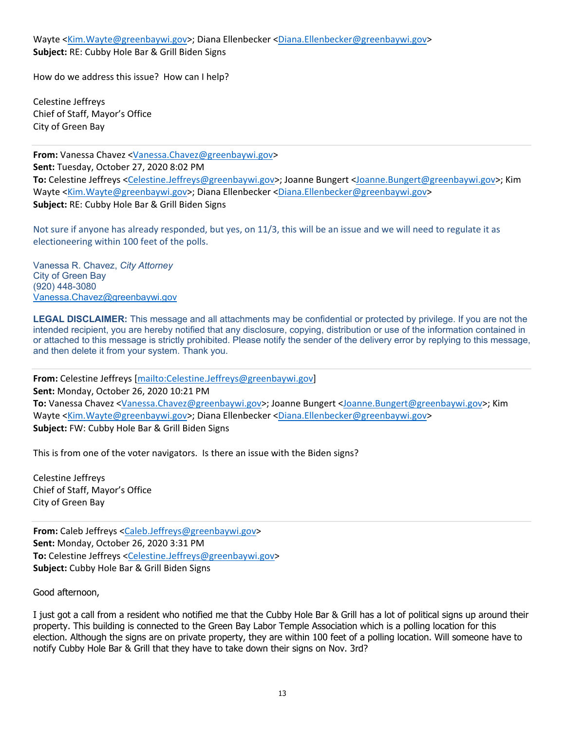Wayte <Kim.Wayte@greenbaywi.gov>; Diana Ellenbecker <Diana.Ellenbecker@greenbaywi.gov>
**Subject:** RE: Cubby Hole Bar & Grill Biden Signs

How do we address this issue? How can I help?

Celestine Jeffreys
Chief of Staff, Mayor's Office
City of Green Bay

---

**From:** Vanessa Chavez <Vanessa.Chavez@greenbaywi.gov>
**Sent:** Tuesday, October 27, 2020 8:02 PM
**To:** Celestine Jeffreys <Celestine.Jeffreys@greenbaywi.gov>; Joanne Bungert <Joanne.Bungert@greenbaywi.gov>; Kim Wayte <Kim.Wayte@greenbaywi.gov>; Diana Ellenbecker <Diana.Ellenbecker@greenbaywi.gov>
**Subject:** RE: Cubby Hole Bar & Grill Biden Signs

Not sure if anyone has already responded, but yes, on 11/3, this will be an issue and we will need to regulate it as electioneering within 100 feet of the polls.

Vanessa R. Chavez, *City Attorney*
City of Green Bay
(920) 448-3080
Vanessa.Chavez@greenbaywi.gov

**LEGAL DISCLAIMER:** This message and all attachments may be confidential or protected by privilege. If you are not the intended recipient, you are hereby notified that any disclosure, copying, distribution or use of the information contained in or attached to this message is strictly prohibited. Please notify the sender of the delivery error by replying to this message, and then delete it from your system. Thank you.

---

**From:** Celestine Jeffreys [mailto:Celestine.Jeffreys@greenbaywi.gov]
**Sent:** Monday, October 26, 2020 10:21 PM
**To:** Vanessa Chavez <Vanessa.Chavez@greenbaywi.gov>; Joanne Bungert <Joanne.Bungert@greenbaywi.gov>; Kim Wayte <Kim.Wayte@greenbaywi.gov>; Diana Ellenbecker <Diana.Ellenbecker@greenbaywi.gov>
**Subject:** FW: Cubby Hole Bar & Grill Biden Signs

This is from one of the voter navigators. Is there an issue with the Biden signs?

Celestine Jeffreys
Chief of Staff, Mayor's Office
City of Green Bay

---

**From:** Caleb Jeffreys <Caleb.Jeffreys@greenbaywi.gov>
**Sent:** Monday, October 26, 2020 3:31 PM
**To:** Celestine Jeffreys <Celestine.Jeffreys@greenbaywi.gov>
**Subject:** Cubby Hole Bar & Grill Biden Signs

Good afternoon,

I just got a call from a resident who notified me that the Cubby Hole Bar & Grill has a lot of political signs up around their property. This building is connected to the Green Bay Labor Temple Association which is a polling location for this election. Although the signs are on private property, they are within 100 feet of a polling location. Will someone have to notify Cubby Hole Bar & Grill that they have to take down their signs on Nov. 3rd?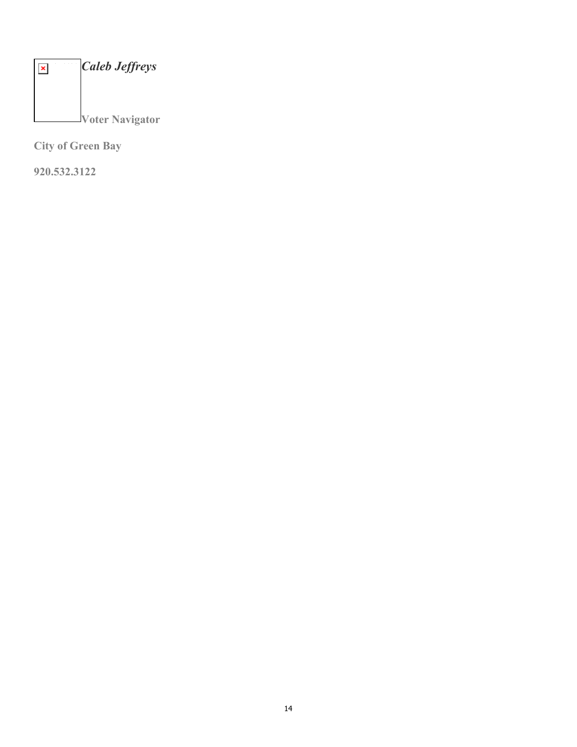***Caleb Jeffreys***

**Voter Navigator**

**City of Green Bay**

**920.532.3122**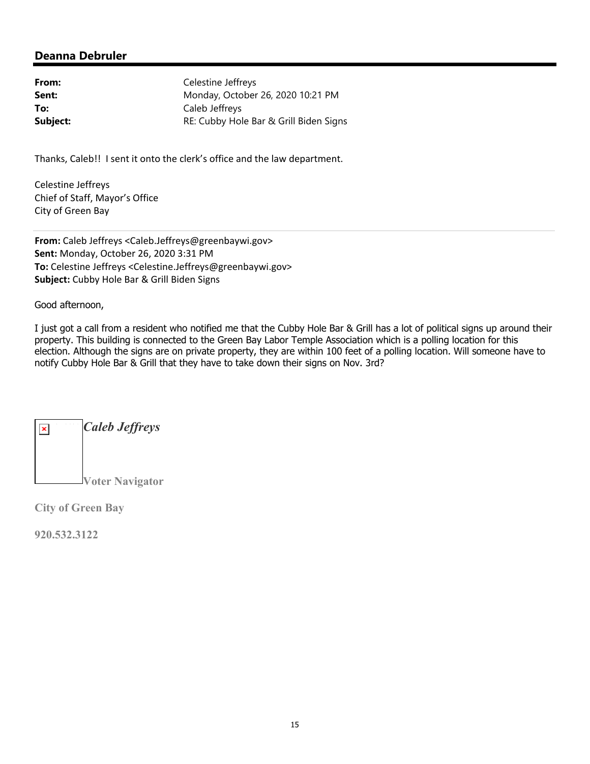**Deanna Debruler**

| | |
|---|---|
| **From:** | Celestine Jeffreys |
| **Sent:** | Monday, October 26, 2020 10:21 PM |
| **To:** | Caleb Jeffreys |
| **Subject:** | RE: Cubby Hole Bar & Grill Biden Signs |

Thanks, Caleb!! I sent it onto the clerk's office and the law department.

Celestine Jeffreys
Chief of Staff, Mayor's Office
City of Green Bay

---

**From:** Caleb Jeffreys <Caleb.Jeffreys@greenbaywi.gov>
**Sent:** Monday, October 26, 2020 3:31 PM
**To:** Celestine Jeffreys <Celestine.Jeffreys@greenbaywi.gov>
**Subject:** Cubby Hole Bar & Grill Biden Signs

Good afternoon,

I just got a call from a resident who notified me that the Cubby Hole Bar & Grill has a lot of political signs up around their property. This building is connected to the Green Bay Labor Temple Association which is a polling location for this election. Although the signs are on private property, they are within 100 feet of a polling location. Will someone have to notify Cubby Hole Bar & Grill that they have to take down their signs on Nov. 3rd?

***Caleb Jeffreys***

**Voter Navigator**

**City of Green Bay**

**920.532.3122**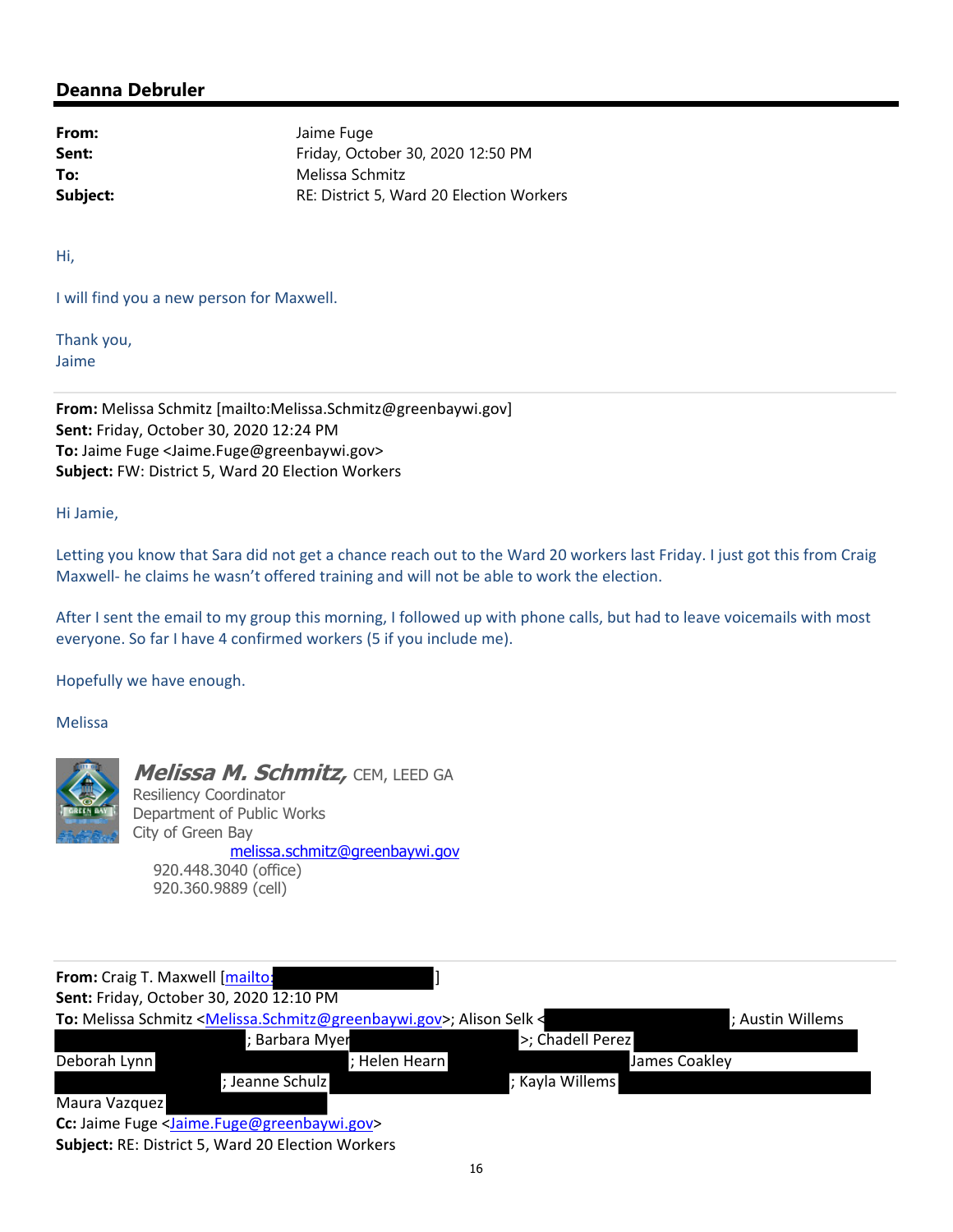## Deanna Debruler

**From:** Jaime Fuge
**Sent:** Friday, October 30, 2020 12:50 PM
**To:** Melissa Schmitz
**Subject:** RE: District 5, Ward 20 Election Workers

Hi,

I will find you a new person for Maxwell.

Thank you,
Jaime

---

**From:** Melissa Schmitz [mailto:Melissa.Schmitz@greenbaywi.gov]
**Sent:** Friday, October 30, 2020 12:24 PM
**To:** Jaime Fuge <Jaime.Fuge@greenbaywi.gov>
**Subject:** FW: District 5, Ward 20 Election Workers

Hi Jamie,

Letting you know that Sara did not get a chance reach out to the Ward 20 workers last Friday. I just got this from Craig Maxwell- he claims he wasn't offered training and will not be able to work the election.

After I sent the email to my group this morning, I followed up with phone calls, but had to leave voicemails with most everyone. So far I have 4 confirmed workers (5 if you include me).

Hopefully we have enough.

Melissa

***Melissa M. Schmitz,*** CEM, LEED GA
Resiliency Coordinator
Department of Public Works
City of Green Bay
melissa.schmitz@greenbaywi.gov
920.448.3040 (office)
920.360.9889 (cell)

---

**From:** Craig T. Maxwell [mailto:[REDACTED]]
**Sent:** Friday, October 30, 2020 12:10 PM
**To:** Melissa Schmitz <Melissa.Schmitz@greenbaywi.gov>; Alison Selk <[REDACTED]; Austin Willems [REDACTED]; Barbara Myer[REDACTED]>; Chadell Perez [REDACTED] Deborah Lynn [REDACTED]; Helen Hearn [REDACTED] James Coakley [REDACTED]; Jeanne Schulz [REDACTED]; Kayla Willems [REDACTED] Maura Vazquez [REDACTED]
**Cc:** Jaime Fuge <Jaime.Fuge@greenbaywi.gov>
**Subject:** RE: District 5, Ward 20 Election Workers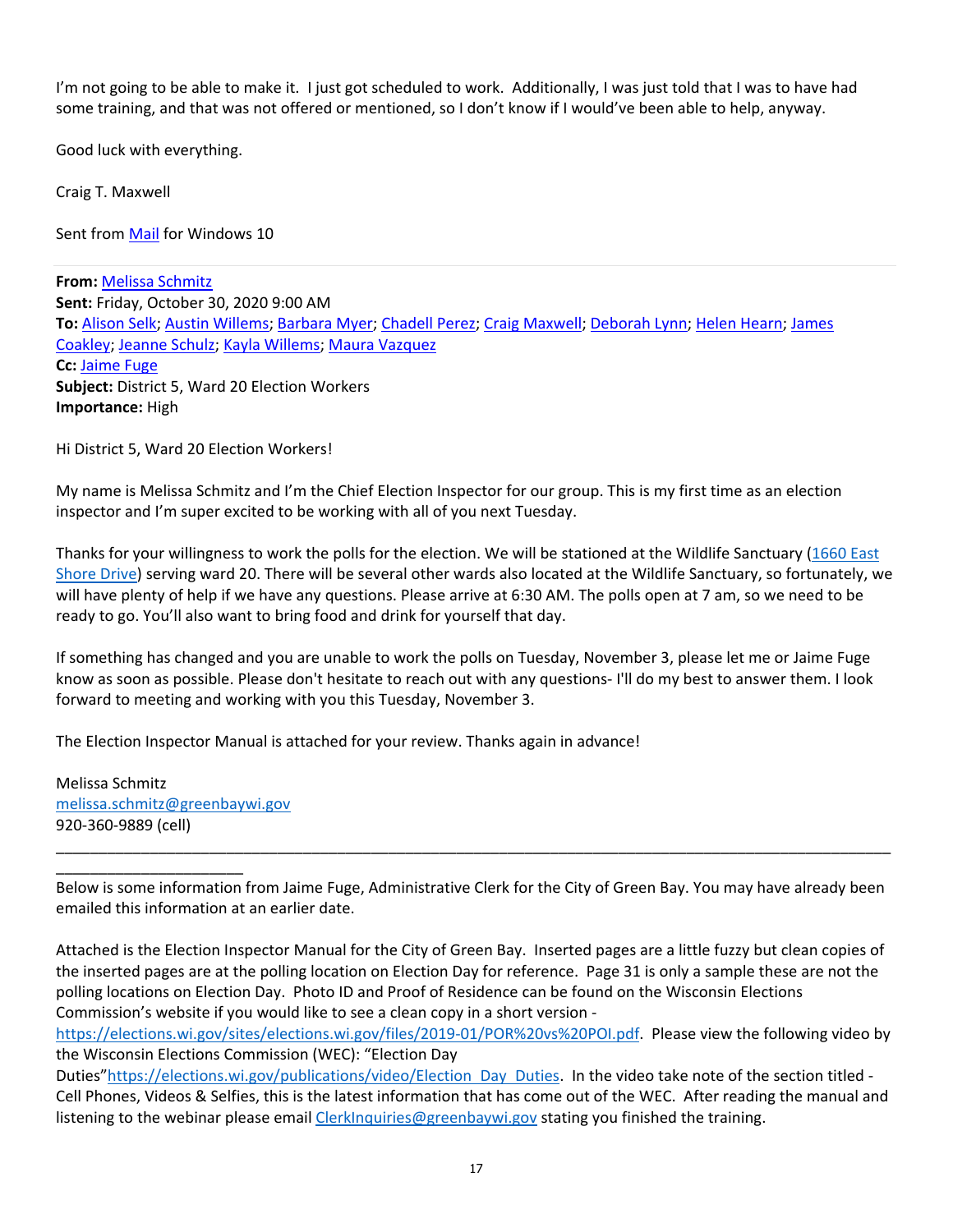I'm not going to be able to make it. I just got scheduled to work. Additionally, I was just told that I was to have had some training, and that was not offered or mentioned, so I don't know if I would've been able to help, anyway.

Good luck with everything.

Craig T. Maxwell

Sent from Mail for Windows 10

**From:** Melissa Schmitz
**Sent:** Friday, October 30, 2020 9:00 AM
**To:** Alison Selk; Austin Willems; Barbara Myer; Chadell Perez; Craig Maxwell; Deborah Lynn; Helen Hearn; James Coakley; Jeanne Schulz; Kayla Willems; Maura Vazquez
**Cc:** Jaime Fuge
**Subject:** District 5, Ward 20 Election Workers
**Importance:** High

Hi District 5, Ward 20 Election Workers!

My name is Melissa Schmitz and I'm the Chief Election Inspector for our group. This is my first time as an election inspector and I'm super excited to be working with all of you next Tuesday.

Thanks for your willingness to work the polls for the election. We will be stationed at the Wildlife Sanctuary (1660 East Shore Drive) serving ward 20. There will be several other wards also located at the Wildlife Sanctuary, so fortunately, we will have plenty of help if we have any questions. Please arrive at 6:30 AM. The polls open at 7 am, so we need to be ready to go. You'll also want to bring food and drink for yourself that day.

If something has changed and you are unable to work the polls on Tuesday, November 3, please let me or Jaime Fuge know as soon as possible. Please don't hesitate to reach out with any questions- I'll do my best to answer them. I look forward to meeting and working with you this Tuesday, November 3.

The Election Inspector Manual is attached for your review. Thanks again in advance!

Melissa Schmitz
melissa.schmitz@greenbaywi.gov
920-360-9889 (cell)

---

Below is some information from Jaime Fuge, Administrative Clerk for the City of Green Bay. You may have already been emailed this information at an earlier date.

Attached is the Election Inspector Manual for the City of Green Bay. Inserted pages are a little fuzzy but clean copies of the inserted pages are at the polling location on Election Day for reference. Page 31 is only a sample these are not the polling locations on Election Day. Photo ID and Proof of Residence can be found on the Wisconsin Elections Commission's website if you would like to see a clean copy in a short version - https://elections.wi.gov/sites/elections.wi.gov/files/2019-01/POR%20vs%20POI.pdf. Please view the following video by the Wisconsin Elections Commission (WEC): "Election Day Duties"https://elections.wi.gov/publications/video/Election_Day_Duties. In the video take note of the section titled - Cell Phones, Videos & Selfies, this is the latest information that has come out of the WEC. After reading the manual and listening to the webinar please email ClerkInquiries@greenbaywi.gov stating you finished the training.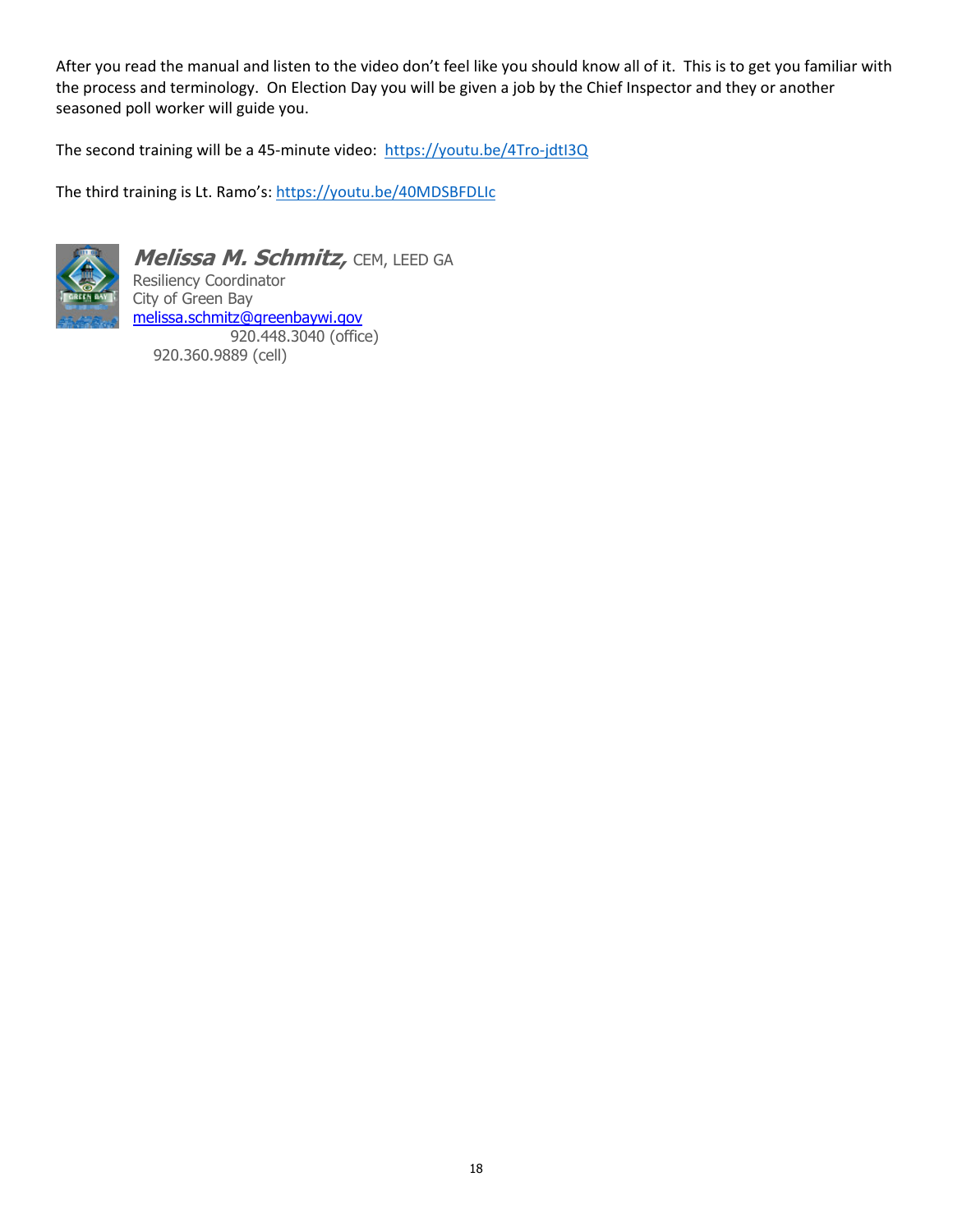After you read the manual and listen to the video don't feel like you should know all of it. This is to get you familiar with the process and terminology. On Election Day you will be given a job by the Chief Inspector and they or another seasoned poll worker will guide you.

The second training will be a 45-minute video: https://youtu.be/4Tro-jdtI3Q

The third training is Lt. Ramo's: https://youtu.be/40MDSBFDLIc

***Melissa M. Schmitz,*** CEM, LEED GA
Resiliency Coordinator
City of Green Bay
melissa.schmitz@greenbaywi.gov
920.448.3040 (office)
920.360.9889 (cell)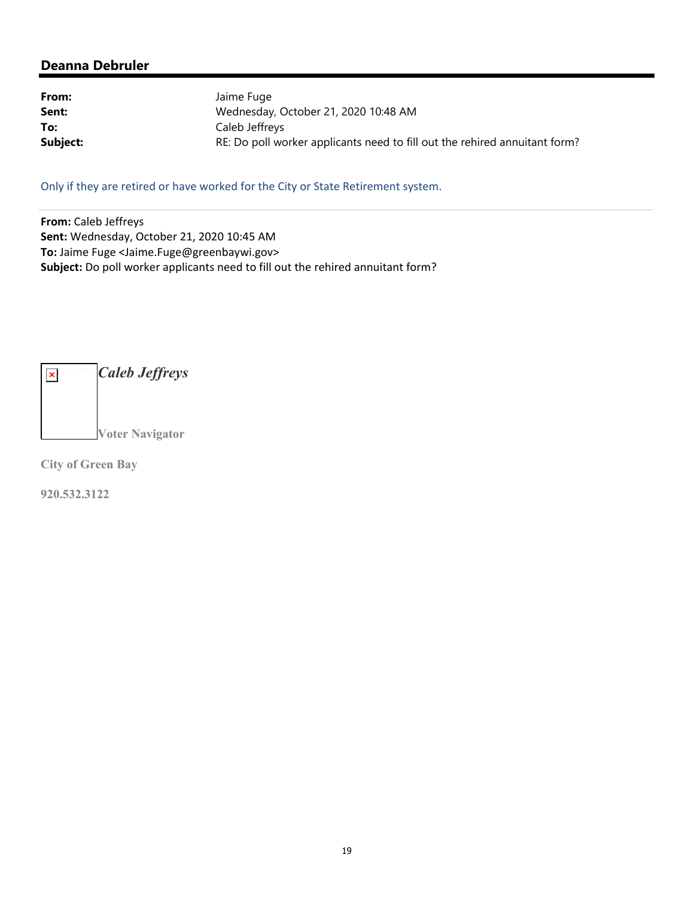## Deanna Debruler

**From:** Jaime Fuge
**Sent:** Wednesday, October 21, 2020 10:48 AM
**To:** Caleb Jeffreys
**Subject:** RE: Do poll worker applicants need to fill out the rehired annuitant form?

Only if they are retired or have worked for the City or State Retirement system.

---

**From:** Caleb Jeffreys
**Sent:** Wednesday, October 21, 2020 10:45 AM
**To:** Jaime Fuge <Jaime.Fuge@greenbaywi.gov>
**Subject:** Do poll worker applicants need to fill out the rehired annuitant form?

***Caleb Jeffreys***

**Voter Navigator**

**City of Green Bay**

**920.532.3122**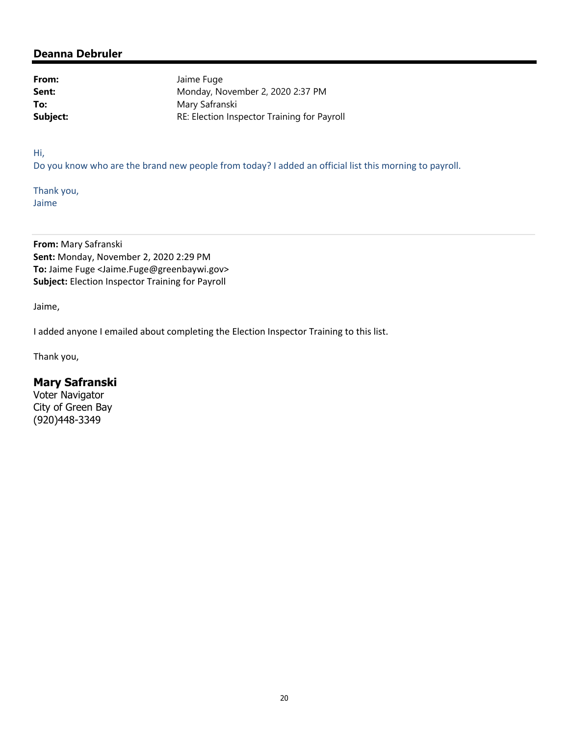## Deanna Debruler

| | |
|---|---|
| **From:** | Jaime Fuge |
| **Sent:** | Monday, November 2, 2020 2:37 PM |
| **To:** | Mary Safranski |
| **Subject:** | RE: Election Inspector Training for Payroll |

Hi,

Do you know who are the brand new people from today? I added an official list this morning to payroll.

Thank you,
Jaime

---

**From:** Mary Safranski
**Sent:** Monday, November 2, 2020 2:29 PM
**To:** Jaime Fuge <Jaime.Fuge@greenbaywi.gov>
**Subject:** Election Inspector Training for Payroll

Jaime,

I added anyone I emailed about completing the Election Inspector Training to this list.

Thank you,

**Mary Safranski**
Voter Navigator
City of Green Bay
(920)448-3349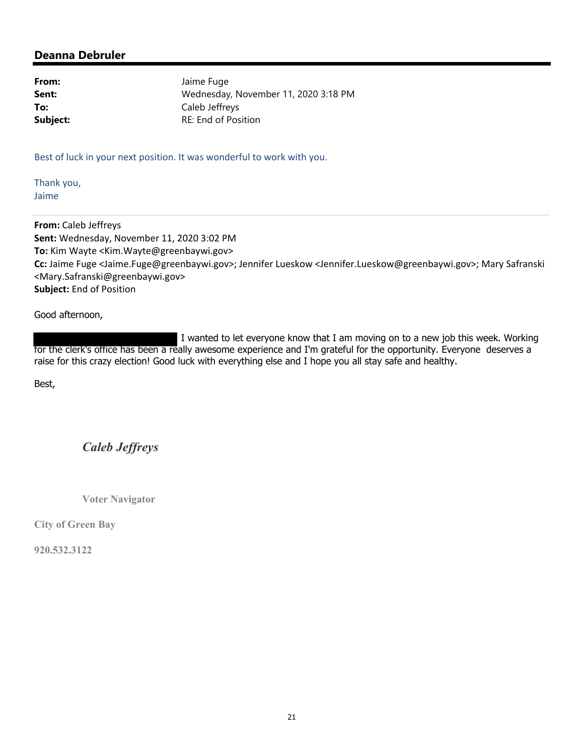## Deanna Debruler

**From:** Jaime Fuge
**Sent:** Wednesday, November 11, 2020 3:18 PM
**To:** Caleb Jeffreys
**Subject:** RE: End of Position

Best of luck in your next position. It was wonderful to work with you.

Thank you,
Jaime

---

**From:** Caleb Jeffreys
**Sent:** Wednesday, November 11, 2020 3:02 PM
**To:** Kim Wayte <Kim.Wayte@greenbaywi.gov>
**Cc:** Jaime Fuge <Jaime.Fuge@greenbaywi.gov>; Jennifer Lueskow <Jennifer.Lueskow@greenbaywi.gov>; Mary Safranski <Mary.Safranski@greenbaywi.gov>
**Subject:** End of Position

Good afternoon,

[REDACTED] I wanted to let everyone know that I am moving on to a new job this week. Working for the clerk's office has been a really awesome experience and I'm grateful for the opportunity. Everyone deserves a raise for this crazy election! Good luck with everything else and I hope you all stay safe and healthy.

Best,

***Caleb Jeffreys***

**Voter Navigator**

**City of Green Bay**

**920.532.3122**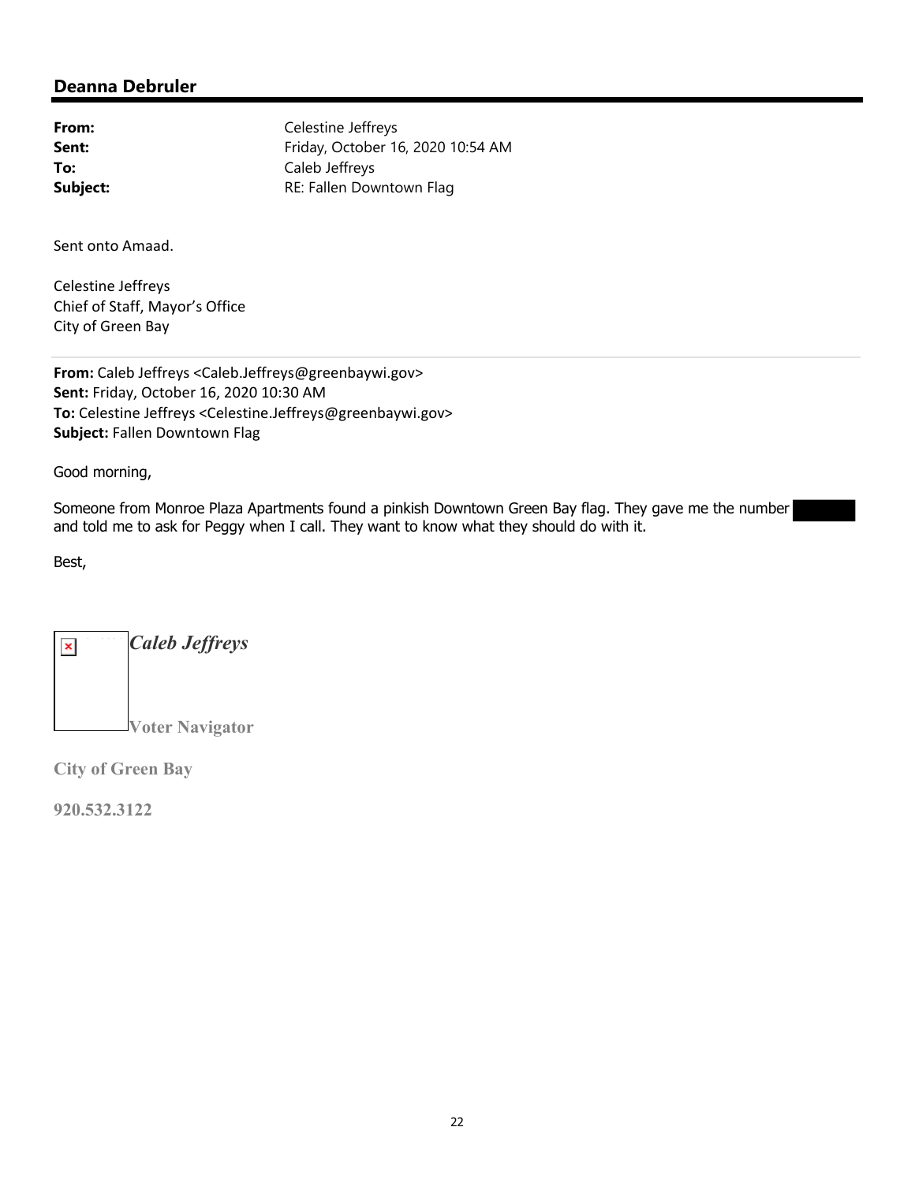## Deanna Debruler

| | |
|---|---|
| **From:** | Celestine Jeffreys |
| **Sent:** | Friday, October 16, 2020 10:54 AM |
| **To:** | Caleb Jeffreys |
| **Subject:** | RE: Fallen Downtown Flag |

Sent onto Amaad.

Celestine Jeffreys
Chief of Staff, Mayor's Office
City of Green Bay

---

**From:** Caleb Jeffreys <Caleb.Jeffreys@greenbaywi.gov>
**Sent:** Friday, October 16, 2020 10:30 AM
**To:** Celestine Jeffreys <Celestine.Jeffreys@greenbaywi.gov>
**Subject:** Fallen Downtown Flag

Good morning,

Someone from Monroe Plaza Apartments found a pinkish Downtown Green Bay flag. They gave me the number [REDACTED] and told me to ask for Peggy when I call. They want to know what they should do with it.

Best,

***Caleb Jeffreys***

**Voter Navigator**

**City of Green Bay**

**920.532.3122**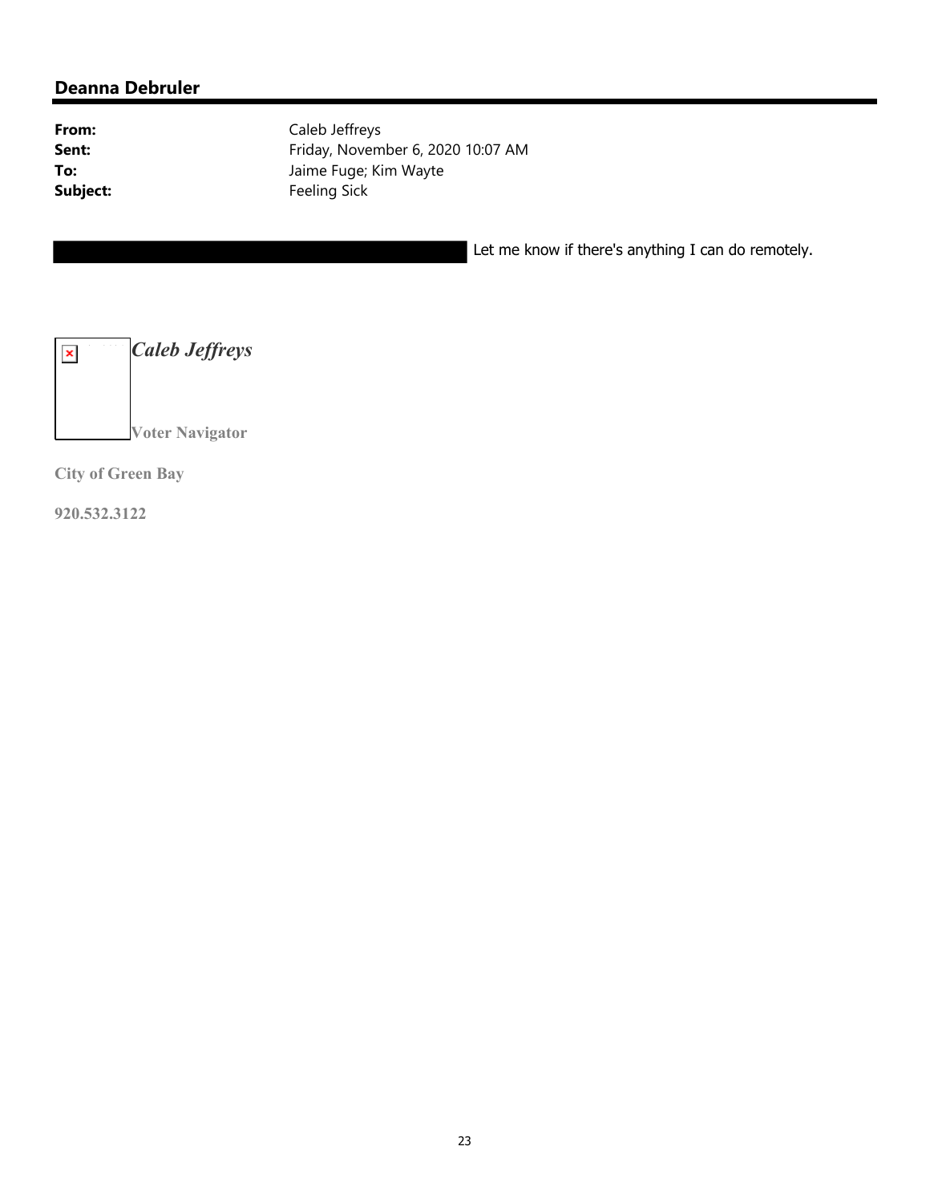## Deanna Debruler

**From:** Caleb Jeffreys
**Sent:** Friday, November 6, 2020 10:07 AM
**To:** Jaime Fuge; Kim Wayte
**Subject:** Feeling Sick

Let me know if there's anything I can do remotely.

***Caleb Jeffreys***

**Voter Navigator**

**City of Green Bay**

**920.532.3122**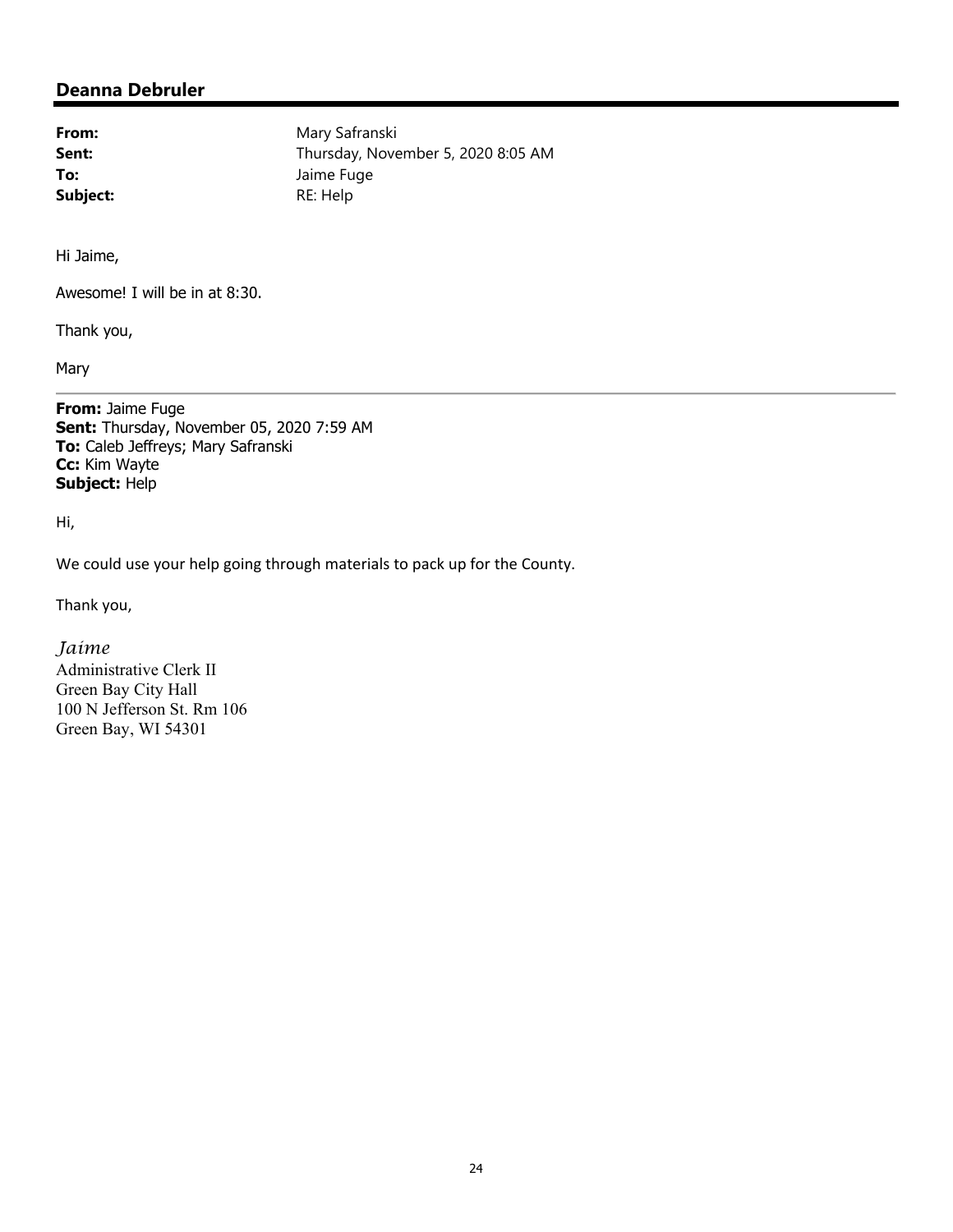## Deanna Debruler

**From:** Mary Safranski
**Sent:** Thursday, November 5, 2020 8:05 AM
**To:** Jaime Fuge
**Subject:** RE: Help

Hi Jaime,

Awesome! I will be in at 8:30.

Thank you,

Mary

---

**From:** Jaime Fuge
**Sent:** Thursday, November 05, 2020 7:59 AM
**To:** Caleb Jeffreys; Mary Safranski
**Cc:** Kim Wayte
**Subject:** Help

Hi,

We could use your help going through materials to pack up for the County.

Thank you,

*Jaime*
Administrative Clerk II
Green Bay City Hall
100 N Jefferson St. Rm 106
Green Bay, WI 54301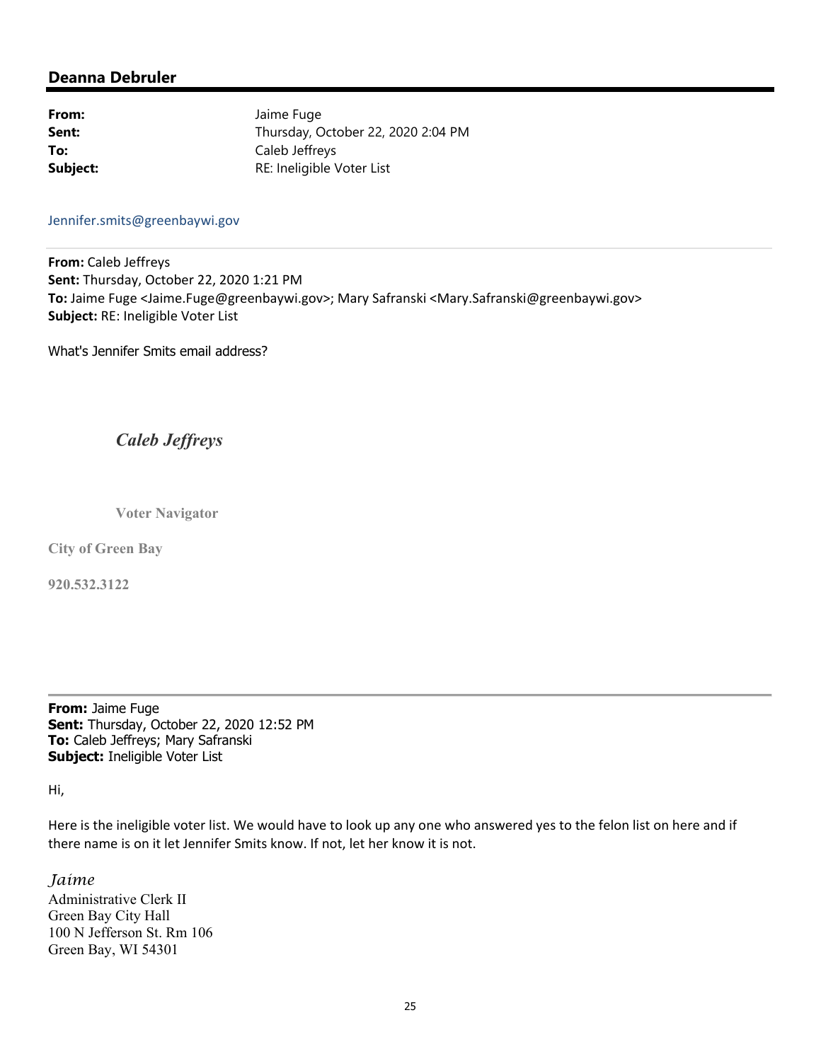## Deanna Debruler

| | |
|---|---|
| **From:** | Jaime Fuge |
| **Sent:** | Thursday, October 22, 2020 2:04 PM |
| **To:** | Caleb Jeffreys |
| **Subject:** | RE: Ineligible Voter List |

Jennifer.smits@greenbaywi.gov

---

**From:** Caleb Jeffreys
**Sent:** Thursday, October 22, 2020 1:21 PM
**To:** Jaime Fuge <Jaime.Fuge@greenbaywi.gov>; Mary Safranski <Mary.Safranski@greenbaywi.gov>
**Subject:** RE: Ineligible Voter List

What's Jennifer Smits email address?

***Caleb Jeffreys***

**Voter Navigator**

**City of Green Bay**

**920.532.3122**

---

**From:** Jaime Fuge
**Sent:** Thursday, October 22, 2020 12:52 PM
**To:** Caleb Jeffreys; Mary Safranski
**Subject:** Ineligible Voter List

Hi,

Here is the ineligible voter list. We would have to look up any one who answered yes to the felon list on here and if there name is on it let Jennifer Smits know. If not, let her know it is not.

*Jaime*
Administrative Clerk II
Green Bay City Hall
100 N Jefferson St. Rm 106
Green Bay, WI 54301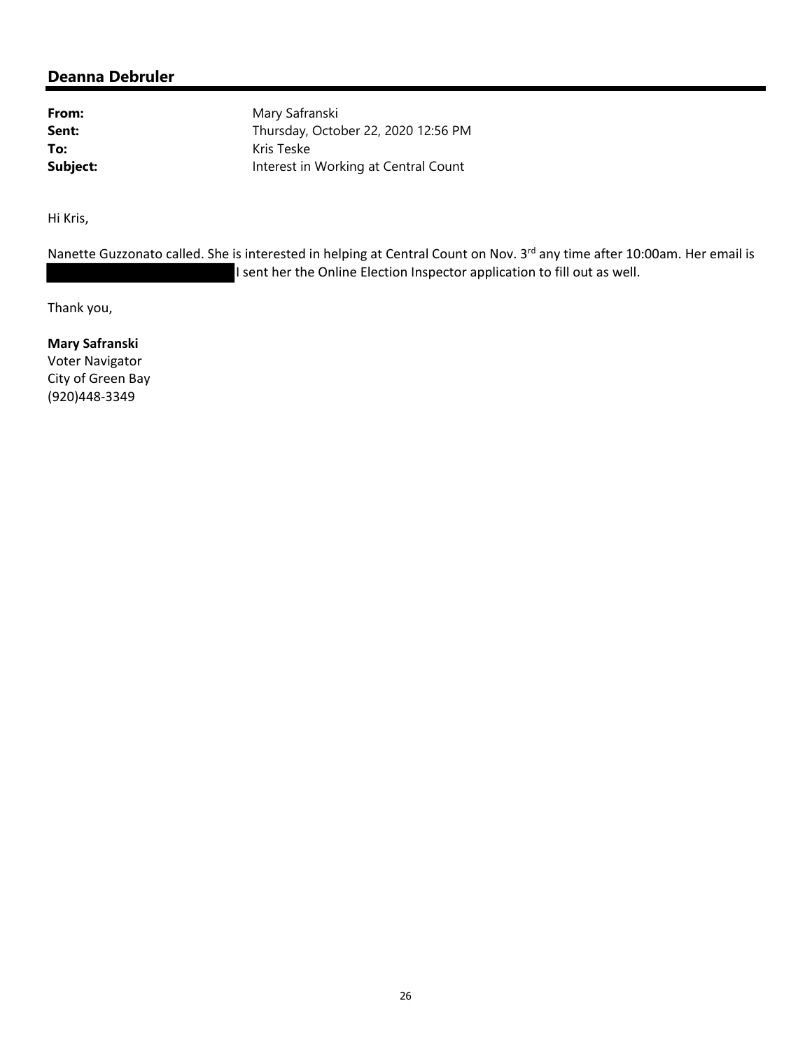## Deanna Debruler

**From:** Mary Safranski
**Sent:** Thursday, October 22, 2020 12:56 PM
**To:** Kris Teske
**Subject:** Interest in Working at Central Count

Hi Kris,

Nanette Guzzonato called. She is interested in helping at Central Count on Nov. 3rd any time after 10:00am. Her email is [REDACTED] I sent her the Online Election Inspector application to fill out as well.

Thank you,

**Mary Safranski**
Voter Navigator
City of Green Bay
(920)448-3349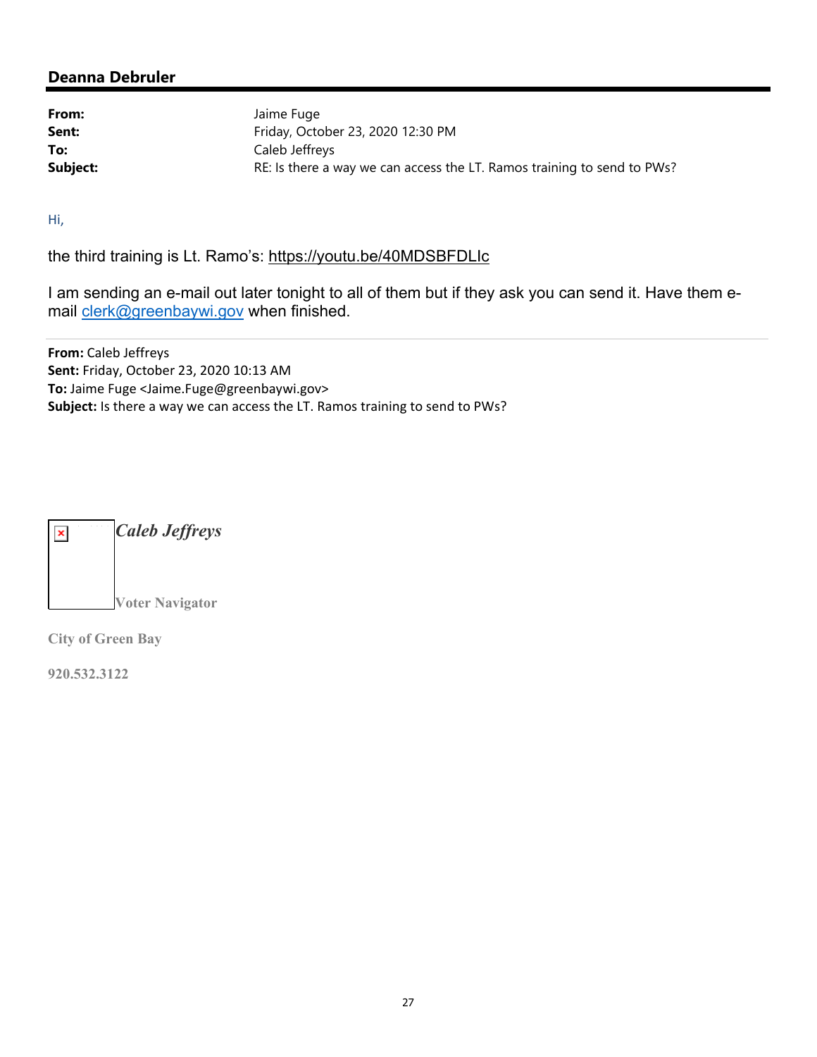## Deanna Debruler

| | |
|---|---|
| **From:** | Jaime Fuge |
| **Sent:** | Friday, October 23, 2020 12:30 PM |
| **To:** | Caleb Jeffreys |
| **Subject:** | RE: Is there a way we can access the LT. Ramos training to send to PWs? |

Hi,

the third training is Lt. Ramo's: https://youtu.be/40MDSBFDLIc

I am sending an e-mail out later tonight to all of them but if they ask you can send it. Have them e-mail clerk@greenbaywi.gov when finished.

---

**From:** Caleb Jeffreys
**Sent:** Friday, October 23, 2020 10:13 AM
**To:** Jaime Fuge <Jaime.Fuge@greenbaywi.gov>
**Subject:** Is there a way we can access the LT. Ramos training to send to PWs?

*Caleb Jeffreys*

Voter Navigator

City of Green Bay

920.532.3122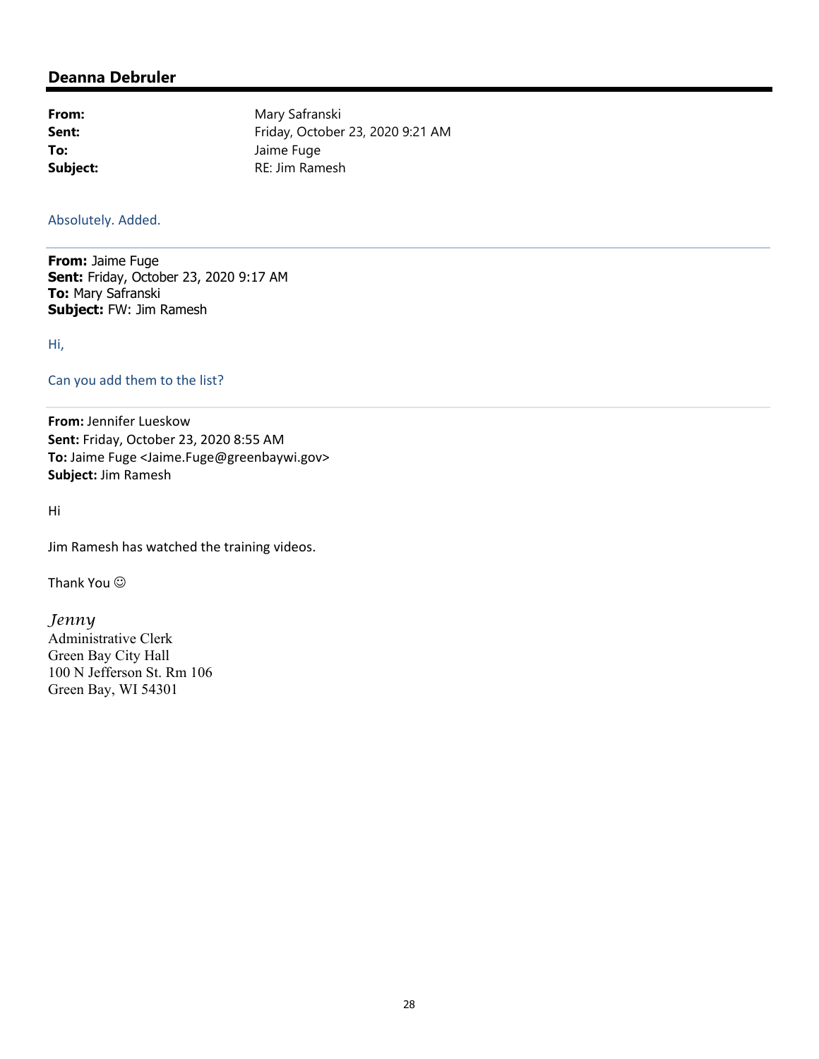## Deanna Debruler

**From:** Mary Safranski
**Sent:** Friday, October 23, 2020 9:21 AM
**To:** Jaime Fuge
**Subject:** RE: Jim Ramesh

Absolutely. Added.

---

**From:** Jaime Fuge
**Sent:** Friday, October 23, 2020 9:17 AM
**To:** Mary Safranski
**Subject:** FW: Jim Ramesh

Hi,

Can you add them to the list?

---

**From:** Jennifer Lueskow
**Sent:** Friday, October 23, 2020 8:55 AM
**To:** Jaime Fuge <Jaime.Fuge@greenbaywi.gov>
**Subject:** Jim Ramesh

Hi

Jim Ramesh has watched the training videos.

Thank You ☺

*Jenny*
Administrative Clerk
Green Bay City Hall
100 N Jefferson St. Rm 106
Green Bay, WI 54301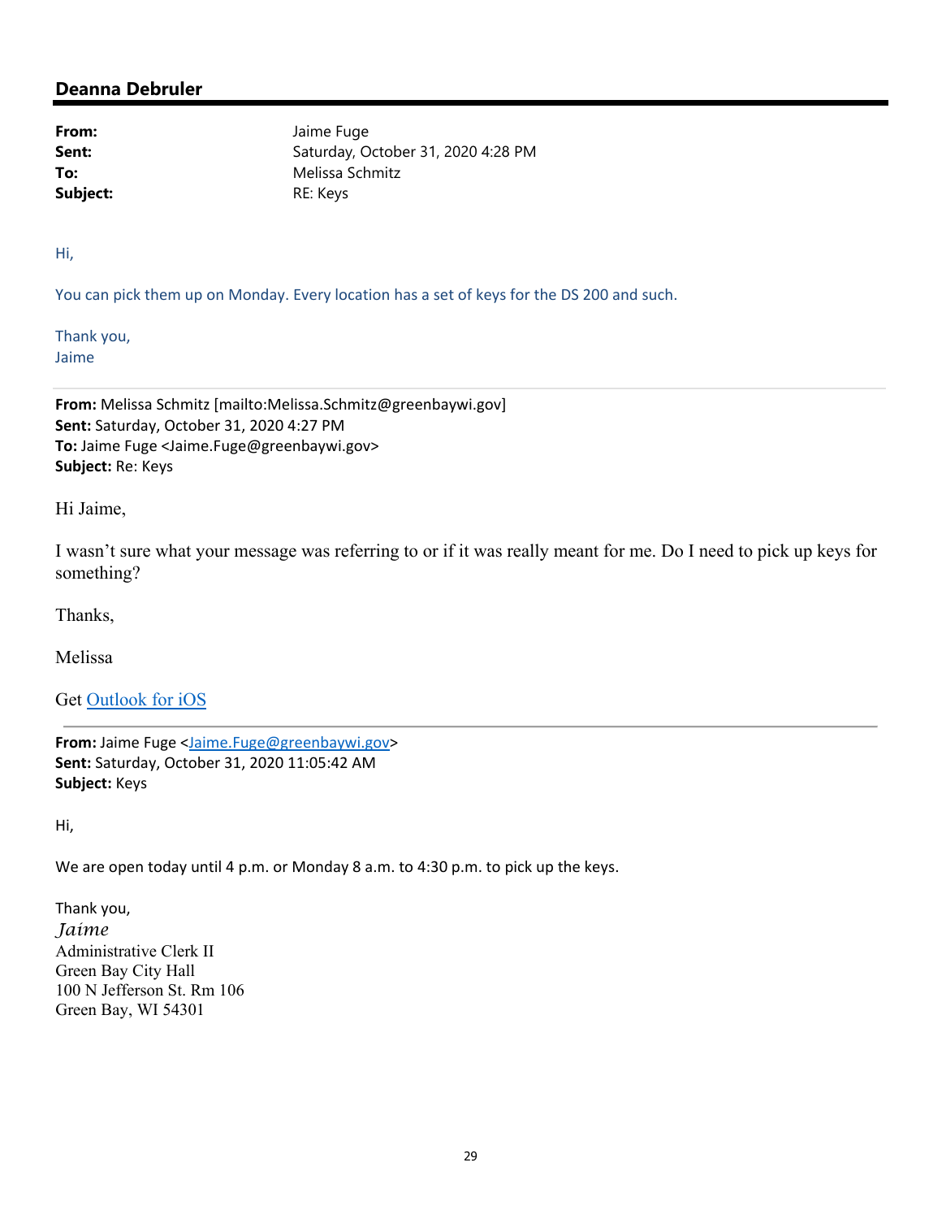## Deanna Debruler

**From:** Jaime Fuge
**Sent:** Saturday, October 31, 2020 4:28 PM
**To:** Melissa Schmitz
**Subject:** RE: Keys

Hi,

You can pick them up on Monday. Every location has a set of keys for the DS 200 and such.

Thank you,
Jaime

---

**From:** Melissa Schmitz [mailto:Melissa.Schmitz@greenbaywi.gov]
**Sent:** Saturday, October 31, 2020 4:27 PM
**To:** Jaime Fuge <Jaime.Fuge@greenbaywi.gov>
**Subject:** Re: Keys

Hi Jaime,

I wasn't sure what your message was referring to or if it was really meant for me. Do I need to pick up keys for something?

Thanks,

Melissa

Get Outlook for iOS

---

**From:** Jaime Fuge <Jaime.Fuge@greenbaywi.gov>
**Sent:** Saturday, October 31, 2020 11:05:42 AM
**Subject:** Keys

Hi,

We are open today until 4 p.m. or Monday 8 a.m. to 4:30 p.m. to pick up the keys.

Thank you,
*Jaime*
Administrative Clerk II
Green Bay City Hall
100 N Jefferson St. Rm 106
Green Bay, WI 54301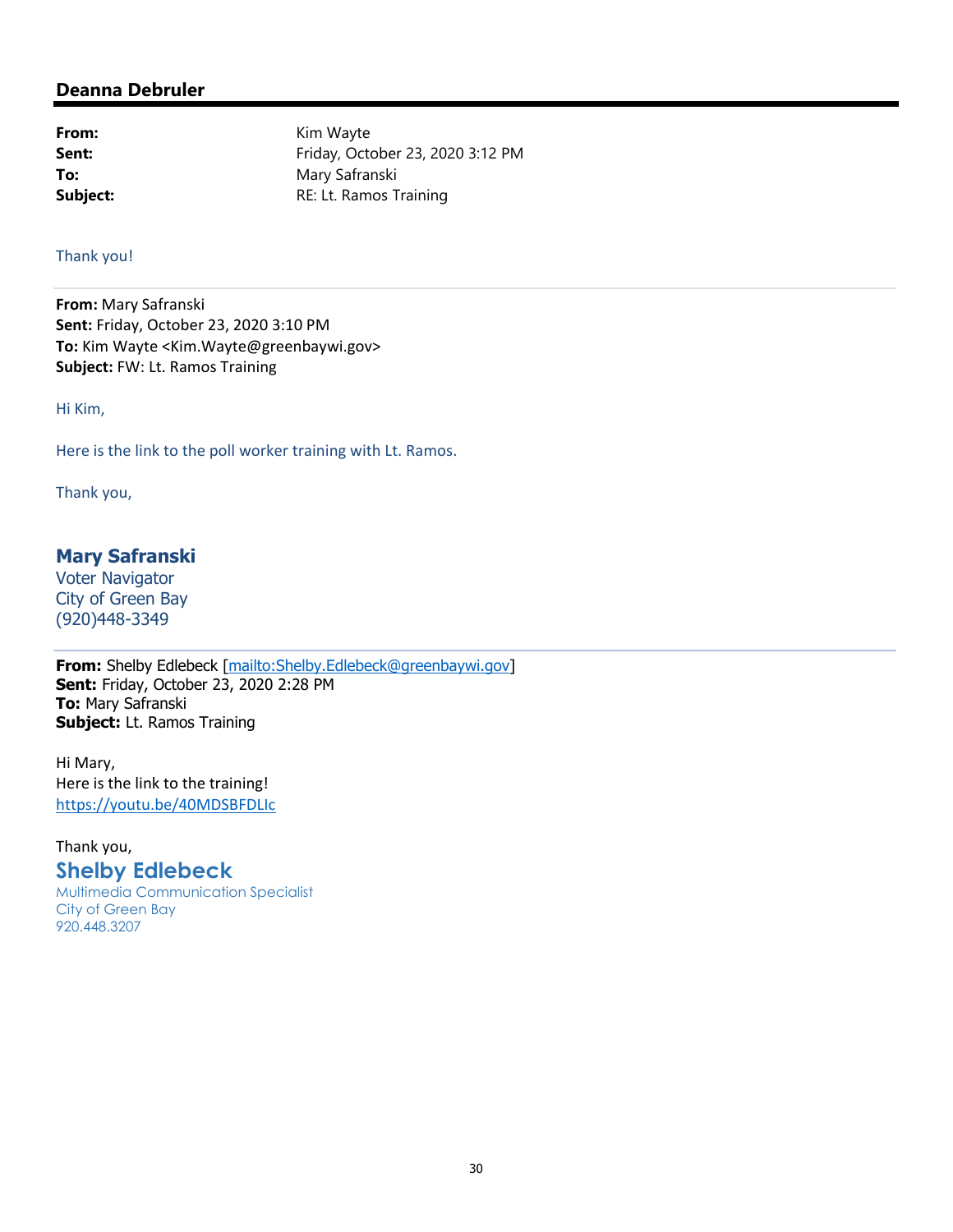## Deanna Debruler

| | |
|---|---|
| **From:** | Kim Wayte |
| **Sent:** | Friday, October 23, 2020 3:12 PM |
| **To:** | Mary Safranski |
| **Subject:** | RE: Lt. Ramos Training |

Thank you!

---

**From:** Mary Safranski
**Sent:** Friday, October 23, 2020 3:10 PM
**To:** Kim Wayte <Kim.Wayte@greenbaywi.gov>
**Subject:** FW: Lt. Ramos Training

Hi Kim,

Here is the link to the poll worker training with Lt. Ramos.

Thank you,

**Mary Safranski**
Voter Navigator
City of Green Bay
(920)448-3349

---

**From:** Shelby Edlebeck [mailto:Shelby.Edlebeck@greenbaywi.gov]
**Sent:** Friday, October 23, 2020 2:28 PM
**To:** Mary Safranski
**Subject:** Lt. Ramos Training

Hi Mary,
Here is the link to the training!
https://youtu.be/40MDSBFDLIc

Thank you,
**Shelby Edlebeck**
Multimedia Communication Specialist
City of Green Bay
920.448.3207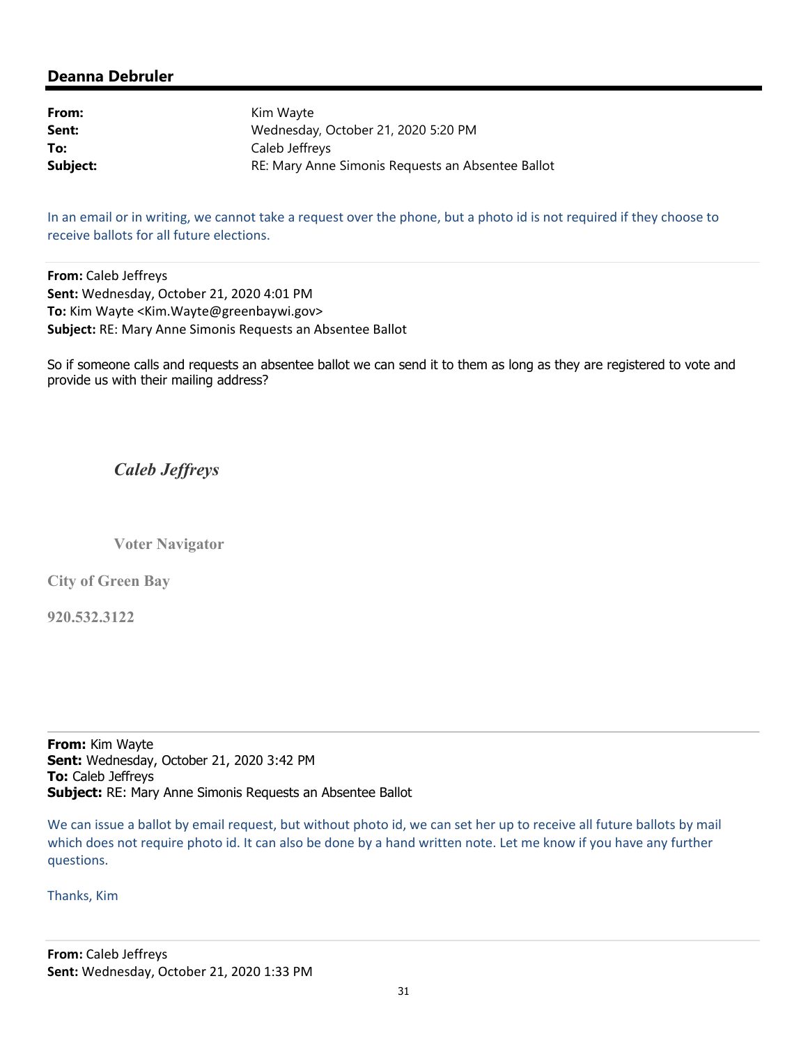## Deanna Debruler

| | |
|---|---|
| **From:** | Kim Wayte |
| **Sent:** | Wednesday, October 21, 2020 5:20 PM |
| **To:** | Caleb Jeffreys |
| **Subject:** | RE: Mary Anne Simonis Requests an Absentee Ballot |

In an email or in writing, we cannot take a request over the phone, but a photo id is not required if they choose to receive ballots for all future elections.

---

**From:** Caleb Jeffreys
**Sent:** Wednesday, October 21, 2020 4:01 PM
**To:** Kim Wayte <Kim.Wayte@greenbaywi.gov>
**Subject:** RE: Mary Anne Simonis Requests an Absentee Ballot

So if someone calls and requests an absentee ballot we can send it to them as long as they are registered to vote and provide us with their mailing address?

***Caleb Jeffreys***

**Voter Navigator**

**City of Green Bay**

**920.532.3122**

---

**From:** Kim Wayte
**Sent:** Wednesday, October 21, 2020 3:42 PM
**To:** Caleb Jeffreys
**Subject:** RE: Mary Anne Simonis Requests an Absentee Ballot

We can issue a ballot by email request, but without photo id, we can set her up to receive all future ballots by mail which does not require photo id. It can also be done by a hand written note. Let me know if you have any further questions.

Thanks, Kim

---

**From:** Caleb Jeffreys
**Sent:** Wednesday, October 21, 2020 1:33 PM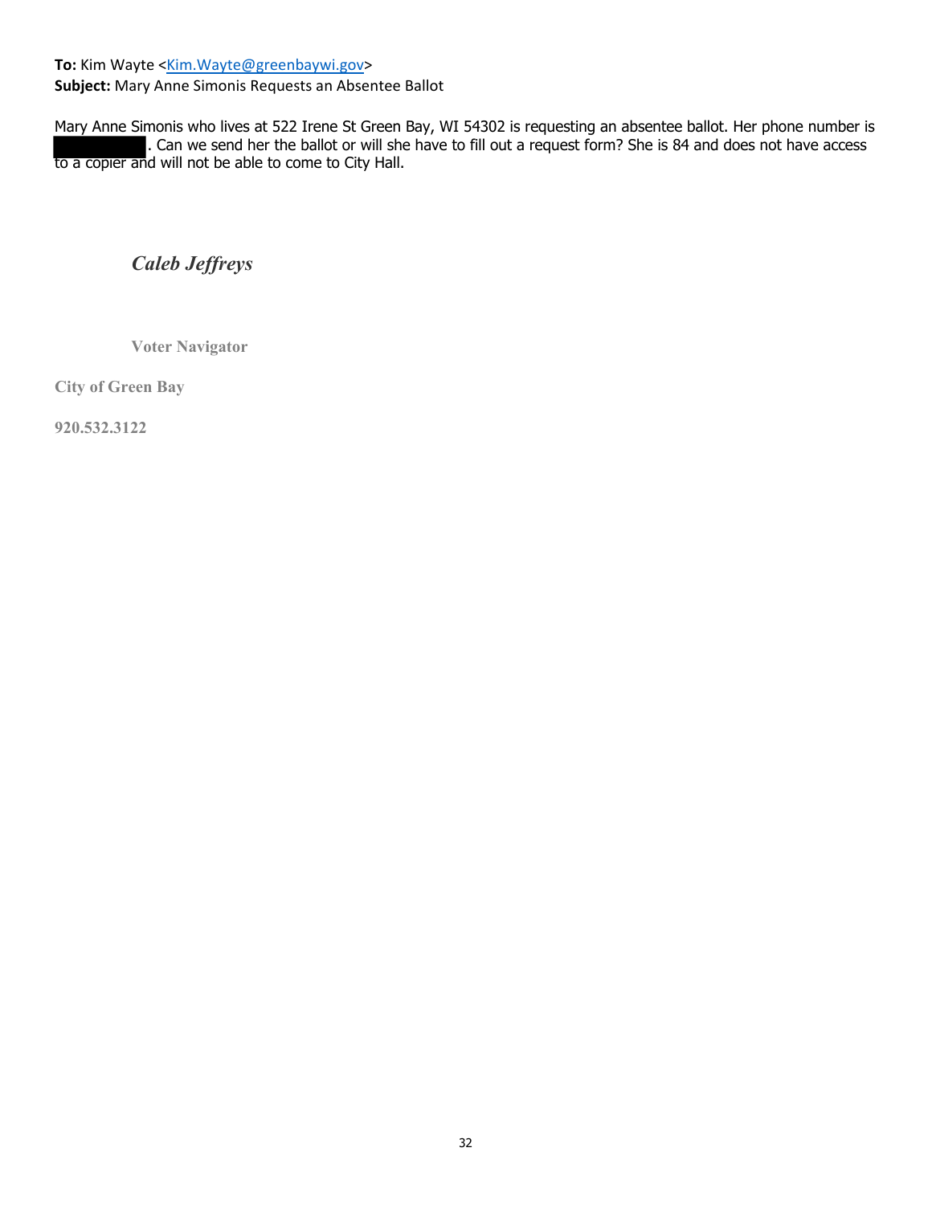**To:** Kim Wayte <Kim.Wayte@greenbaywi.gov>
**Subject:** Mary Anne Simonis Requests an Absentee Ballot

Mary Anne Simonis who lives at 522 Irene St Green Bay, WI 54302 is requesting an absentee ballot. Her phone number is [REDACTED]. Can we send her the ballot or will she have to fill out a request form? She is 84 and does not have access to a copier and will not be able to come to City Hall.

***Caleb Jeffreys***

**Voter Navigator**

**City of Green Bay**

**920.532.3122**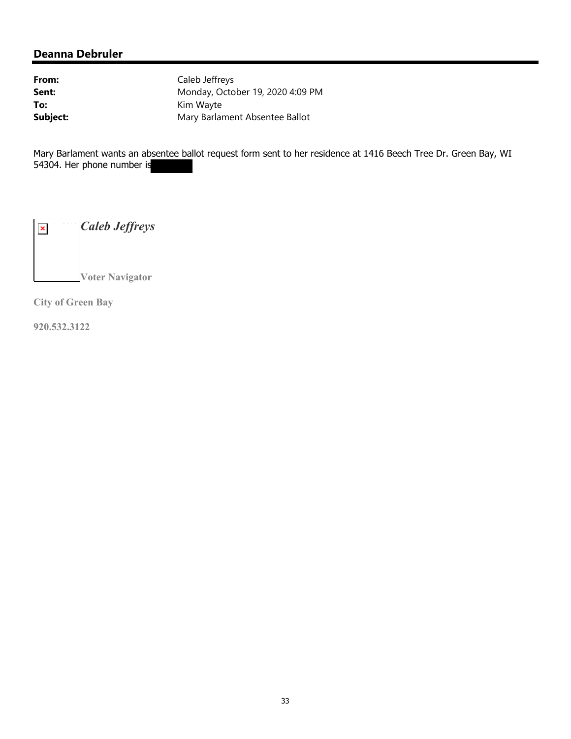## Deanna Debruler

| | |
|---|---|
| **From:** | Caleb Jeffreys |
| **Sent:** | Monday, October 19, 2020 4:09 PM |
| **To:** | Kim Wayte |
| **Subject:** | Mary Barlament Absentee Ballot |

Mary Barlament wants an absentee ballot request form sent to her residence at 1416 Beech Tree Dr. Green Bay, WI 54304. Her phone number is

***Caleb Jeffreys***

**Voter Navigator**

**City of Green Bay**

**920.532.3122**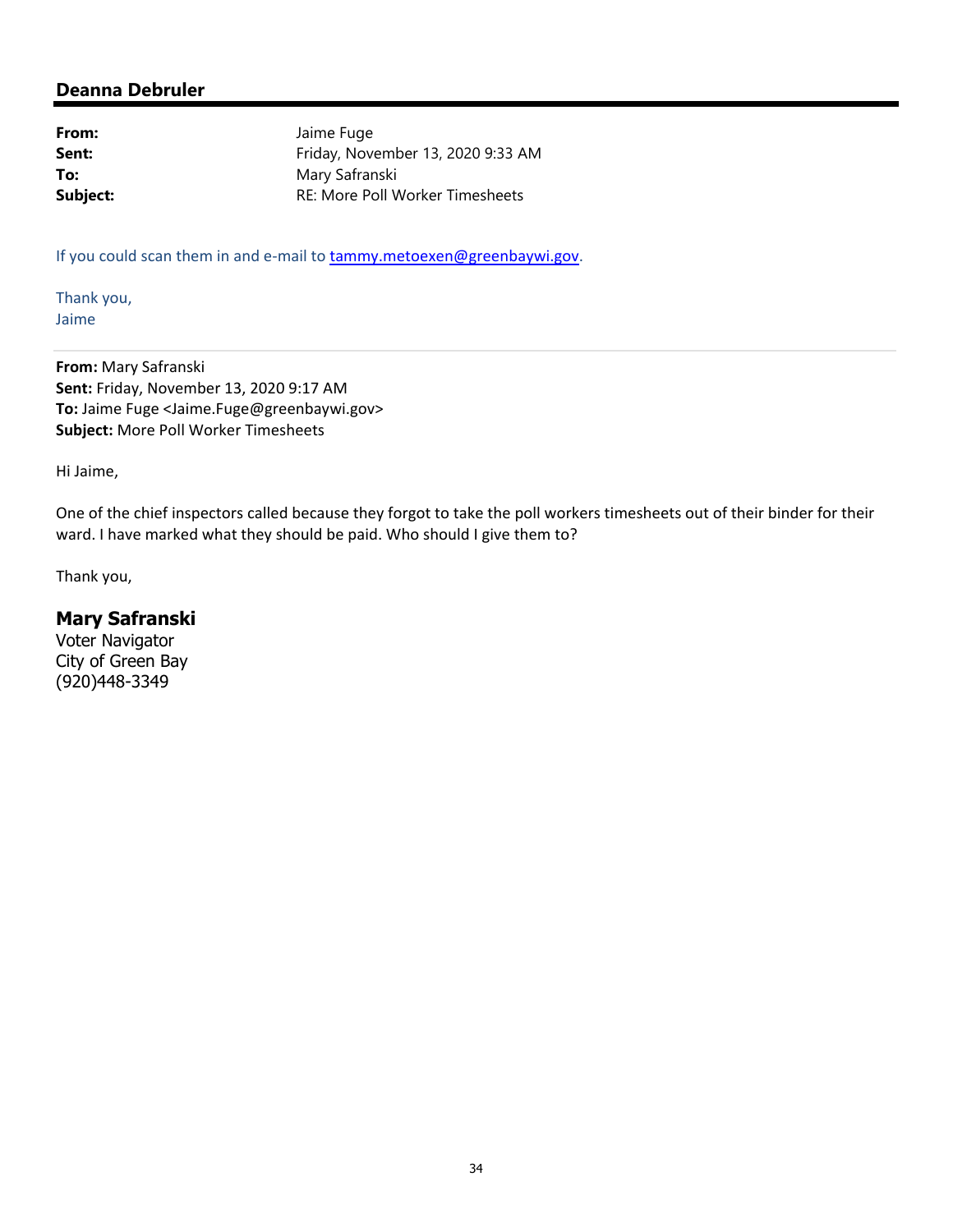## Deanna Debruler

**From:** Jaime Fuge
**Sent:** Friday, November 13, 2020 9:33 AM
**To:** Mary Safranski
**Subject:** RE: More Poll Worker Timesheets

If you could scan them in and e-mail to tammy.metoexen@greenbaywi.gov.

Thank you,
Jaime

---

**From:** Mary Safranski
**Sent:** Friday, November 13, 2020 9:17 AM
**To:** Jaime Fuge <Jaime.Fuge@greenbaywi.gov>
**Subject:** More Poll Worker Timesheets

Hi Jaime,

One of the chief inspectors called because they forgot to take the poll workers timesheets out of their binder for their ward. I have marked what they should be paid. Who should I give them to?

Thank you,

**Mary Safranski**
Voter Navigator
City of Green Bay
(920)448-3349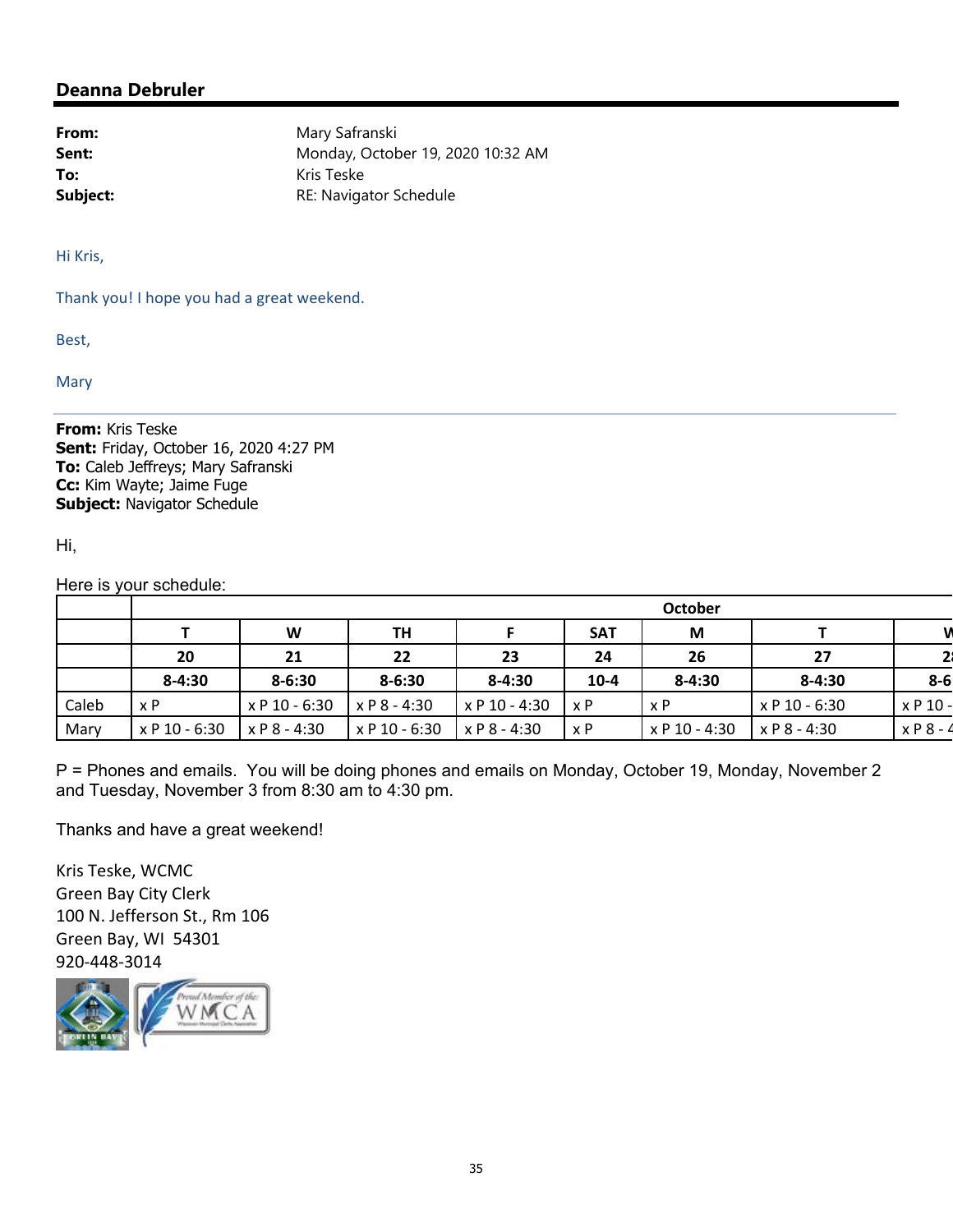**Deanna Debruler**

---

**From:** Mary Safranski
**Sent:** Monday, October 19, 2020 10:32 AM
**To:** Kris Teske
**Subject:** RE: Navigator Schedule

Hi Kris,

Thank you! I hope you had a great weekend.

Best,

Mary

---

**From:** Kris Teske
**Sent:** Friday, October 16, 2020 4:27 PM
**To:** Caleb Jeffreys; Mary Safranski
**Cc:** Kim Wayte; Jaime Fuge
**Subject:** Navigator Schedule

Hi,

Here is your schedule:

| | October | | | | | | | |
|---|---|---|---|---|---|---|---|---|
| | T | W | TH | F | SAT | M | T | W |
| | 20 | 21 | 22 | 23 | 24 | 26 | 27 | 2 |
| | 8-4:30 | 8-6:30 | 8-6:30 | 8-4:30 | 10-4 | 8-4:30 | 8-4:30 | 8-6 |
| Caleb | x P | x P 10 - 6:30 | x P 8 - 4:30 | x P 10 - 4:30 | x P | x P | x P 10 - 6:30 | x P 10 - |
| Mary | x P 10 - 6:30 | x P 8 - 4:30 | x P 10 - 6:30 | x P 8 - 4:30 | x P | x P 10 - 4:30 | x P 8 - 4:30 | x P 8 - 4 |

P = Phones and emails. You will be doing phones and emails on Monday, October 19, Monday, November 2 and Tuesday, November 3 from 8:30 am to 4:30 pm.

Thanks and have a great weekend!

Kris Teske, WCMC
Green Bay City Clerk
100 N. Jefferson St., Rm 106
Green Bay, WI 54301
920-448-3014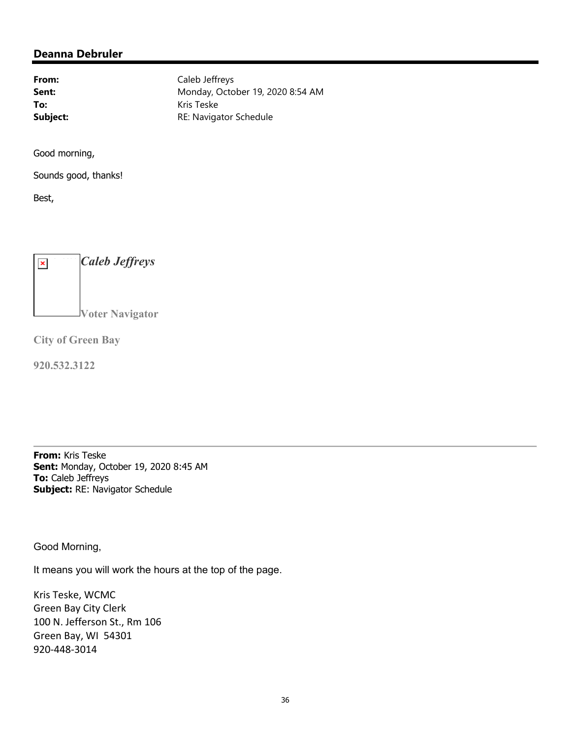## Deanna Debruler

**From:** Caleb Jeffreys
**Sent:** Monday, October 19, 2020 8:54 AM
**To:** Kris Teske
**Subject:** RE: Navigator Schedule

Good morning,

Sounds good, thanks!

Best,

***Caleb Jeffreys***

**Voter Navigator**

**City of Green Bay**

**920.532.3122**

---

**From:** Kris Teske
**Sent:** Monday, October 19, 2020 8:45 AM
**To:** Caleb Jeffreys
**Subject:** RE: Navigator Schedule

Good Morning,

It means you will work the hours at the top of the page.

Kris Teske, WCMC
Green Bay City Clerk
100 N. Jefferson St., Rm 106
Green Bay, WI 54301
920-448-3014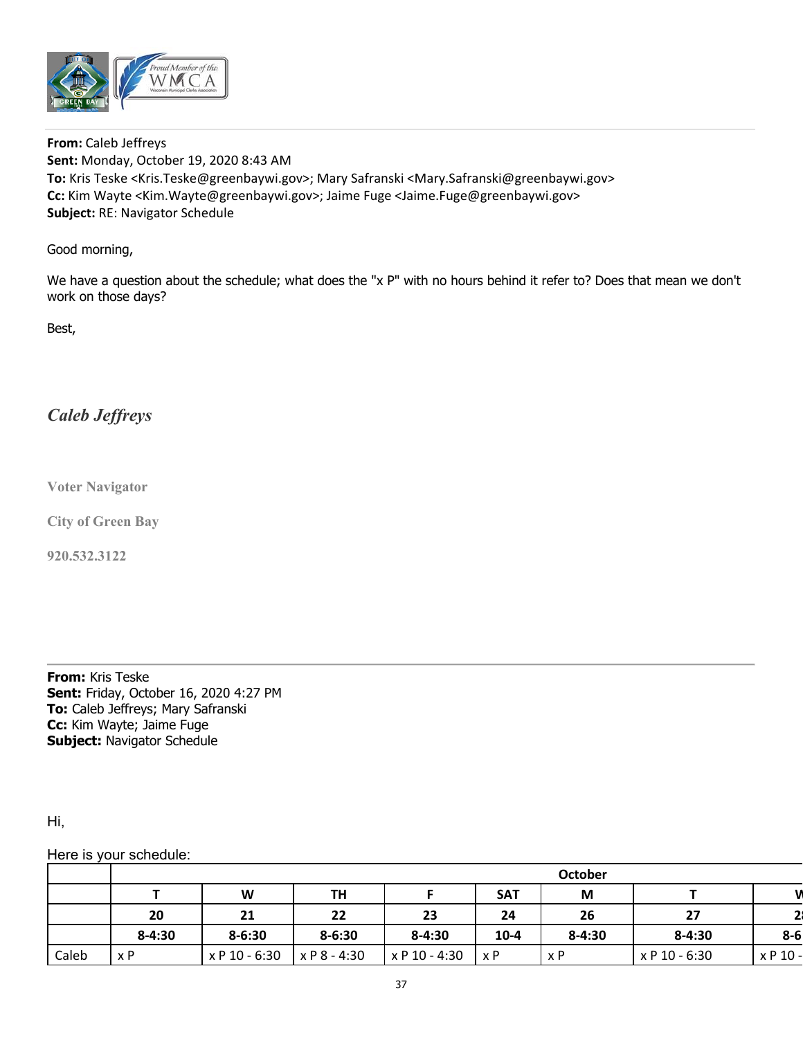**From:** Caleb Jeffreys
**Sent:** Monday, October 19, 2020 8:43 AM
**To:** Kris Teske <Kris.Teske@greenbaywi.gov>; Mary Safranski <Mary.Safranski@greenbaywi.gov>
**Cc:** Kim Wayte <Kim.Wayte@greenbaywi.gov>; Jaime Fuge <Jaime.Fuge@greenbaywi.gov>
**Subject:** RE: Navigator Schedule

Good morning,

We have a question about the schedule; what does the "x P" with no hours behind it refer to? Does that mean we don't work on those days?

Best,

*Caleb Jeffreys*

**Voter Navigator**

**City of Green Bay**

**920.532.3122**

---

**From:** Kris Teske
**Sent:** Friday, October 16, 2020 4:27 PM
**To:** Caleb Jeffreys; Mary Safranski
**Cc:** Kim Wayte; Jaime Fuge
**Subject:** Navigator Schedule

Hi,

Here is your schedule:

| | October | | | | | | | |
|---|---|---|---|---|---|---|---|---|
| | **T** | **W** | **TH** | **F** | **SAT** | **M** | **T** | **W** |
| | **20** | **21** | **22** | **23** | **24** | **26** | **27** | **2** |
| | **8-4:30** | **8-6:30** | **8-6:30** | **8-4:30** | **10-4** | **8-4:30** | **8-4:30** | **8-6** |
| Caleb | x P | x P 10 - 6:30 | x P 8 - 4:30 | x P 10 - 4:30 | x P | x P | x P 10 - 6:30 | x P 10 - |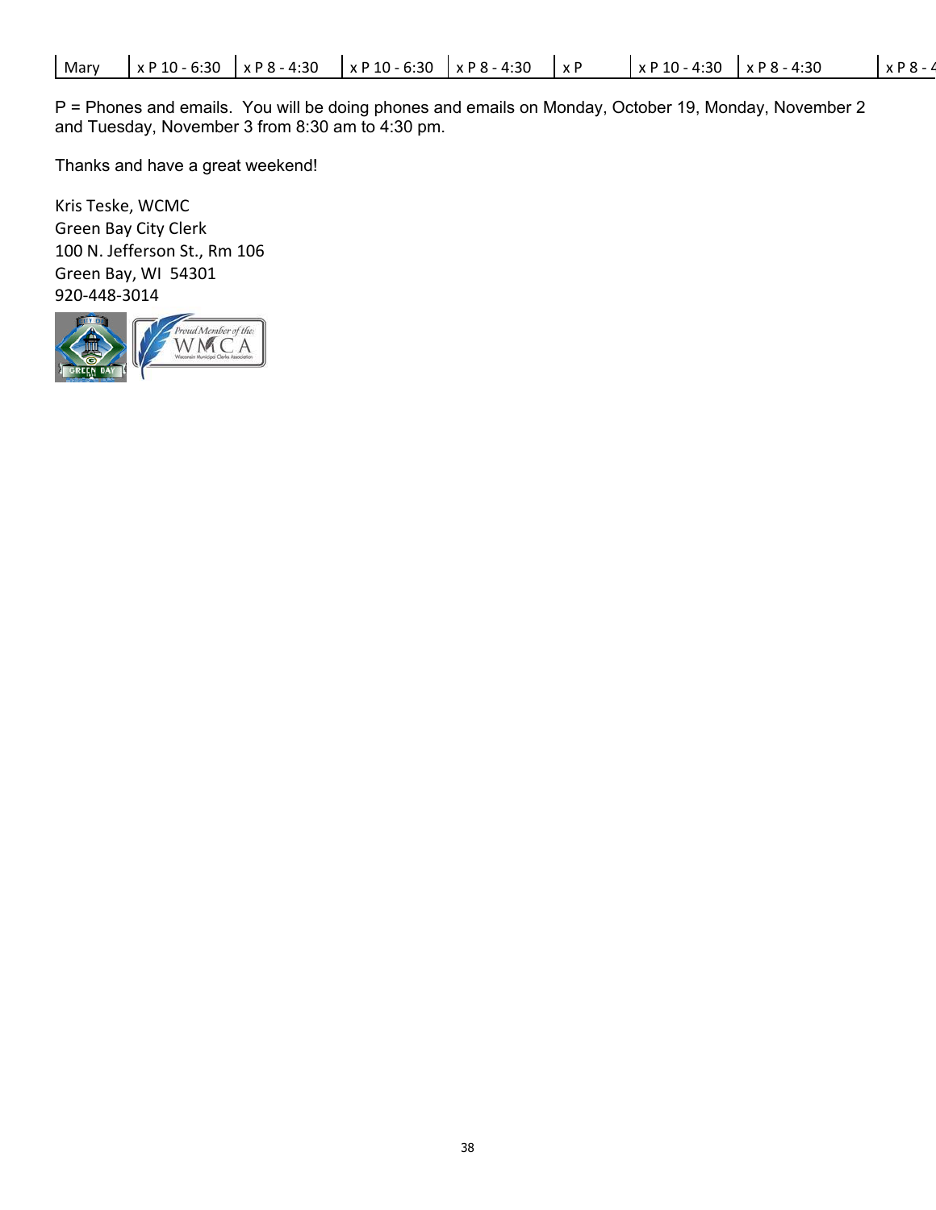| Mary | x P 10 - 6:30 | x P 8 - 4:30 | x P 10 - 6:30 | x P 8 - 4:30 | x P | x P 10 - 4:30 | x P 8 - 4:30 | x P 8 - 4 |
|---|---|---|---|---|---|---|---|---|

P = Phones and emails. You will be doing phones and emails on Monday, October 19, Monday, November 2 and Tuesday, November 3 from 8:30 am to 4:30 pm.

Thanks and have a great weekend!

Kris Teske, WCMC
Green Bay City Clerk
100 N. Jefferson St., Rm 106
Green Bay, WI 54301
920-448-3014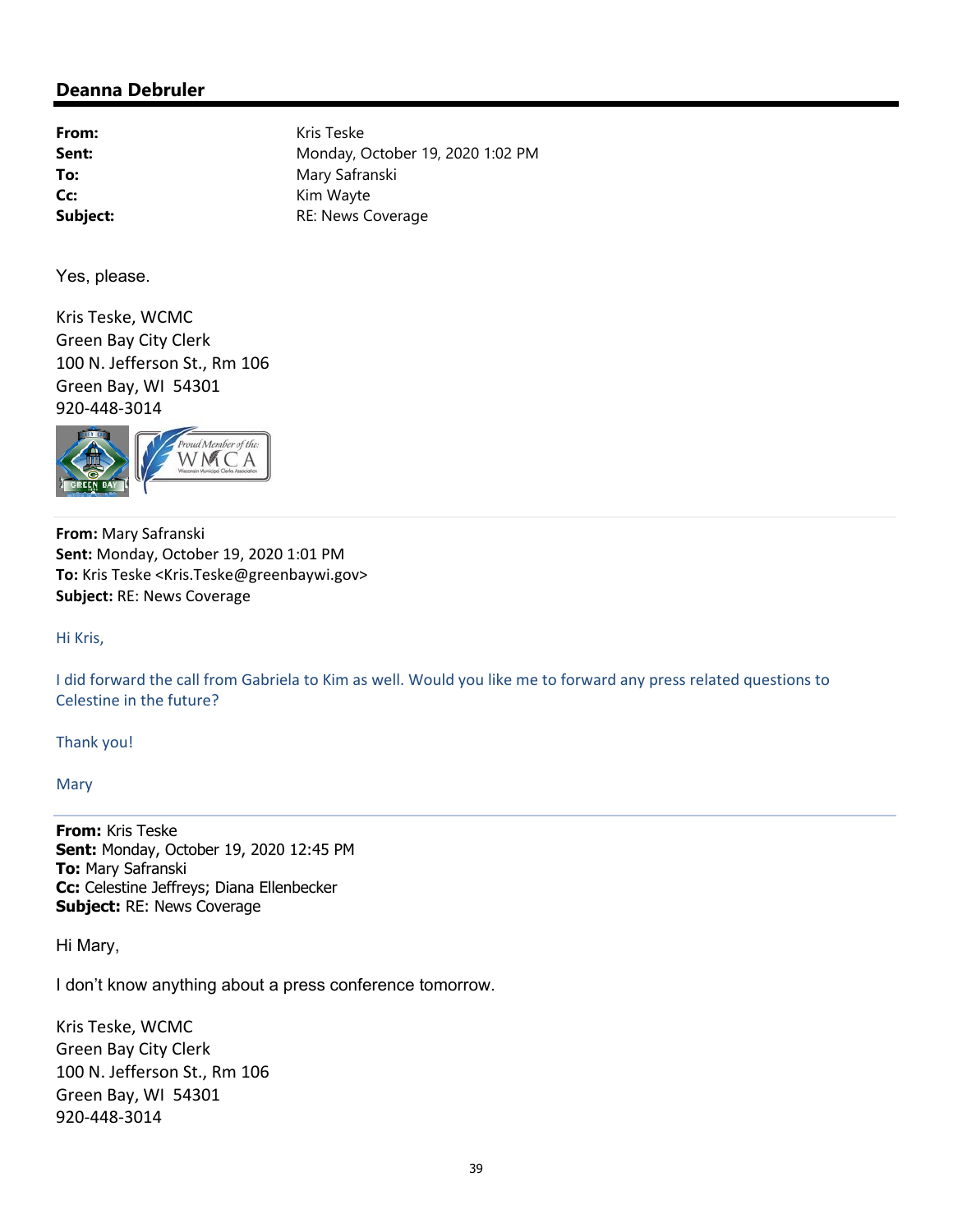## Deanna Debruler

| | |
|---|---|
| **From:** | Kris Teske |
| **Sent:** | Monday, October 19, 2020 1:02 PM |
| **To:** | Mary Safranski |
| **Cc:** | Kim Wayte |
| **Subject:** | RE: News Coverage |

Yes, please.

Kris Teske, WCMC
Green Bay City Clerk
100 N. Jefferson St., Rm 106
Green Bay, WI 54301
920-448-3014

---

**From:** Mary Safranski
**Sent:** Monday, October 19, 2020 1:01 PM
**To:** Kris Teske <Kris.Teske@greenbaywi.gov>
**Subject:** RE: News Coverage

Hi Kris,

I did forward the call from Gabriela to Kim as well. Would you like me to forward any press related questions to Celestine in the future?

Thank you!

Mary

---

**From:** Kris Teske
**Sent:** Monday, October 19, 2020 12:45 PM
**To:** Mary Safranski
**Cc:** Celestine Jeffreys; Diana Ellenbecker
**Subject:** RE: News Coverage

Hi Mary,

I don't know anything about a press conference tomorrow.

Kris Teske, WCMC
Green Bay City Clerk
100 N. Jefferson St., Rm 106
Green Bay, WI 54301
920-448-3014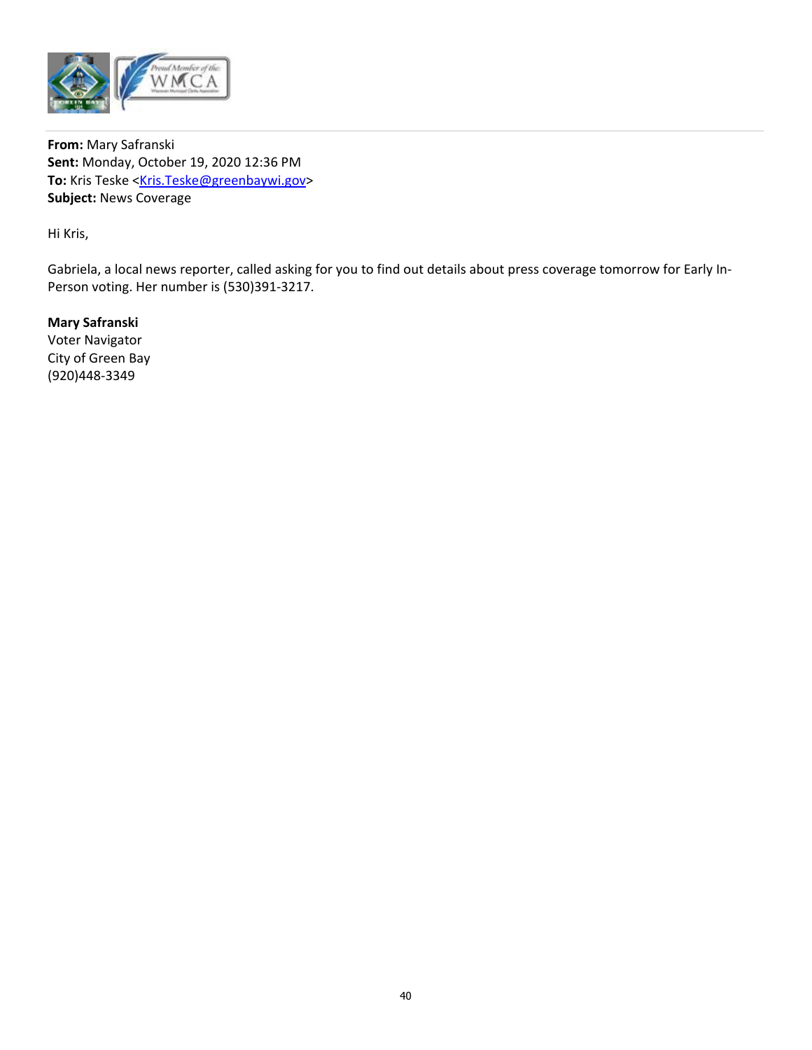**From:** Mary Safranski
**Sent:** Monday, October 19, 2020 12:36 PM
**To:** Kris Teske <Kris.Teske@greenbaywi.gov>
**Subject:** News Coverage

Hi Kris,

Gabriela, a local news reporter, called asking for you to find out details about press coverage tomorrow for Early In-Person voting. Her number is (530)391-3217.

**Mary Safranski**
Voter Navigator
City of Green Bay
(920)448-3349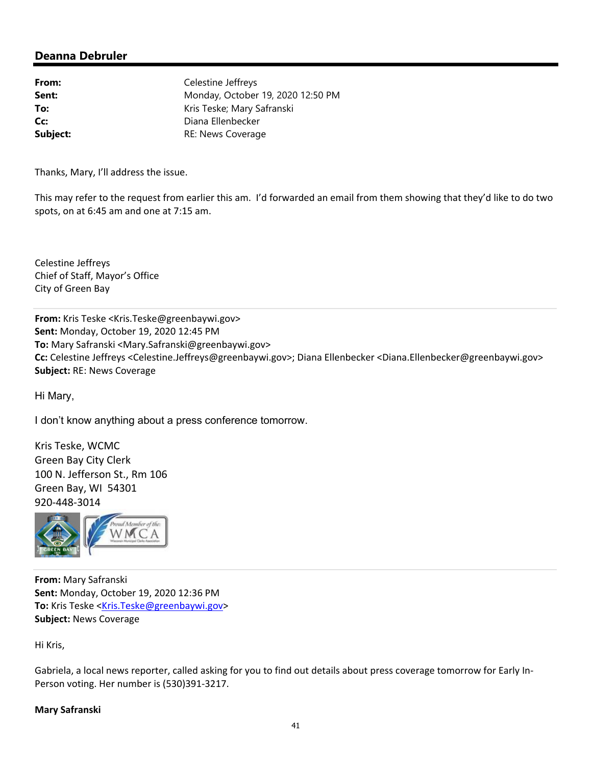## Deanna Debruler

**From:** Celestine Jeffreys
**Sent:** Monday, October 19, 2020 12:50 PM
**To:** Kris Teske; Mary Safranski
**Cc:** Diana Ellenbecker
**Subject:** RE: News Coverage

Thanks, Mary, I'll address the issue.

This may refer to the request from earlier this am. I'd forwarded an email from them showing that they'd like to do two spots, on at 6:45 am and one at 7:15 am.

Celestine Jeffreys
Chief of Staff, Mayor's Office
City of Green Bay

---

**From:** Kris Teske <Kris.Teske@greenbaywi.gov>
**Sent:** Monday, October 19, 2020 12:45 PM
**To:** Mary Safranski <Mary.Safranski@greenbaywi.gov>
**Cc:** Celestine Jeffreys <Celestine.Jeffreys@greenbaywi.gov>; Diana Ellenbecker <Diana.Ellenbecker@greenbaywi.gov>
**Subject:** RE: News Coverage

Hi Mary,

I don't know anything about a press conference tomorrow.

Kris Teske, WCMC
Green Bay City Clerk
100 N. Jefferson St., Rm 106
Green Bay, WI 54301
920-448-3014

---

**From:** Mary Safranski
**Sent:** Monday, October 19, 2020 12:36 PM
**To:** Kris Teske <Kris.Teske@greenbaywi.gov>
**Subject:** News Coverage

Hi Kris,

Gabriela, a local news reporter, called asking for you to find out details about press coverage tomorrow for Early In-Person voting. Her number is (530)391-3217.

**Mary Safranski**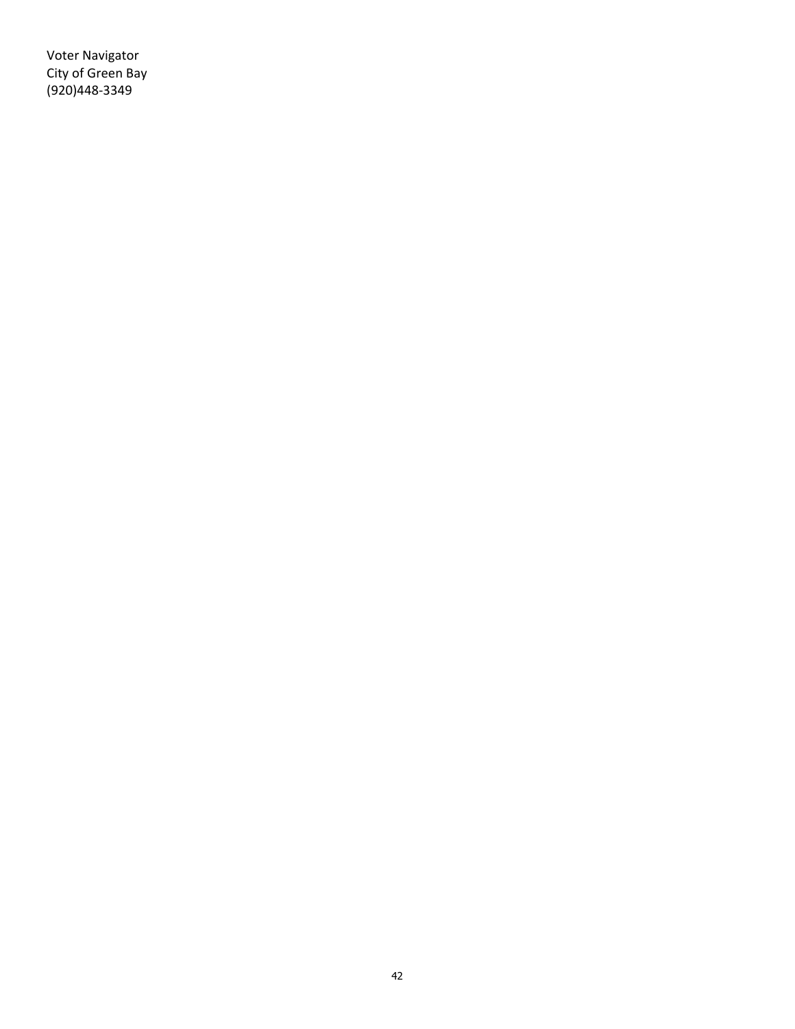Voter Navigator
City of Green Bay
(920)448-3349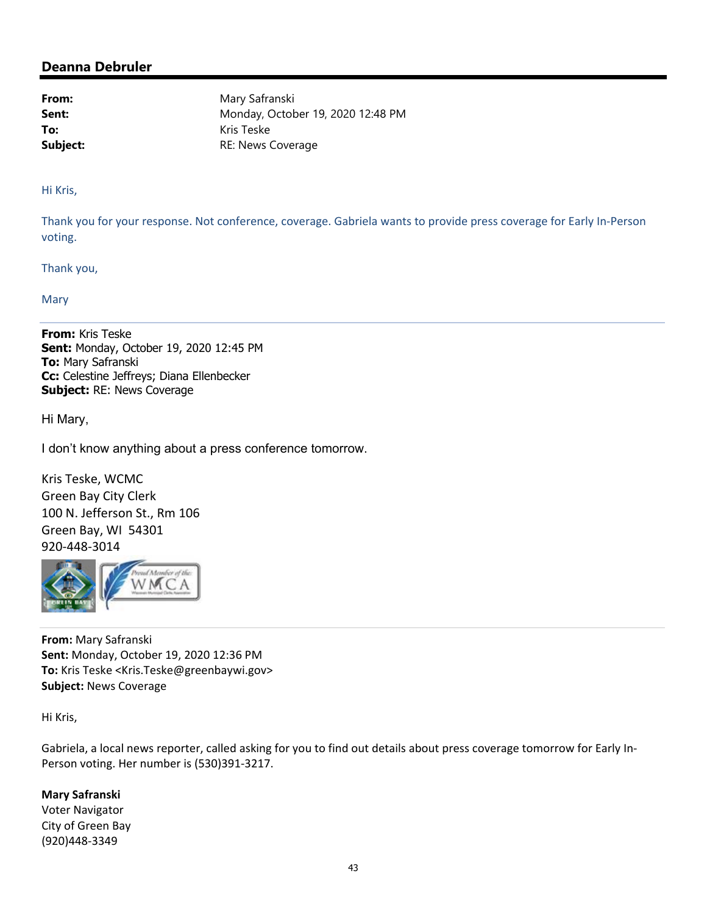## Deanna Debruler

**From:** Mary Safranski
**Sent:** Monday, October 19, 2020 12:48 PM
**To:** Kris Teske
**Subject:** RE: News Coverage

Hi Kris,

Thank you for your response. Not conference, coverage. Gabriela wants to provide press coverage for Early In-Person voting.

Thank you,

Mary

---

**From:** Kris Teske
**Sent:** Monday, October 19, 2020 12:45 PM
**To:** Mary Safranski
**Cc:** Celestine Jeffreys; Diana Ellenbecker
**Subject:** RE: News Coverage

Hi Mary,

I don't know anything about a press conference tomorrow.

Kris Teske, WCMC
Green Bay City Clerk
100 N. Jefferson St., Rm 106
Green Bay, WI 54301
920-448-3014

---

**From:** Mary Safranski
**Sent:** Monday, October 19, 2020 12:36 PM
**To:** Kris Teske <Kris.Teske@greenbaywi.gov>
**Subject:** News Coverage

Hi Kris,

Gabriela, a local news reporter, called asking for you to find out details about press coverage tomorrow for Early In-Person voting. Her number is (530)391-3217.

**Mary Safranski**
Voter Navigator
City of Green Bay
(920)448-3349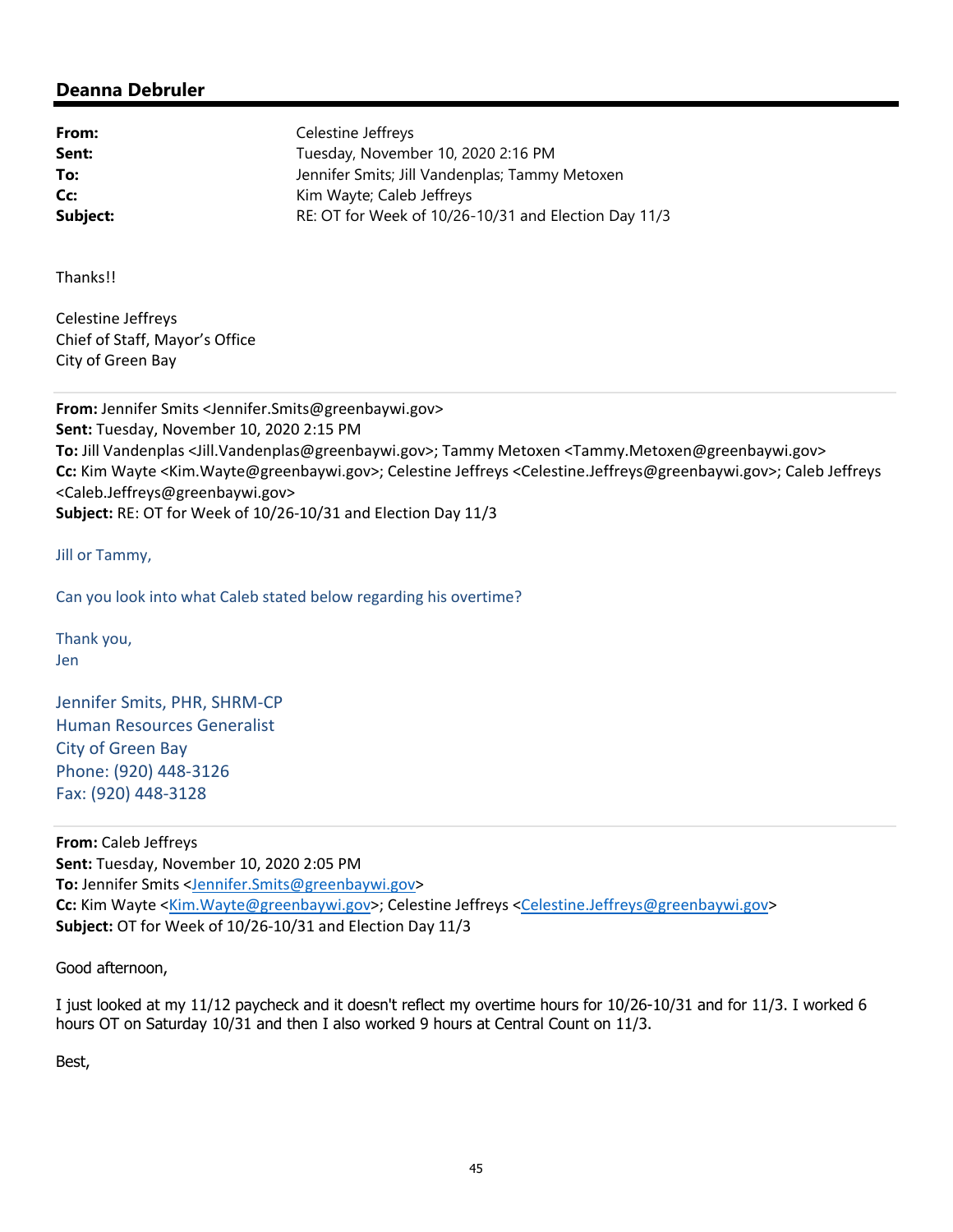## Deanna Debruler

| | |
|---|---|
| **From:** | Celestine Jeffreys |
| **Sent:** | Tuesday, November 10, 2020 2:16 PM |
| **To:** | Jennifer Smits; Jill Vandenplas; Tammy Metoxen |
| **Cc:** | Kim Wayte; Caleb Jeffreys |
| **Subject:** | RE: OT for Week of 10/26-10/31 and Election Day 11/3 |

Thanks!!

Celestine Jeffreys
Chief of Staff, Mayor's Office
City of Green Bay

---

**From:** Jennifer Smits <Jennifer.Smits@greenbaywi.gov>
**Sent:** Tuesday, November 10, 2020 2:15 PM
**To:** Jill Vandenplas <Jill.Vandenplas@greenbaywi.gov>; Tammy Metoxen <Tammy.Metoxen@greenbaywi.gov>
**Cc:** Kim Wayte <Kim.Wayte@greenbaywi.gov>; Celestine Jeffreys <Celestine.Jeffreys@greenbaywi.gov>; Caleb Jeffreys <Caleb.Jeffreys@greenbaywi.gov>
**Subject:** RE: OT for Week of 10/26-10/31 and Election Day 11/3

Jill or Tammy,

Can you look into what Caleb stated below regarding his overtime?

Thank you,
Jen

Jennifer Smits, PHR, SHRM-CP
Human Resources Generalist
City of Green Bay
Phone: (920) 448-3126
Fax: (920) 448-3128

---

**From:** Caleb Jeffreys
**Sent:** Tuesday, November 10, 2020 2:05 PM
**To:** Jennifer Smits <Jennifer.Smits@greenbaywi.gov>
**Cc:** Kim Wayte <Kim.Wayte@greenbaywi.gov>; Celestine Jeffreys <Celestine.Jeffreys@greenbaywi.gov>
**Subject:** OT for Week of 10/26-10/31 and Election Day 11/3

Good afternoon,

I just looked at my 11/12 paycheck and it doesn't reflect my overtime hours for 10/26-10/31 and for 11/3. I worked 6 hours OT on Saturday 10/31 and then I also worked 9 hours at Central Count on 11/3.

Best,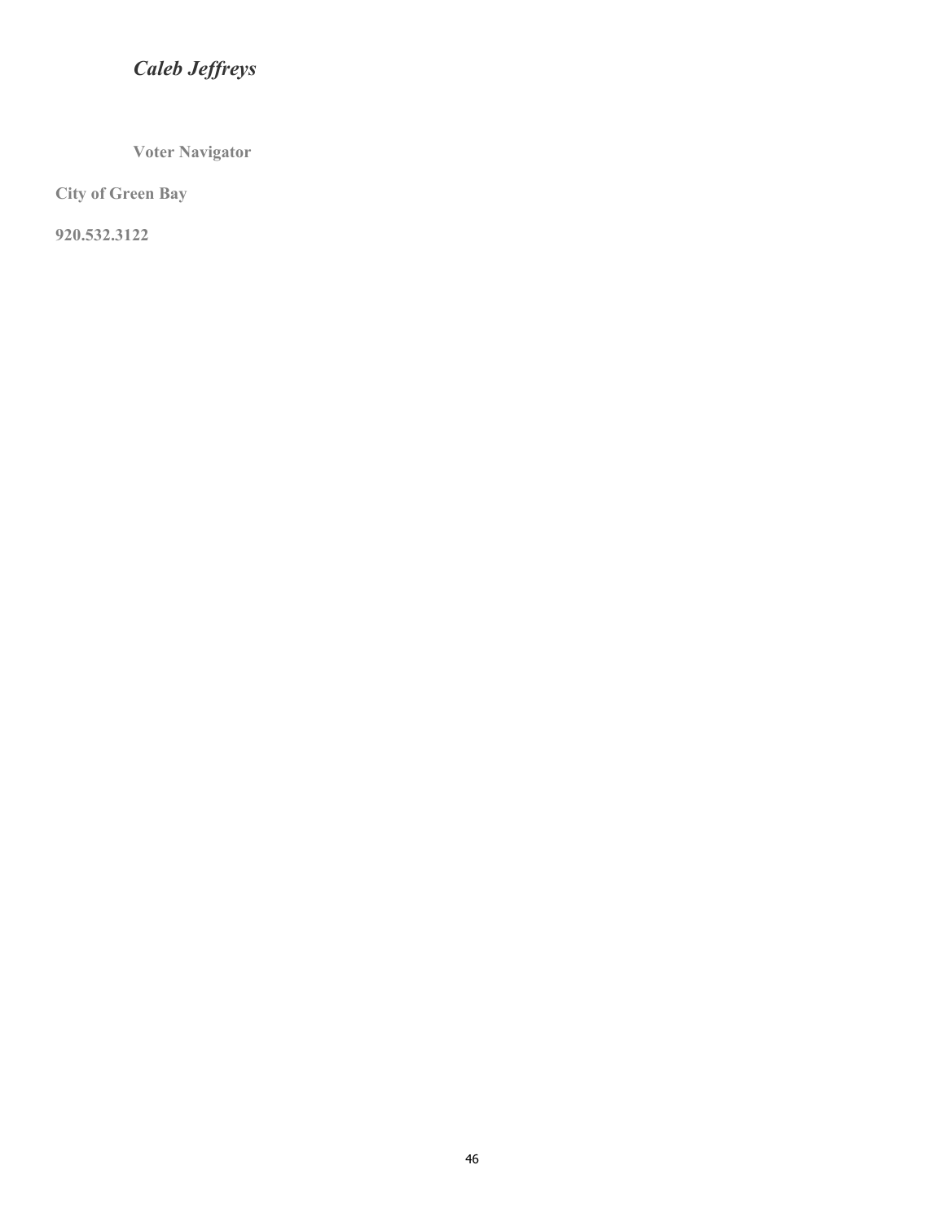*Caleb Jeffreys*

**Voter Navigator**

**City of Green Bay**

**920.532.3122**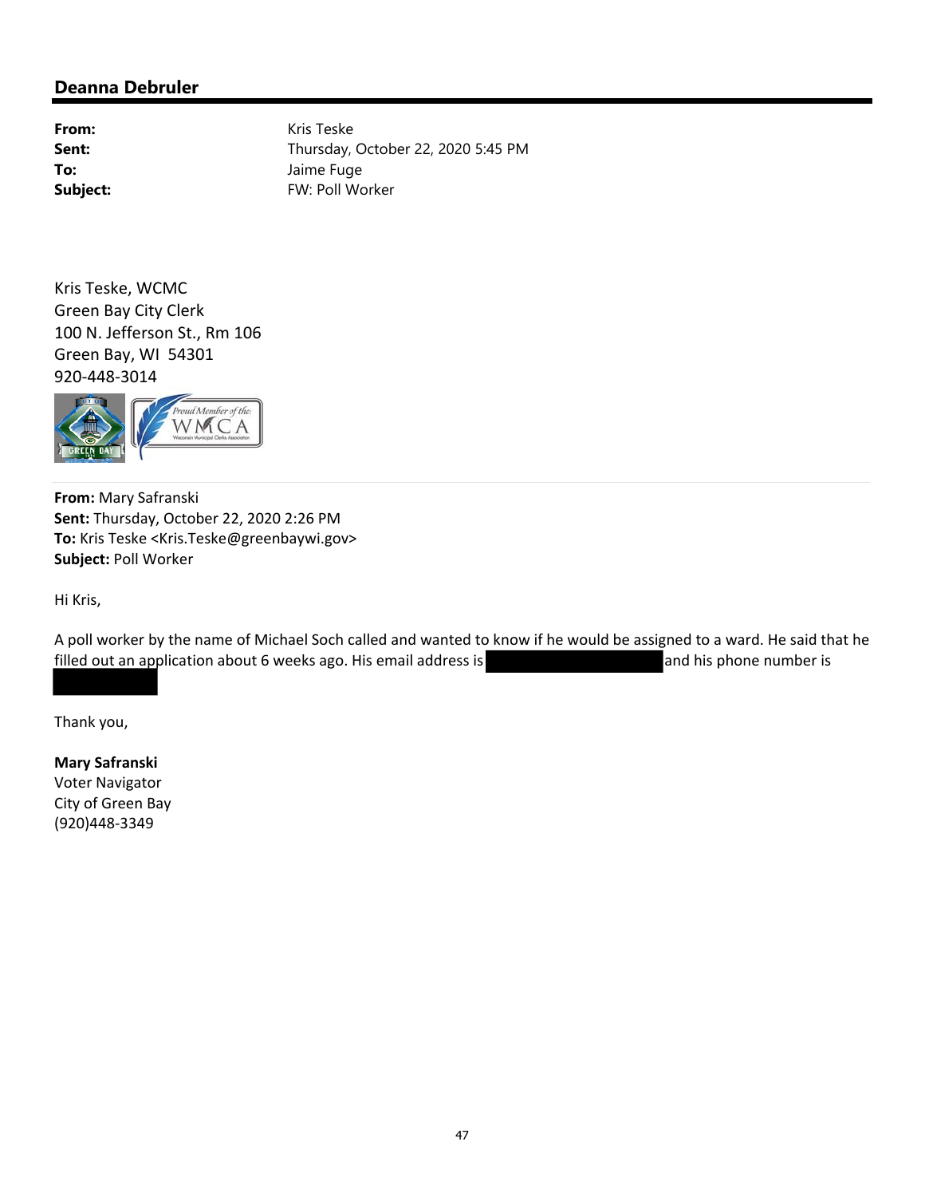## Deanna Debruler

**From:** Kris Teske
**Sent:** Thursday, October 22, 2020 5:45 PM
**To:** Jaime Fuge
**Subject:** FW: Poll Worker

Kris Teske, WCMC
Green Bay City Clerk
100 N. Jefferson St., Rm 106
Green Bay, WI 54301
920-448-3014

---

**From:** Mary Safranski
**Sent:** Thursday, October 22, 2020 2:26 PM
**To:** Kris Teske <Kris.Teske@greenbaywi.gov>
**Subject:** Poll Worker

Hi Kris,

A poll worker by the name of Michael Soch called and wanted to know if he would be assigned to a ward. He said that he filled out an application about 6 weeks ago. His email address is [REDACTED] and his phone number is [REDACTED]

Thank you,

**Mary Safranski**
Voter Navigator
City of Green Bay
(920)448-3349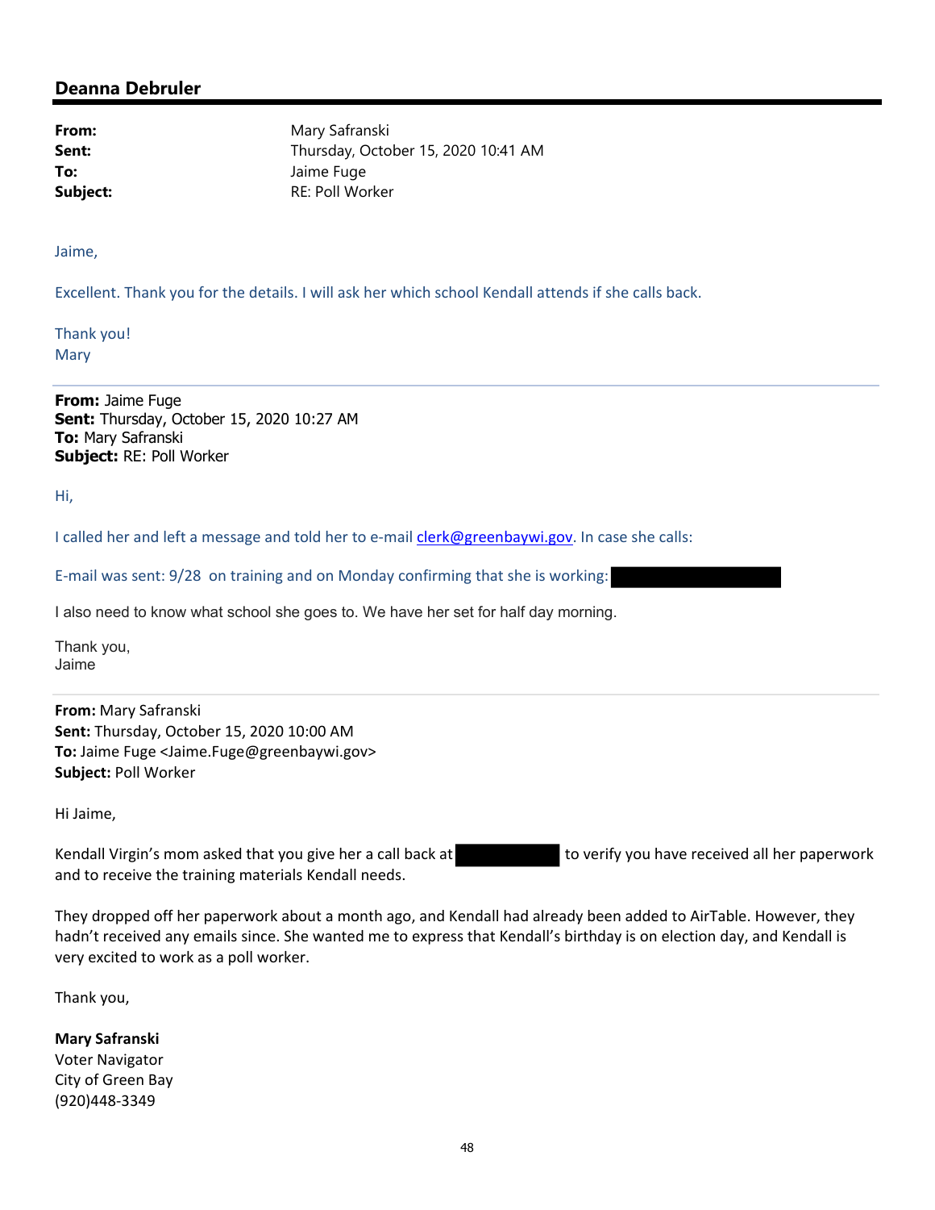## Deanna Debruler

**From:** Mary Safranski
**Sent:** Thursday, October 15, 2020 10:41 AM
**To:** Jaime Fuge
**Subject:** RE: Poll Worker

Jaime,

Excellent. Thank you for the details. I will ask her which school Kendall attends if she calls back.

Thank you!
Mary

---

**From:** Jaime Fuge
**Sent:** Thursday, October 15, 2020 10:27 AM
**To:** Mary Safranski
**Subject:** RE: Poll Worker

Hi,

I called her and left a message and told her to e-mail clerk@greenbaywi.gov. In case she calls:

E-mail was sent: 9/28 on training and on Monday confirming that she is working: [REDACTED]

I also need to know what school she goes to. We have her set for half day morning.

Thank you,
Jaime

---

**From:** Mary Safranski
**Sent:** Thursday, October 15, 2020 10:00 AM
**To:** Jaime Fuge <Jaime.Fuge@greenbaywi.gov>
**Subject:** Poll Worker

Hi Jaime,

Kendall Virgin's mom asked that you give her a call back at [REDACTED] to verify you have received all her paperwork and to receive the training materials Kendall needs.

They dropped off her paperwork about a month ago, and Kendall had already been added to AirTable. However, they hadn't received any emails since. She wanted me to express that Kendall's birthday is on election day, and Kendall is very excited to work as a poll worker.

Thank you,

**Mary Safranski**
Voter Navigator
City of Green Bay
(920)448-3349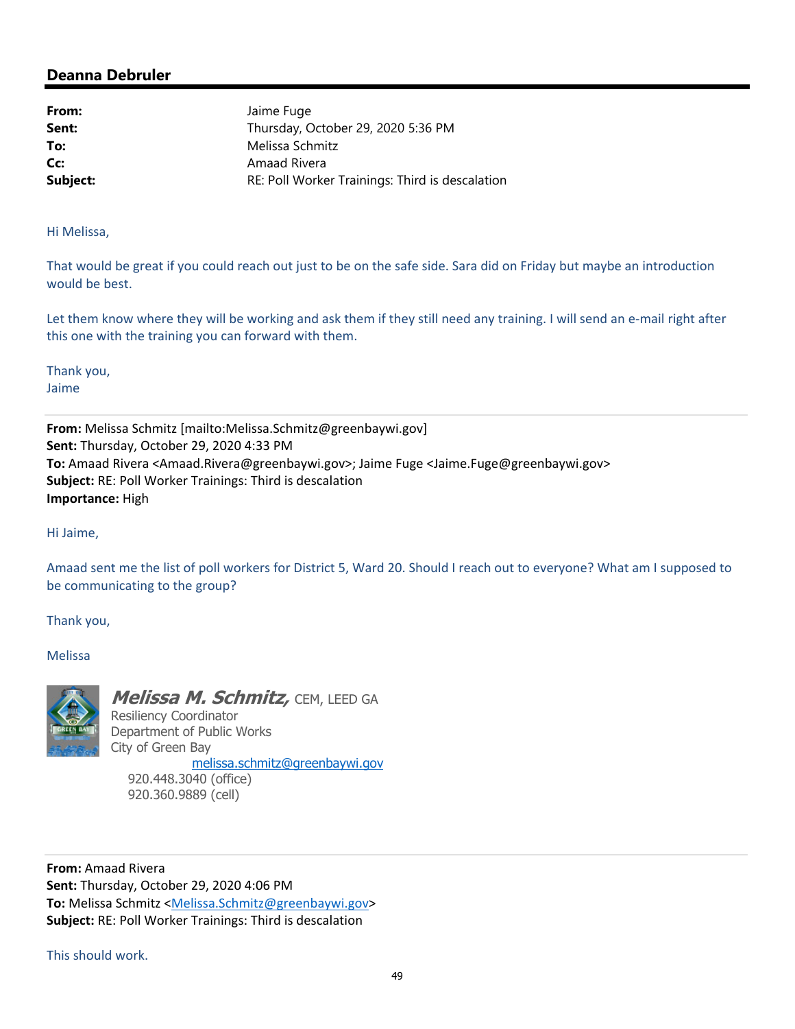## Deanna Debruler

| | |
|---|---|
| **From:** | Jaime Fuge |
| **Sent:** | Thursday, October 29, 2020 5:36 PM |
| **To:** | Melissa Schmitz |
| **Cc:** | Amaad Rivera |
| **Subject:** | RE: Poll Worker Trainings: Third is descalation |

Hi Melissa,

That would be great if you could reach out just to be on the safe side. Sara did on Friday but maybe an introduction would be best.

Let them know where they will be working and ask them if they still need any training. I will send an e-mail right after this one with the training you can forward with them.

Thank you,
Jaime

---

**From:** Melissa Schmitz [mailto:Melissa.Schmitz@greenbaywi.gov]
**Sent:** Thursday, October 29, 2020 4:33 PM
**To:** Amaad Rivera <Amaad.Rivera@greenbaywi.gov>; Jaime Fuge <Jaime.Fuge@greenbaywi.gov>
**Subject:** RE: Poll Worker Trainings: Third is descalation
**Importance:** High

Hi Jaime,

Amaad sent me the list of poll workers for District 5, Ward 20. Should I reach out to everyone? What am I supposed to be communicating to the group?

Thank you,

Melissa

***Melissa M. Schmitz,*** CEM, LEED GA
Resiliency Coordinator
Department of Public Works
City of Green Bay
melissa.schmitz@greenbaywi.gov
920.448.3040 (office)
920.360.9889 (cell)

---

**From:** Amaad Rivera
**Sent:** Thursday, October 29, 2020 4:06 PM
**To:** Melissa Schmitz <Melissa.Schmitz@greenbaywi.gov>
**Subject:** RE: Poll Worker Trainings: Third is descalation

This should work.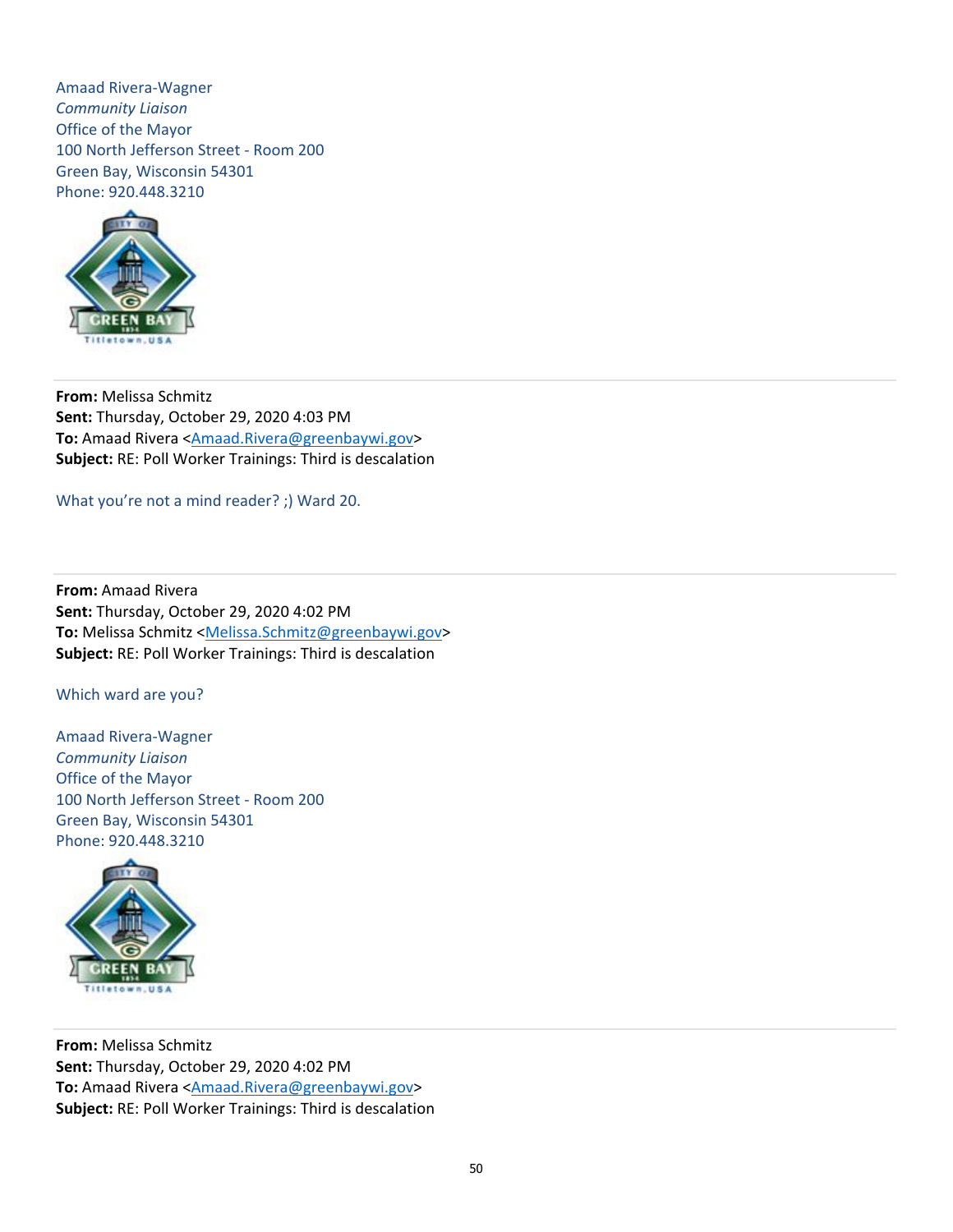Amaad Rivera-Wagner
*Community Liaison*
Office of the Mayor
100 North Jefferson Street - Room 200
Green Bay, Wisconsin 54301
Phone: 920.448.3210

---

**From:** Melissa Schmitz
**Sent:** Thursday, October 29, 2020 4:03 PM
**To:** Amaad Rivera <Amaad.Rivera@greenbaywi.gov>
**Subject:** RE: Poll Worker Trainings: Third is descalation

What you're not a mind reader? ;) Ward 20.

---

**From:** Amaad Rivera
**Sent:** Thursday, October 29, 2020 4:02 PM
**To:** Melissa Schmitz <Melissa.Schmitz@greenbaywi.gov>
**Subject:** RE: Poll Worker Trainings: Third is descalation

Which ward are you?

Amaad Rivera-Wagner
*Community Liaison*
Office of the Mayor
100 North Jefferson Street - Room 200
Green Bay, Wisconsin 54301
Phone: 920.448.3210

---

**From:** Melissa Schmitz
**Sent:** Thursday, October 29, 2020 4:02 PM
**To:** Amaad Rivera <Amaad.Rivera@greenbaywi.gov>
**Subject:** RE: Poll Worker Trainings: Third is descalation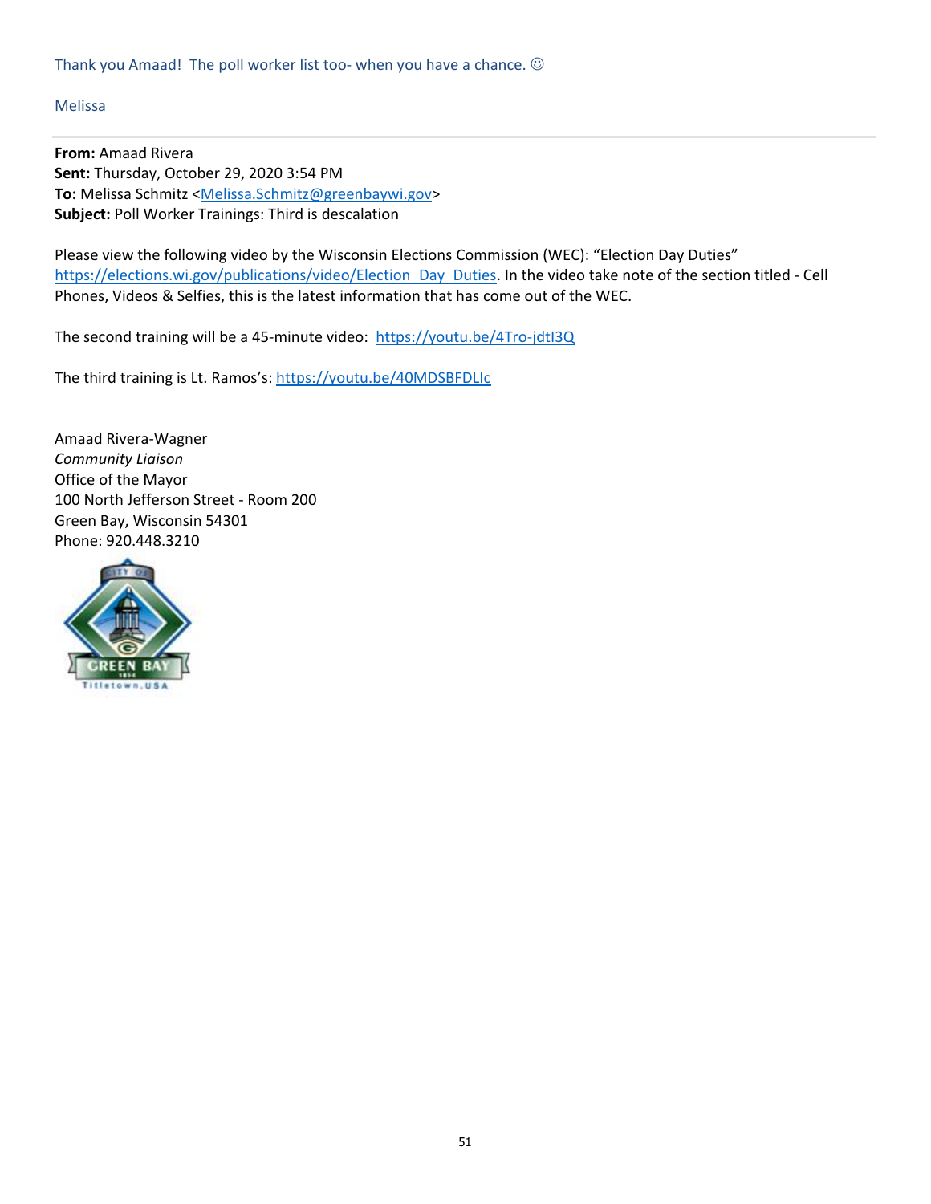Thank you Amaad! The poll worker list too- when you have a chance. ☺

Melissa

---

**From:** Amaad Rivera
**Sent:** Thursday, October 29, 2020 3:54 PM
**To:** Melissa Schmitz <Melissa.Schmitz@greenbaywi.gov>
**Subject:** Poll Worker Trainings: Third is descalation

Please view the following video by the Wisconsin Elections Commission (WEC): "Election Day Duties" https://elections.wi.gov/publications/video/Election_Day_Duties. In the video take note of the section titled - Cell Phones, Videos & Selfies, this is the latest information that has come out of the WEC.

The second training will be a 45-minute video: https://youtu.be/4Tro-jdtI3Q

The third training is Lt. Ramos's: https://youtu.be/40MDSBFDLIc

Amaad Rivera-Wagner
*Community Liaison*
Office of the Mayor
100 North Jefferson Street - Room 200
Green Bay, Wisconsin 54301
Phone: 920.448.3210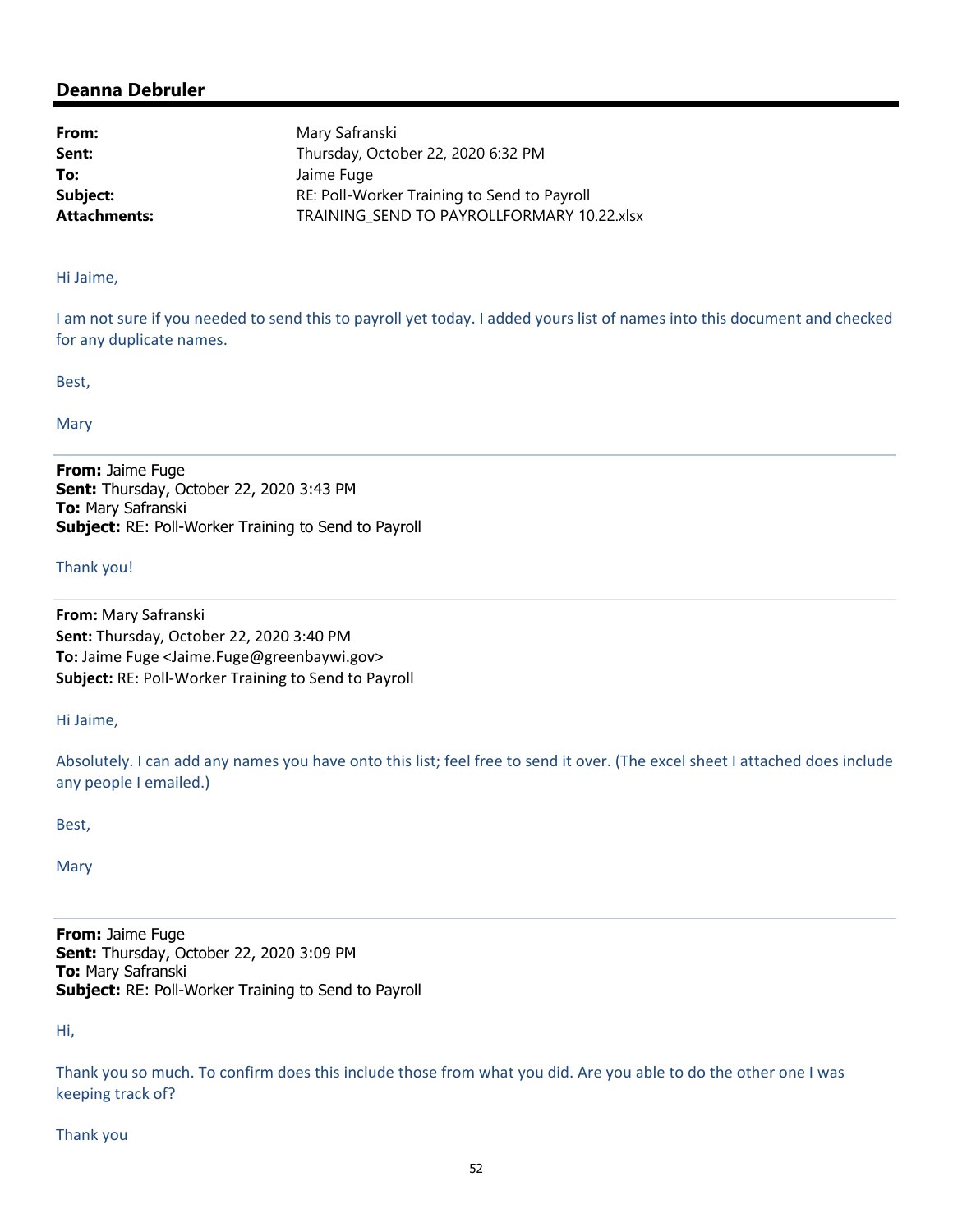## Deanna Debruler

**From:** Mary Safranski
**Sent:** Thursday, October 22, 2020 6:32 PM
**To:** Jaime Fuge
**Subject:** RE: Poll-Worker Training to Send to Payroll
**Attachments:** TRAINING_SEND TO PAYROLLFORMARY 10.22.xlsx

Hi Jaime,

I am not sure if you needed to send this to payroll yet today. I added yours list of names into this document and checked for any duplicate names.

Best,

Mary

---

**From:** Jaime Fuge
**Sent:** Thursday, October 22, 2020 3:43 PM
**To:** Mary Safranski
**Subject:** RE: Poll-Worker Training to Send to Payroll

Thank you!

---

**From:** Mary Safranski
**Sent:** Thursday, October 22, 2020 3:40 PM
**To:** Jaime Fuge <Jaime.Fuge@greenbaywi.gov>
**Subject:** RE: Poll-Worker Training to Send to Payroll

Hi Jaime,

Absolutely. I can add any names you have onto this list; feel free to send it over. (The excel sheet I attached does include any people I emailed.)

Best,

Mary

---

**From:** Jaime Fuge
**Sent:** Thursday, October 22, 2020 3:09 PM
**To:** Mary Safranski
**Subject:** RE: Poll-Worker Training to Send to Payroll

Hi,

Thank you so much. To confirm does this include those from what you did. Are you able to do the other one I was keeping track of?

Thank you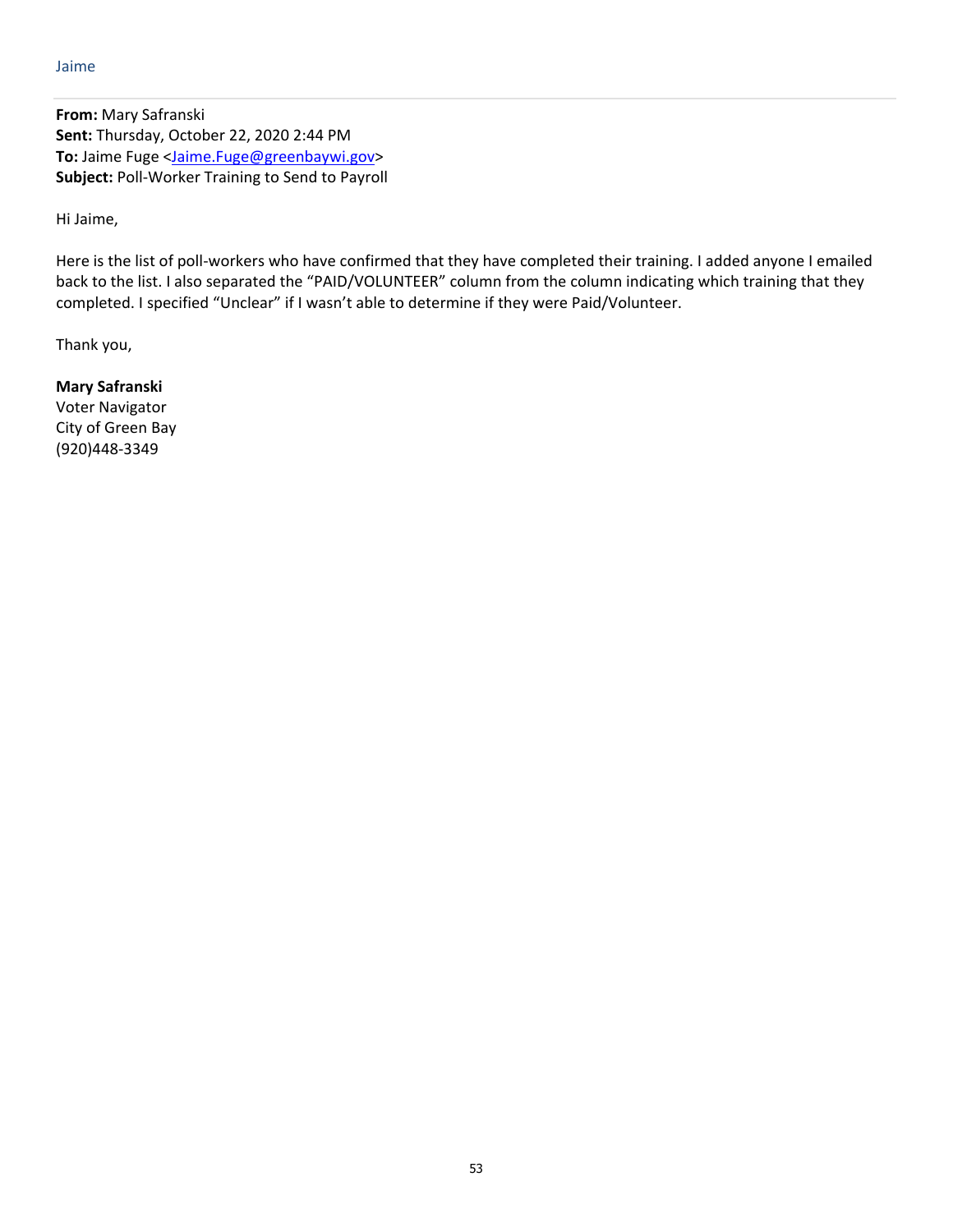Jaime

---

**From:** Mary Safranski
**Sent:** Thursday, October 22, 2020 2:44 PM
**To:** Jaime Fuge <Jaime.Fuge@greenbaywi.gov>
**Subject:** Poll-Worker Training to Send to Payroll

Hi Jaime,

Here is the list of poll-workers who have confirmed that they have completed their training. I added anyone I emailed back to the list. I also separated the "PAID/VOLUNTEER" column from the column indicating which training that they completed. I specified "Unclear" if I wasn't able to determine if they were Paid/Volunteer.

Thank you,

**Mary Safranski**
Voter Navigator
City of Green Bay
(920)448-3349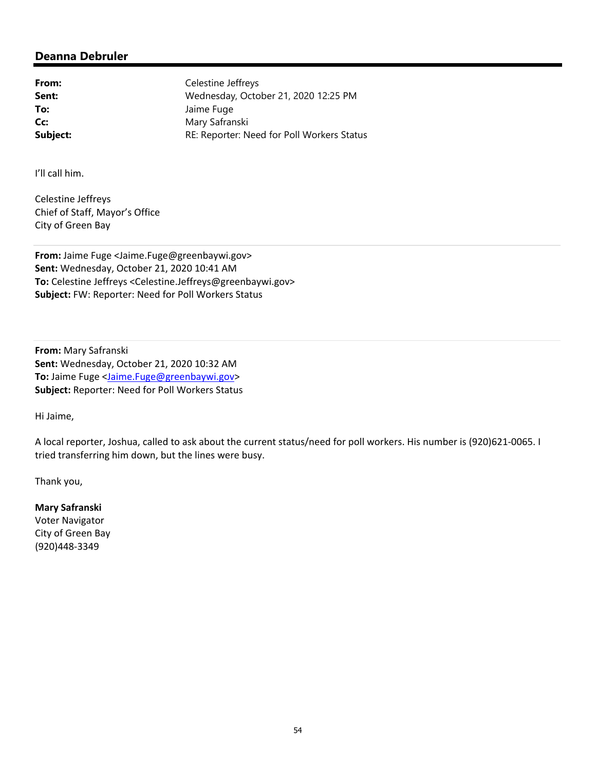## Deanna Debruler

**From:** Celestine Jeffreys
**Sent:** Wednesday, October 21, 2020 12:25 PM
**To:** Jaime Fuge
**Cc:** Mary Safranski
**Subject:** RE: Reporter: Need for Poll Workers Status

I'll call him.

Celestine Jeffreys
Chief of Staff, Mayor's Office
City of Green Bay

---

**From:** Jaime Fuge <Jaime.Fuge@greenbaywi.gov>
**Sent:** Wednesday, October 21, 2020 10:41 AM
**To:** Celestine Jeffreys <Celestine.Jeffreys@greenbaywi.gov>
**Subject:** FW: Reporter: Need for Poll Workers Status

---

**From:** Mary Safranski
**Sent:** Wednesday, October 21, 2020 10:32 AM
**To:** Jaime Fuge <Jaime.Fuge@greenbaywi.gov>
**Subject:** Reporter: Need for Poll Workers Status

Hi Jaime,

A local reporter, Joshua, called to ask about the current status/need for poll workers. His number is (920)621-0065. I tried transferring him down, but the lines were busy.

Thank you,

**Mary Safranski**
Voter Navigator
City of Green Bay
(920)448-3349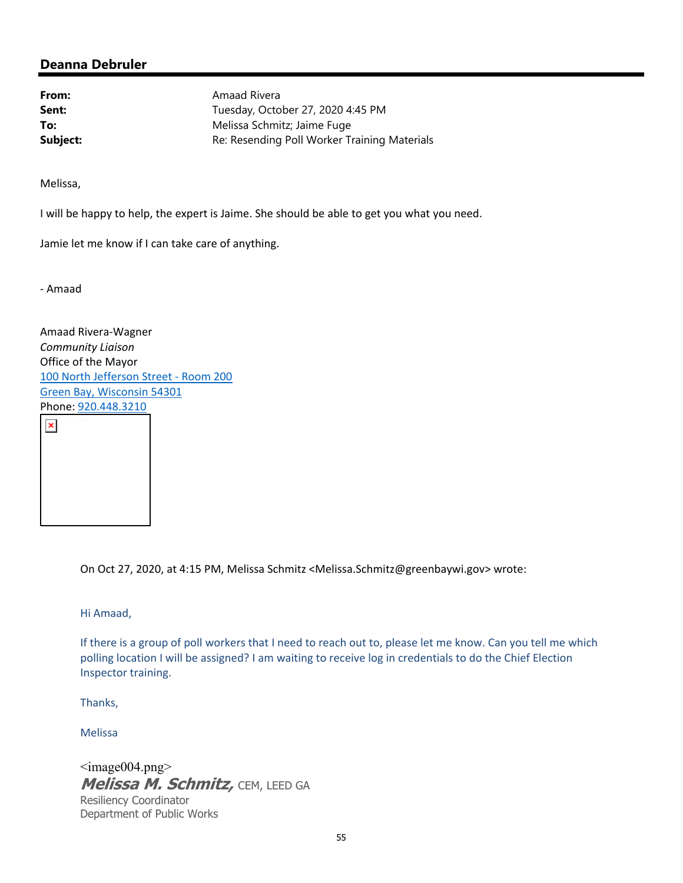## Deanna Debruler

| | |
|---|---|
| **From:** | Amaad Rivera |
| **Sent:** | Tuesday, October 27, 2020 4:45 PM |
| **To:** | Melissa Schmitz; Jaime Fuge |
| **Subject:** | Re: Resending Poll Worker Training Materials |

Melissa,

I will be happy to help, the expert is Jaime. She should be able to get you what you need.

Jamie let me know if I can take care of anything.

- Amaad

Amaad Rivera-Wagner
*Community Liaison*
Office of the Mayor
100 North Jefferson Street - Room 200
Green Bay, Wisconsin 54301
Phone: 920.448.3210

> On Oct 27, 2020, at 4:15 PM, Melissa Schmitz <Melissa.Schmitz@greenbaywi.gov> wrote:
>
> Hi Amaad,
>
> If there is a group of poll workers that I need to reach out to, please let me know. Can you tell me which polling location I will be assigned? I am waiting to receive log in credentials to do the Chief Election Inspector training.
>
> Thanks,
>
> Melissa
>
> <image004.png>
> ***Melissa M. Schmitz,*** CEM, LEED GA
> Resiliency Coordinator
> Department of Public Works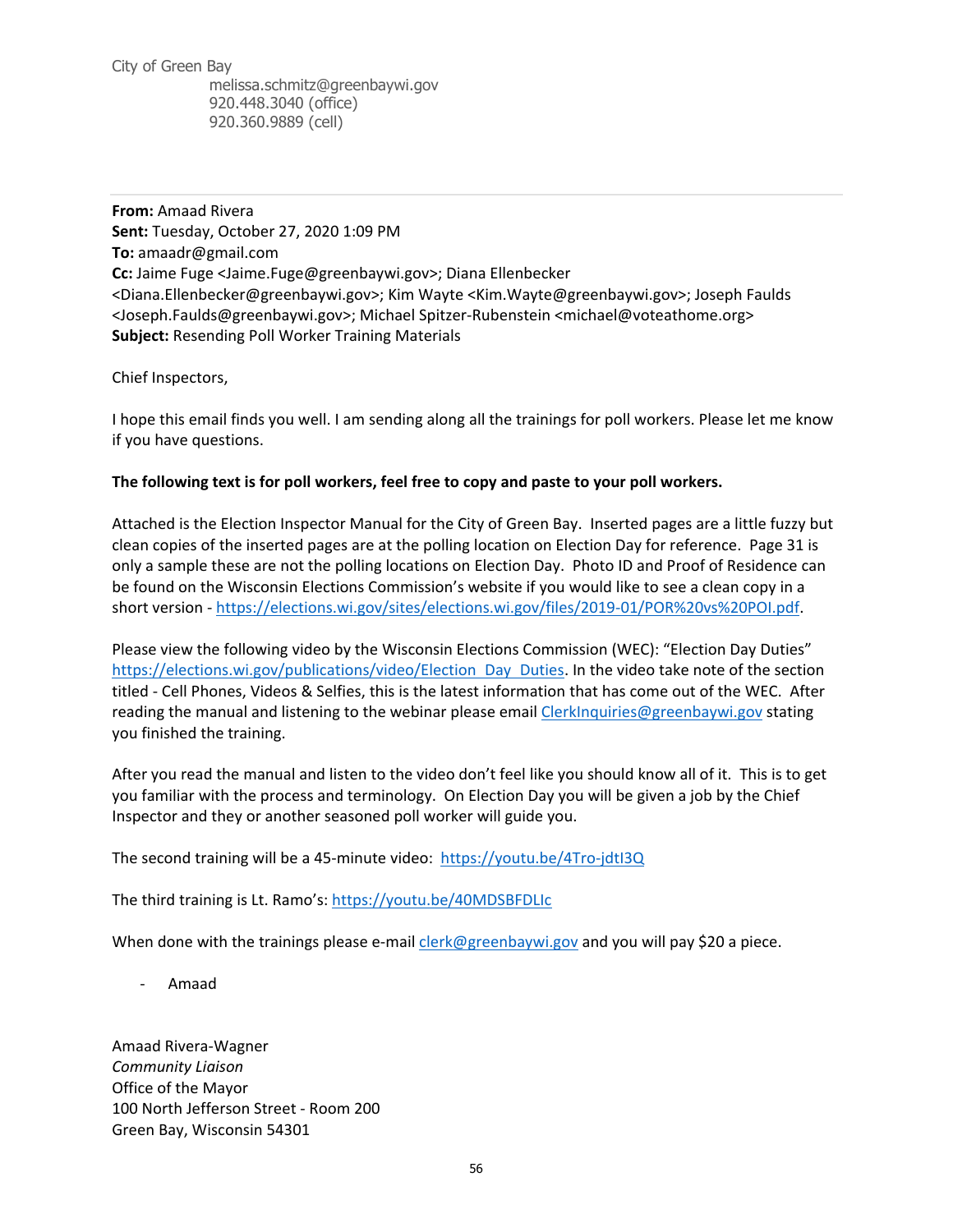City of Green Bay
melissa.schmitz@greenbaywi.gov
920.448.3040 (office)
920.360.9889 (cell)

---

**From:** Amaad Rivera
**Sent:** Tuesday, October 27, 2020 1:09 PM
**To:** amaadr@gmail.com
**Cc:** Jaime Fuge <Jaime.Fuge@greenbaywi.gov>; Diana Ellenbecker <Diana.Ellenbecker@greenbaywi.gov>; Kim Wayte <Kim.Wayte@greenbaywi.gov>; Joseph Faulds <Joseph.Faulds@greenbaywi.gov>; Michael Spitzer-Rubenstein <michael@voteathome.org>
**Subject:** Resending Poll Worker Training Materials

Chief Inspectors,

I hope this email finds you well. I am sending along all the trainings for poll workers. Please let me know if you have questions.

**The following text is for poll workers, feel free to copy and paste to your poll workers.**

Attached is the Election Inspector Manual for the City of Green Bay. Inserted pages are a little fuzzy but clean copies of the inserted pages are at the polling location on Election Day for reference. Page 31 is only a sample these are not the polling locations on Election Day. Photo ID and Proof of Residence can be found on the Wisconsin Elections Commission's website if you would like to see a clean copy in a short version - https://elections.wi.gov/sites/elections.wi.gov/files/2019-01/POR%20vs%20POI.pdf.

Please view the following video by the Wisconsin Elections Commission (WEC): "Election Day Duties" https://elections.wi.gov/publications/video/Election_Day_Duties. In the video take note of the section titled - Cell Phones, Videos & Selfies, this is the latest information that has come out of the WEC. After reading the manual and listening to the webinar please email ClerkInquiries@greenbaywi.gov stating you finished the training.

After you read the manual and listen to the video don't feel like you should know all of it. This is to get you familiar with the process and terminology. On Election Day you will be given a job by the Chief Inspector and they or another seasoned poll worker will guide you.

The second training will be a 45-minute video: https://youtu.be/4Tro-jdtI3Q

The third training is Lt. Ramo's: https://youtu.be/40MDSBFDLIc

When done with the trainings please e-mail clerk@greenbaywi.gov and you will pay $20 a piece.

- Amaad

Amaad Rivera-Wagner
*Community Liaison*
Office of the Mayor
100 North Jefferson Street - Room 200
Green Bay, Wisconsin 54301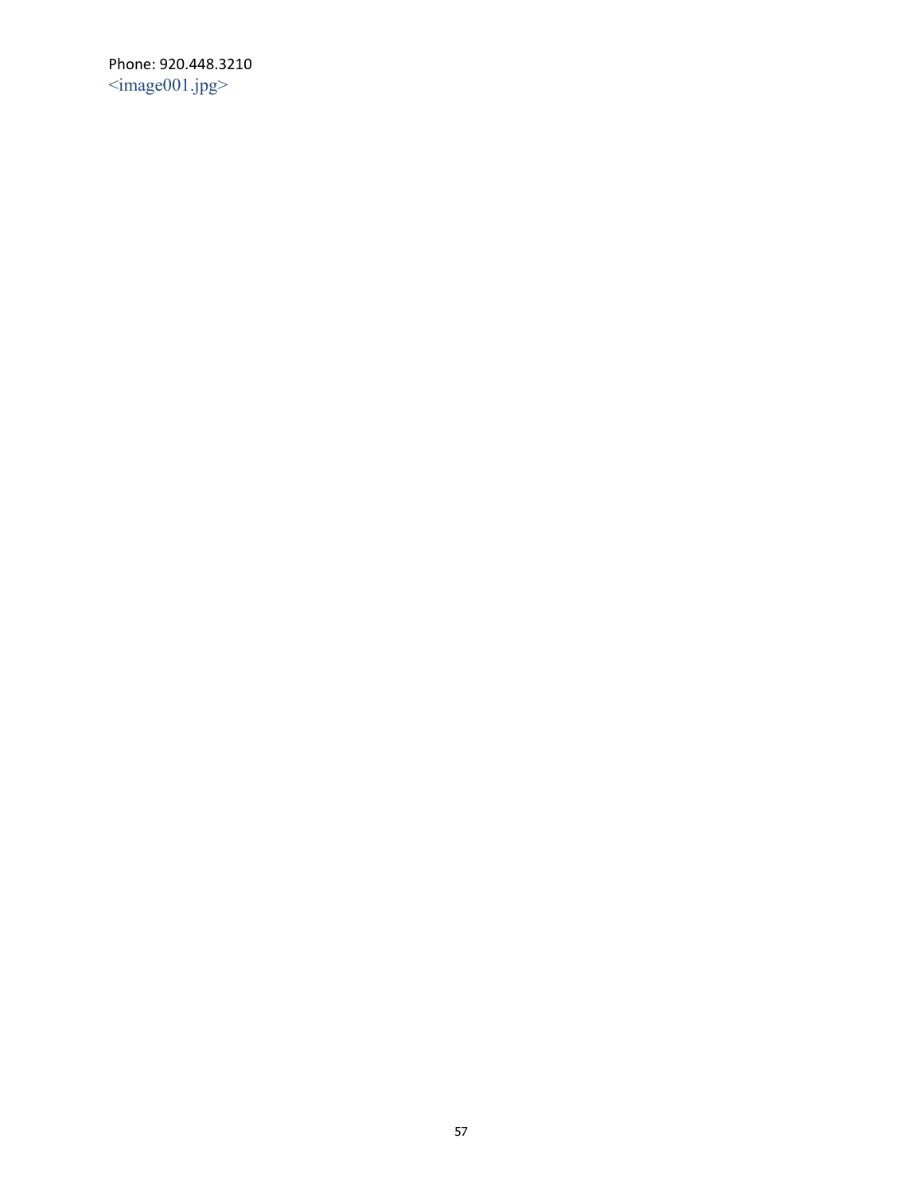Phone: 920.448.3210
<image001.jpg>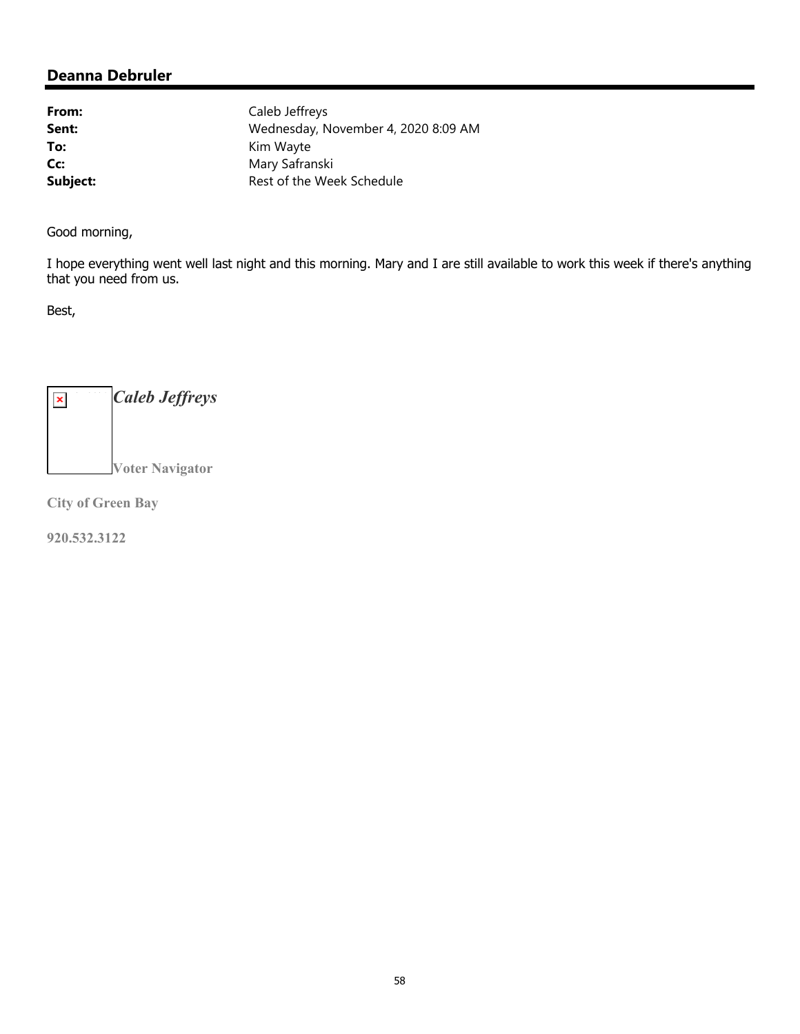## Deanna Debruler

| | |
|---|---|
| **From:** | Caleb Jeffreys |
| **Sent:** | Wednesday, November 4, 2020 8:09 AM |
| **To:** | Kim Wayte |
| **Cc:** | Mary Safranski |
| **Subject:** | Rest of the Week Schedule |

Good morning,

I hope everything went well last night and this morning. Mary and I are still available to work this week if there's anything that you need from us.

Best,

***Caleb Jeffreys***

**Voter Navigator**

**City of Green Bay**

**920.532.3122**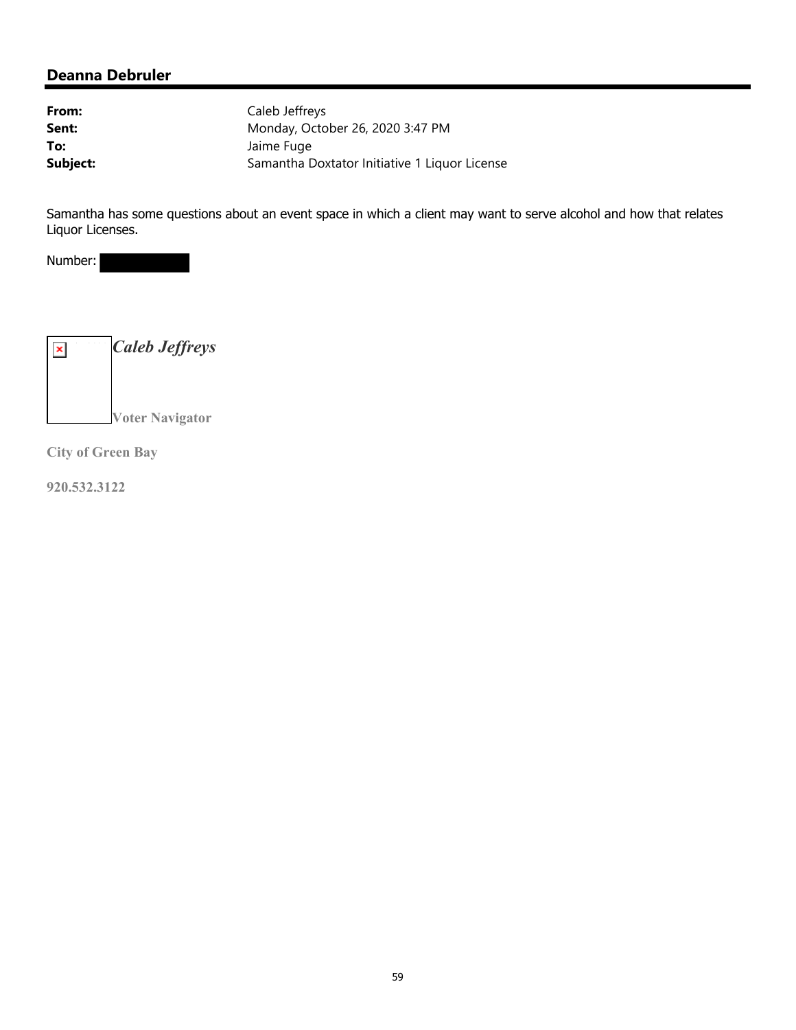## Deanna Debruler

| | |
|---|---|
| **From:** | Caleb Jeffreys |
| **Sent:** | Monday, October 26, 2020 3:47 PM |
| **To:** | Jaime Fuge |
| **Subject:** | Samantha Doxtator Initiative 1 Liquor License |

Samantha has some questions about an event space in which a client may want to serve alcohol and how that relates Liquor Licenses.

Number: [redacted]

***Caleb Jeffreys***

**Voter Navigator**

**City of Green Bay**

**920.532.3122**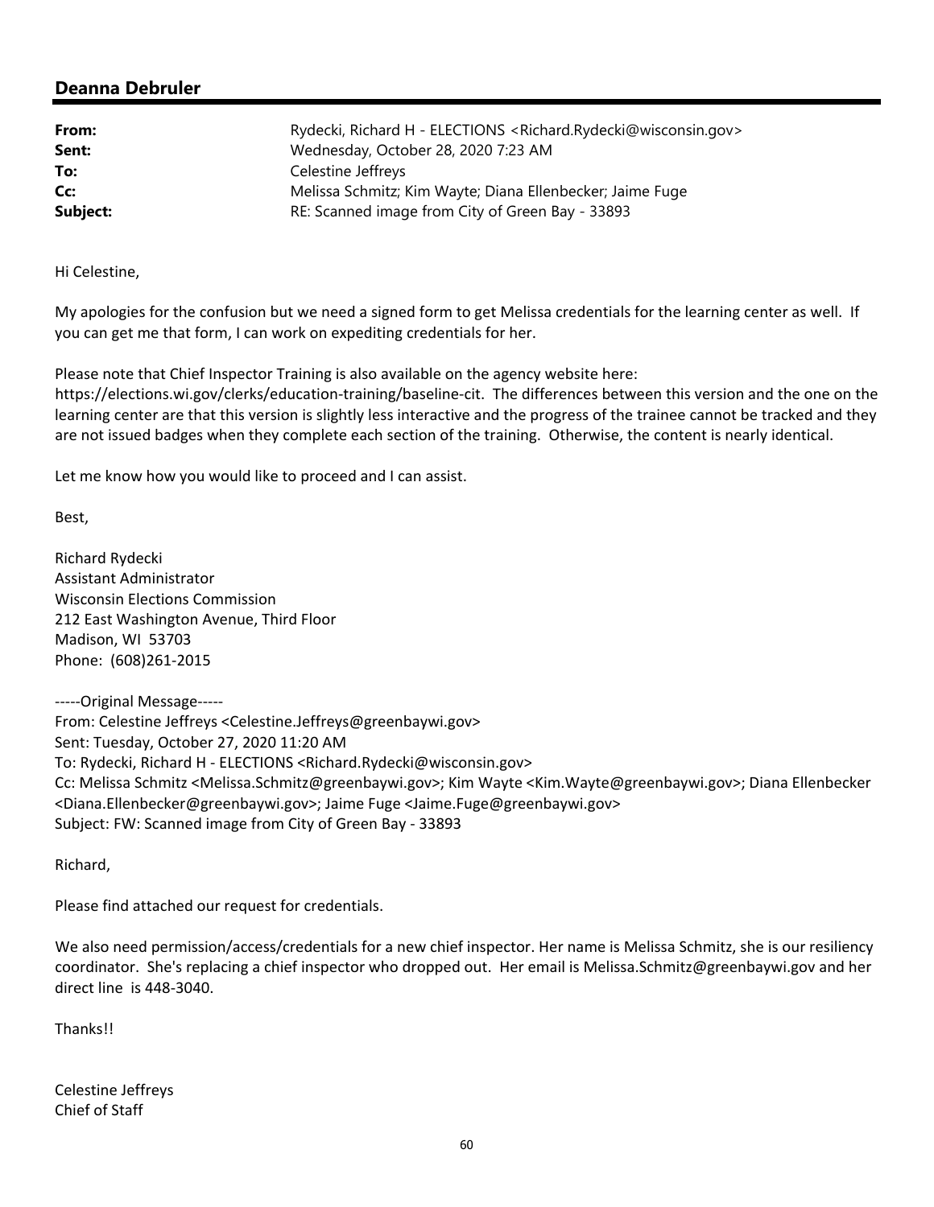## Deanna Debruler

| | |
|---|---|
| **From:** | Rydecki, Richard H - ELECTIONS <Richard.Rydecki@wisconsin.gov> |
| **Sent:** | Wednesday, October 28, 2020 7:23 AM |
| **To:** | Celestine Jeffreys |
| **Cc:** | Melissa Schmitz; Kim Wayte; Diana Ellenbecker; Jaime Fuge |
| **Subject:** | RE: Scanned image from City of Green Bay - 33893 |

Hi Celestine,

My apologies for the confusion but we need a signed form to get Melissa credentials for the learning center as well. If you can get me that form, I can work on expediting credentials for her.

Please note that Chief Inspector Training is also available on the agency website here: https://elections.wi.gov/clerks/education-training/baseline-cit. The differences between this version and the one on the learning center are that this version is slightly less interactive and the progress of the trainee cannot be tracked and they are not issued badges when they complete each section of the training. Otherwise, the content is nearly identical.

Let me know how you would like to proceed and I can assist.

Best,

Richard Rydecki
Assistant Administrator
Wisconsin Elections Commission
212 East Washington Avenue, Third Floor
Madison, WI 53703
Phone: (608)261-2015

-----Original Message-----
From: Celestine Jeffreys <Celestine.Jeffreys@greenbaywi.gov>
Sent: Tuesday, October 27, 2020 11:20 AM
To: Rydecki, Richard H - ELECTIONS <Richard.Rydecki@wisconsin.gov>
Cc: Melissa Schmitz <Melissa.Schmitz@greenbaywi.gov>; Kim Wayte <Kim.Wayte@greenbaywi.gov>; Diana Ellenbecker <Diana.Ellenbecker@greenbaywi.gov>; Jaime Fuge <Jaime.Fuge@greenbaywi.gov>
Subject: FW: Scanned image from City of Green Bay - 33893

Richard,

Please find attached our request for credentials.

We also need permission/access/credentials for a new chief inspector. Her name is Melissa Schmitz, she is our resiliency coordinator. She's replacing a chief inspector who dropped out. Her email is Melissa.Schmitz@greenbaywi.gov and her direct line is 448-3040.

Thanks!!

Celestine Jeffreys
Chief of Staff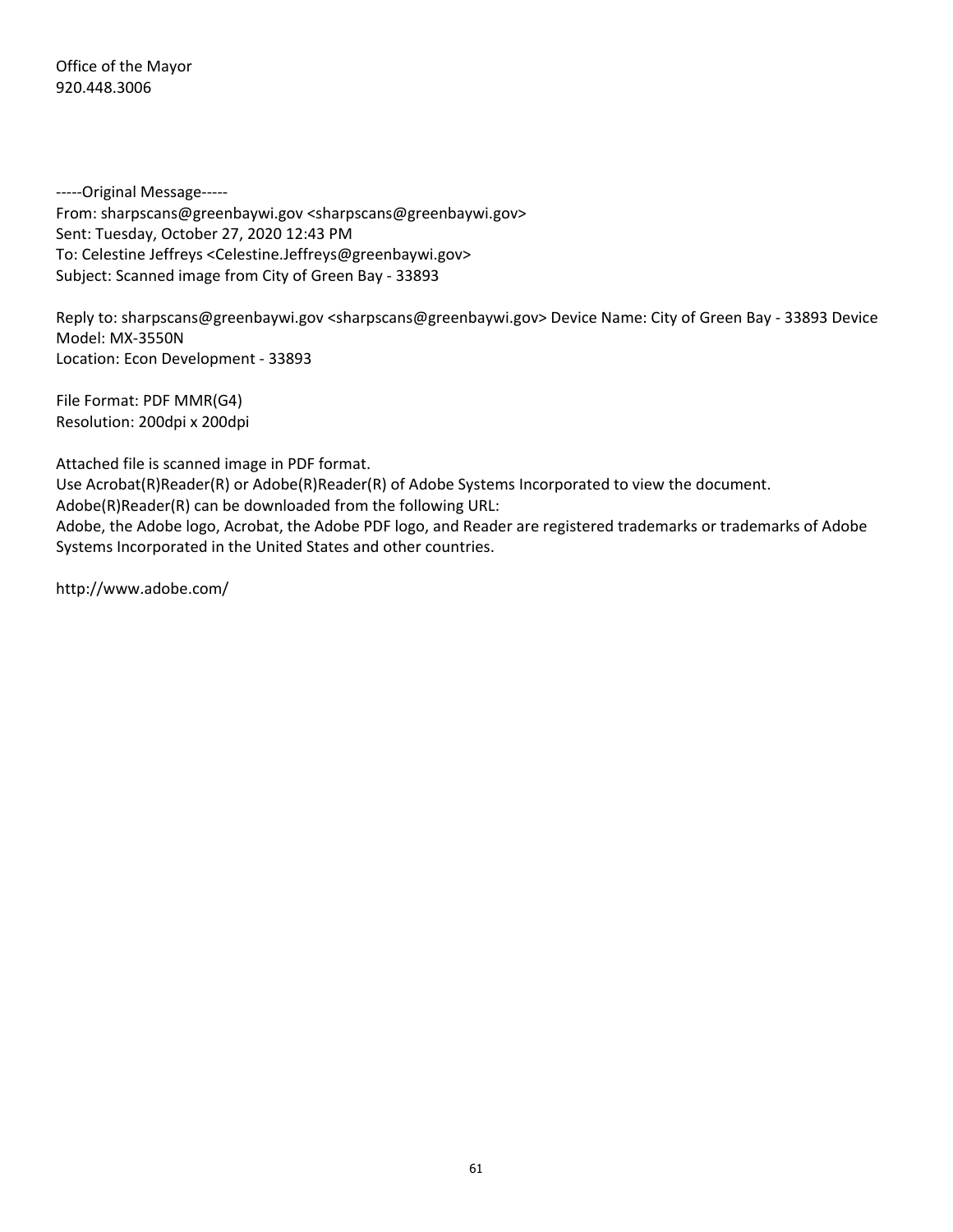Office of the Mayor
920.448.3006

-----Original Message-----
From: sharpscans@greenbaywi.gov <sharpscans@greenbaywi.gov>
Sent: Tuesday, October 27, 2020 12:43 PM
To: Celestine Jeffreys <Celestine.Jeffreys@greenbaywi.gov>
Subject: Scanned image from City of Green Bay - 33893

Reply to: sharpscans@greenbaywi.gov <sharpscans@greenbaywi.gov> Device Name: City of Green Bay - 33893 Device Model: MX-3550N
Location: Econ Development - 33893

File Format: PDF MMR(G4)
Resolution: 200dpi x 200dpi

Attached file is scanned image in PDF format.
Use Acrobat(R)Reader(R) or Adobe(R)Reader(R) of Adobe Systems Incorporated to view the document.
Adobe(R)Reader(R) can be downloaded from the following URL:
Adobe, the Adobe logo, Acrobat, the Adobe PDF logo, and Reader are registered trademarks or trademarks of Adobe Systems Incorporated in the United States and other countries.

http://www.adobe.com/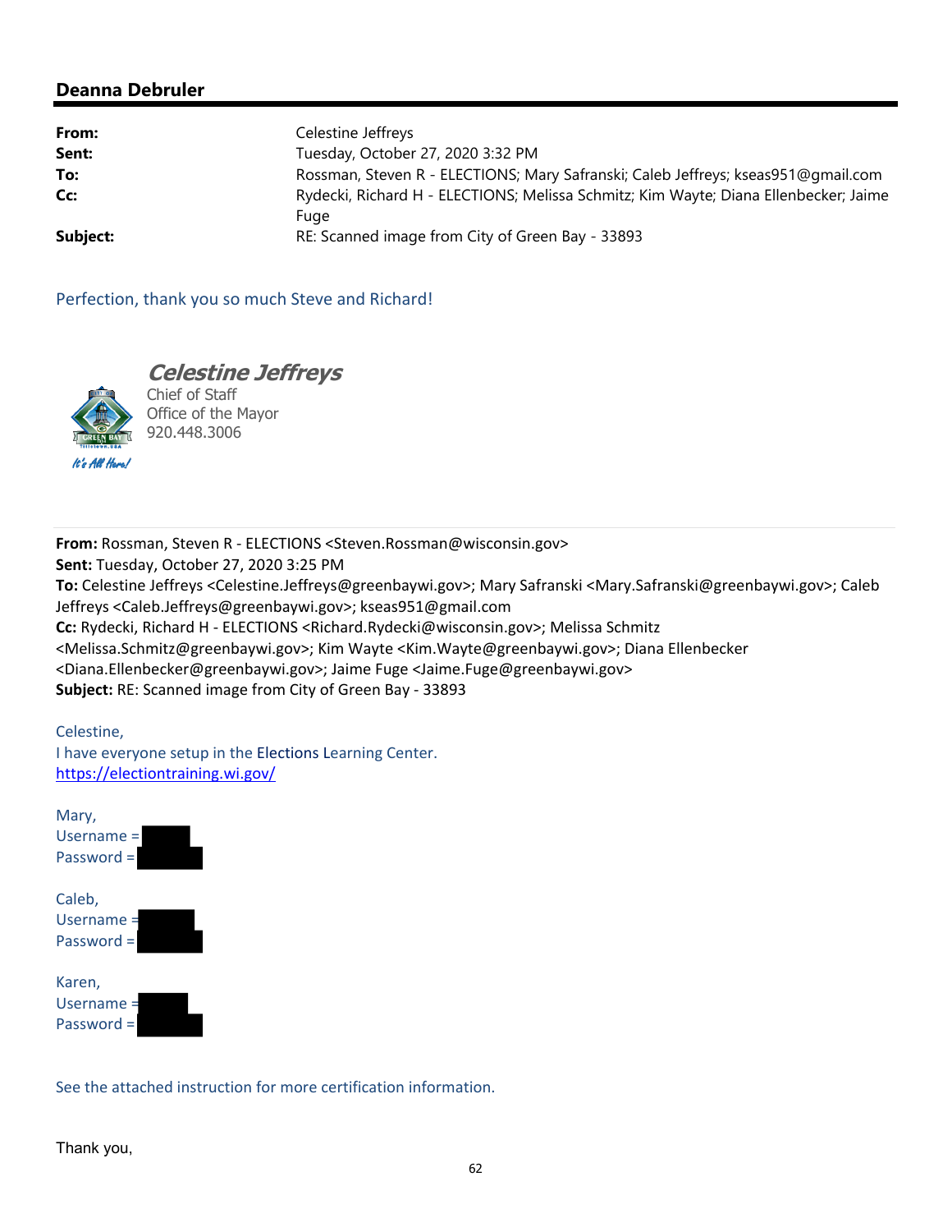## Deanna Debruler

**From:** Celestine Jeffreys
**Sent:** Tuesday, October 27, 2020 3:32 PM
**To:** Rossman, Steven R - ELECTIONS; Mary Safranski; Caleb Jeffreys; kseas951@gmail.com
**Cc:** Rydecki, Richard H - ELECTIONS; Melissa Schmitz; Kim Wayte; Diana Ellenbecker; Jaime Fuge
**Subject:** RE: Scanned image from City of Green Bay - 33893

Perfection, thank you so much Steve and Richard!

***Celestine Jeffreys***
Chief of Staff
Office of the Mayor
920.448.3006

*It's All Here!*

---

**From:** Rossman, Steven R - ELECTIONS <Steven.Rossman@wisconsin.gov>
**Sent:** Tuesday, October 27, 2020 3:25 PM
**To:** Celestine Jeffreys <Celestine.Jeffreys@greenbaywi.gov>; Mary Safranski <Mary.Safranski@greenbaywi.gov>; Caleb Jeffreys <Caleb.Jeffreys@greenbaywi.gov>; kseas951@gmail.com
**Cc:** Rydecki, Richard H - ELECTIONS <Richard.Rydecki@wisconsin.gov>; Melissa Schmitz <Melissa.Schmitz@greenbaywi.gov>; Kim Wayte <Kim.Wayte@greenbaywi.gov>; Diana Ellenbecker <Diana.Ellenbecker@greenbaywi.gov>; Jaime Fuge <Jaime.Fuge@greenbaywi.gov>
**Subject:** RE: Scanned image from City of Green Bay - 33893

Celestine,
I have everyone setup in the Elections Learning Center.
https://electiontraining.wi.gov/

Mary,
Username = [REDACTED]
Password = [REDACTED]

Caleb,
Username = [REDACTED]
Password = [REDACTED]

Karen,
Username = [REDACTED]
Password = [REDACTED]

See the attached instruction for more certification information.

Thank you,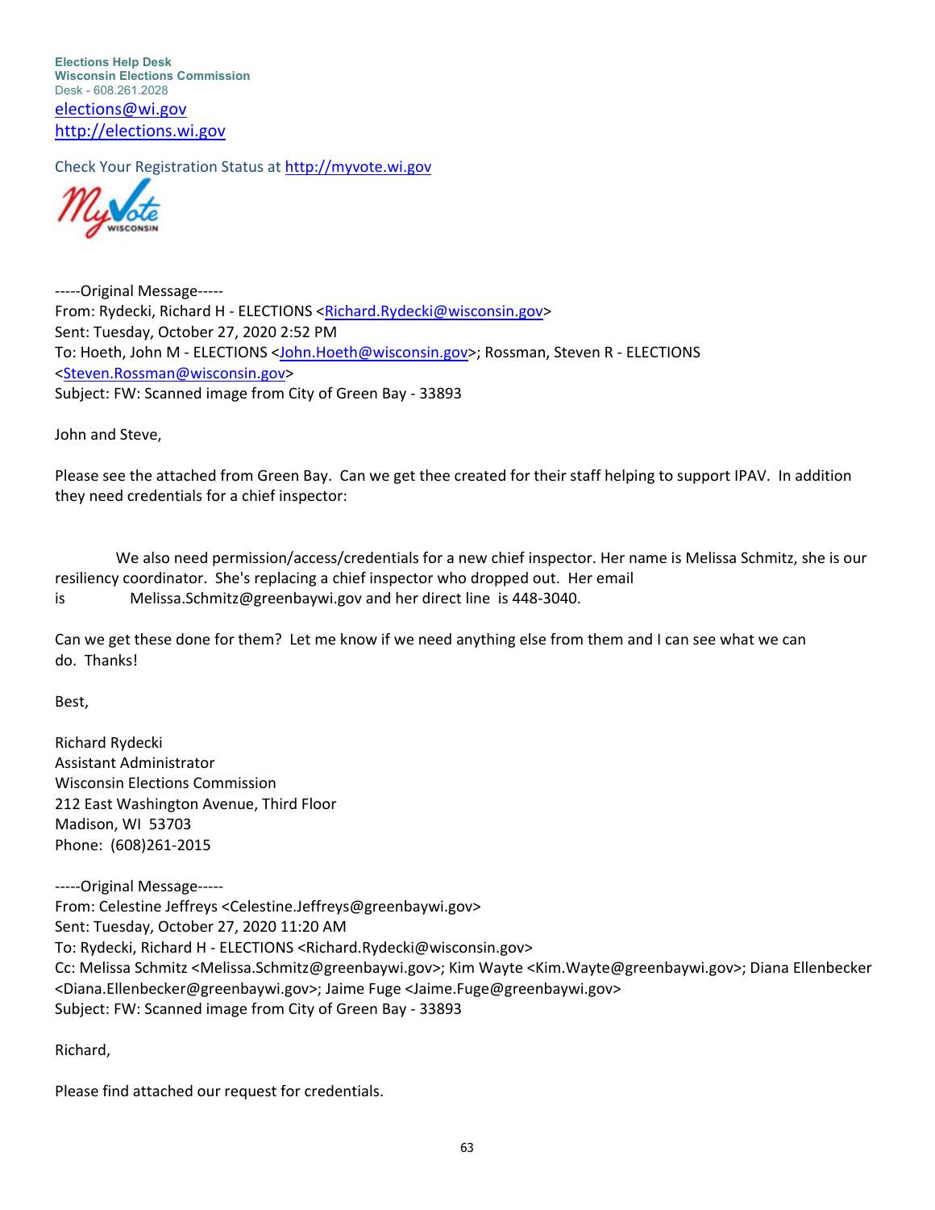**Elections Help Desk**
**Wisconsin Elections Commission**
Desk - 608.261.2028
elections@wi.gov
http://elections.wi.gov

Check Your Registration Status at http://myvote.wi.gov

-----Original Message-----
From: Rydecki, Richard H - ELECTIONS <Richard.Rydecki@wisconsin.gov>
Sent: Tuesday, October 27, 2020 2:52 PM
To: Hoeth, John M - ELECTIONS <John.Hoeth@wisconsin.gov>; Rossman, Steven R - ELECTIONS <Steven.Rossman@wisconsin.gov>
Subject: FW: Scanned image from City of Green Bay - 33893

John and Steve,

Please see the attached from Green Bay. Can we get thee created for their staff helping to support IPAV. In addition they need credentials for a chief inspector:

We also need permission/access/credentials for a new chief inspector. Her name is Melissa Schmitz, she is our resiliency coordinator. She's replacing a chief inspector who dropped out. Her email is Melissa.Schmitz@greenbaywi.gov and her direct line is 448-3040.

Can we get these done for them? Let me know if we need anything else from them and I can see what we can do. Thanks!

Best,

Richard Rydecki
Assistant Administrator
Wisconsin Elections Commission
212 East Washington Avenue, Third Floor
Madison, WI 53703
Phone: (608)261-2015

-----Original Message-----
From: Celestine Jeffreys <Celestine.Jeffreys@greenbaywi.gov>
Sent: Tuesday, October 27, 2020 11:20 AM
To: Rydecki, Richard H - ELECTIONS <Richard.Rydecki@wisconsin.gov>
Cc: Melissa Schmitz <Melissa.Schmitz@greenbaywi.gov>; Kim Wayte <Kim.Wayte@greenbaywi.gov>; Diana Ellenbecker <Diana.Ellenbecker@greenbaywi.gov>; Jaime Fuge <Jaime.Fuge@greenbaywi.gov>
Subject: FW: Scanned image from City of Green Bay - 33893

Richard,

Please find attached our request for credentials.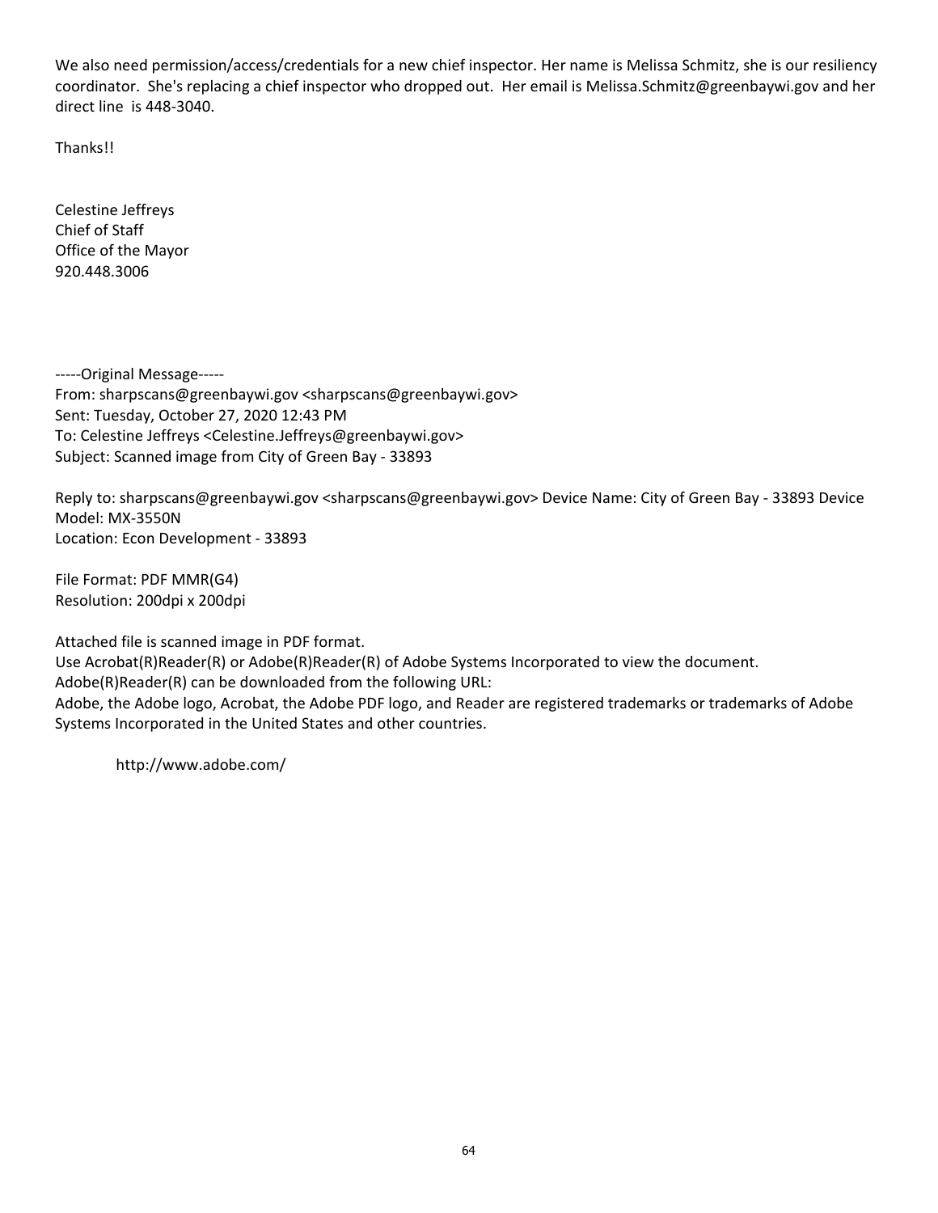We also need permission/access/credentials for a new chief inspector. Her name is Melissa Schmitz, she is our resiliency coordinator. She's replacing a chief inspector who dropped out. Her email is Melissa.Schmitz@greenbaywi.gov and her direct line is 448-3040.

Thanks!!

Celestine Jeffreys  
Chief of Staff  
Office of the Mayor  
920.448.3006

-----Original Message-----  
From: sharpscans@greenbaywi.gov <sharpscans@greenbaywi.gov>  
Sent: Tuesday, October 27, 2020 12:43 PM  
To: Celestine Jeffreys <Celestine.Jeffreys@greenbaywi.gov>  
Subject: Scanned image from City of Green Bay - 33893

Reply to: sharpscans@greenbaywi.gov <sharpscans@greenbaywi.gov> Device Name: City of Green Bay - 33893 Device Model: MX-3550N  
Location: Econ Development - 33893

File Format: PDF MMR(G4)  
Resolution: 200dpi x 200dpi

Attached file is scanned image in PDF format.  
Use Acrobat(R)Reader(R) or Adobe(R)Reader(R) of Adobe Systems Incorporated to view the document.  
Adobe(R)Reader(R) can be downloaded from the following URL:  
Adobe, the Adobe logo, Acrobat, the Adobe PDF logo, and Reader are registered trademarks or trademarks of Adobe Systems Incorporated in the United States and other countries.

http://www.adobe.com/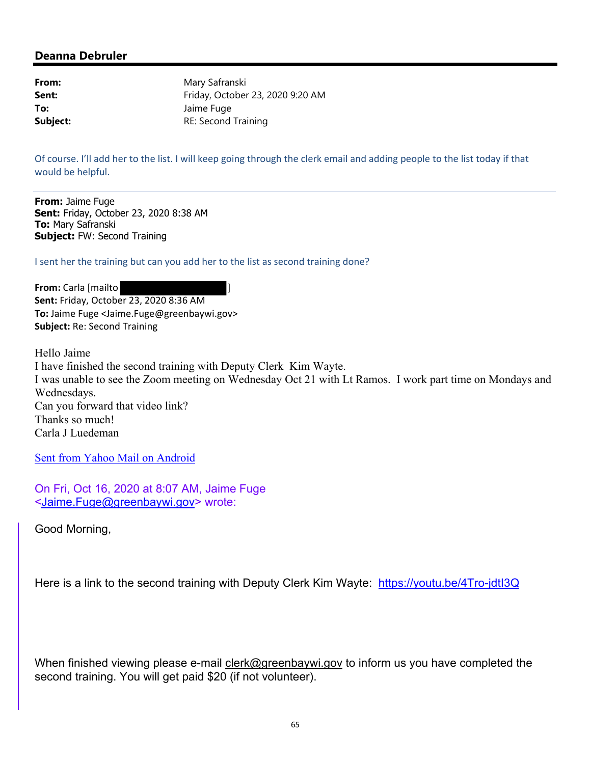**Deanna Debruler**

---

**From:** Mary Safranski
**Sent:** Friday, October 23, 2020 9:20 AM
**To:** Jaime Fuge
**Subject:** RE: Second Training

Of course. I'll add her to the list. I will keep going through the clerk email and adding people to the list today if that would be helpful.

---

**From:** Jaime Fuge
**Sent:** Friday, October 23, 2020 8:38 AM
**To:** Mary Safranski
**Subject:** FW: Second Training

I sent her the training but can you add her to the list as second training done?

**From:** Carla [mailto ]
**Sent:** Friday, October 23, 2020 8:36 AM
**To:** Jaime Fuge <Jaime.Fuge@greenbaywi.gov>
**Subject:** Re: Second Training

Hello Jaime
I have finished the second training with Deputy Clerk Kim Wayte.
I was unable to see the Zoom meeting on Wednesday Oct 21 with Lt Ramos. I work part time on Mondays and Wednesdays.
Can you forward that video link?
Thanks so much!
Carla J Luedeman

Sent from Yahoo Mail on Android

On Fri, Oct 16, 2020 at 8:07 AM, Jaime Fuge
<Jaime.Fuge@greenbaywi.gov> wrote:

> Good Morning,
>
> Here is a link to the second training with Deputy Clerk Kim Wayte: https://youtu.be/4Tro-jdtI3Q
>
> When finished viewing please e-mail clerk@greenbaywi.gov to inform us you have completed the second training. You will get paid $20 (if not volunteer).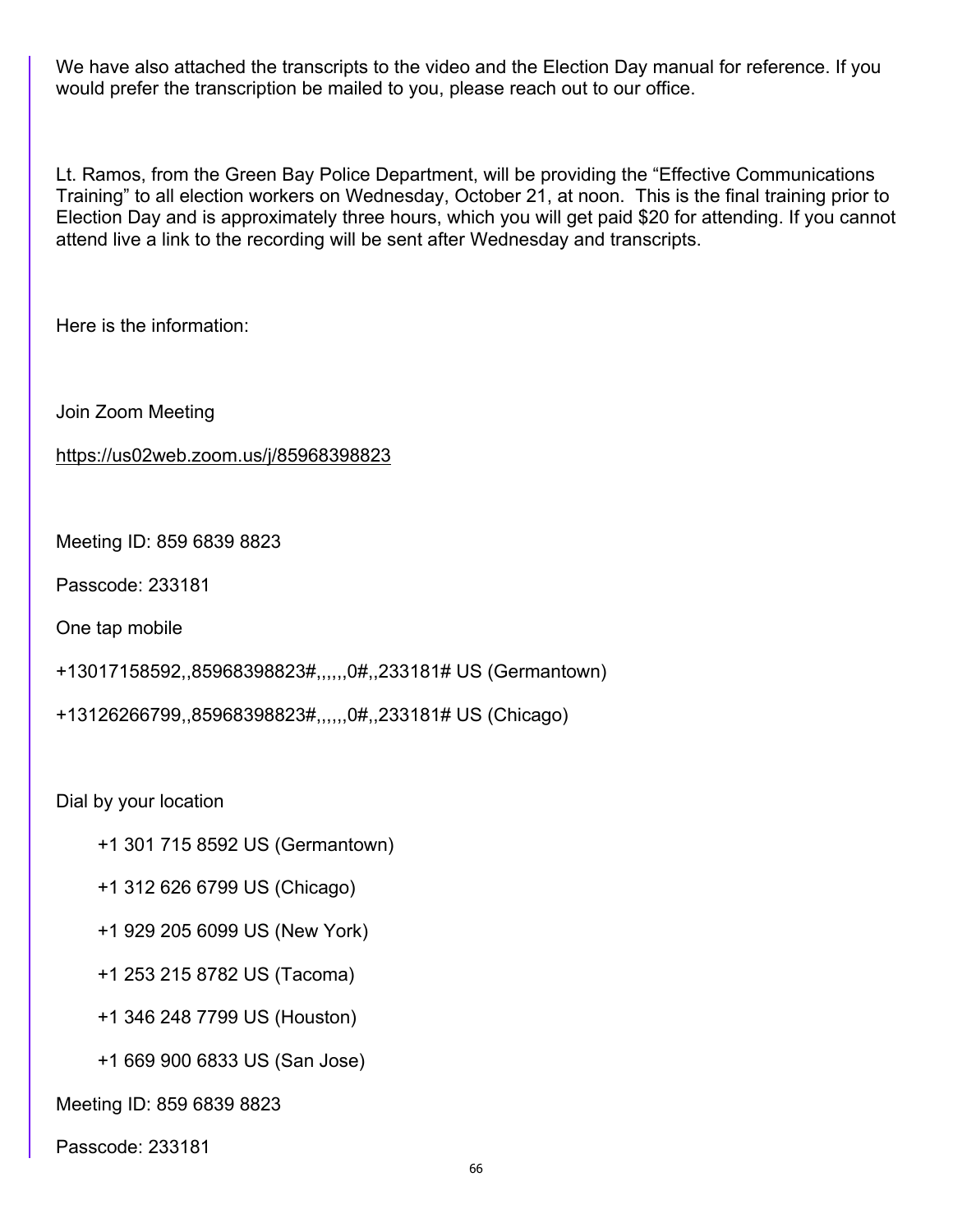We have also attached the transcripts to the video and the Election Day manual for reference. If you would prefer the transcription be mailed to you, please reach out to our office.

Lt. Ramos, from the Green Bay Police Department, will be providing the "Effective Communications Training" to all election workers on Wednesday, October 21, at noon. This is the final training prior to Election Day and is approximately three hours, which you will get paid $20 for attending. If you cannot attend live a link to the recording will be sent after Wednesday and transcripts.

Here is the information:

Join Zoom Meeting

https://us02web.zoom.us/j/85968398823

Meeting ID: 859 6839 8823

Passcode: 233181

One tap mobile

+13017158592,,85968398823#,,,,,,0#,,233181# US (Germantown)

+13126266799,,85968398823#,,,,,,0#,,233181# US (Chicago)

Dial by your location

+1 301 715 8592 US (Germantown)

+1 312 626 6799 US (Chicago)

+1 929 205 6099 US (New York)

+1 253 215 8782 US (Tacoma)

+1 346 248 7799 US (Houston)

+1 669 900 6833 US (San Jose)

Meeting ID: 859 6839 8823

Passcode: 233181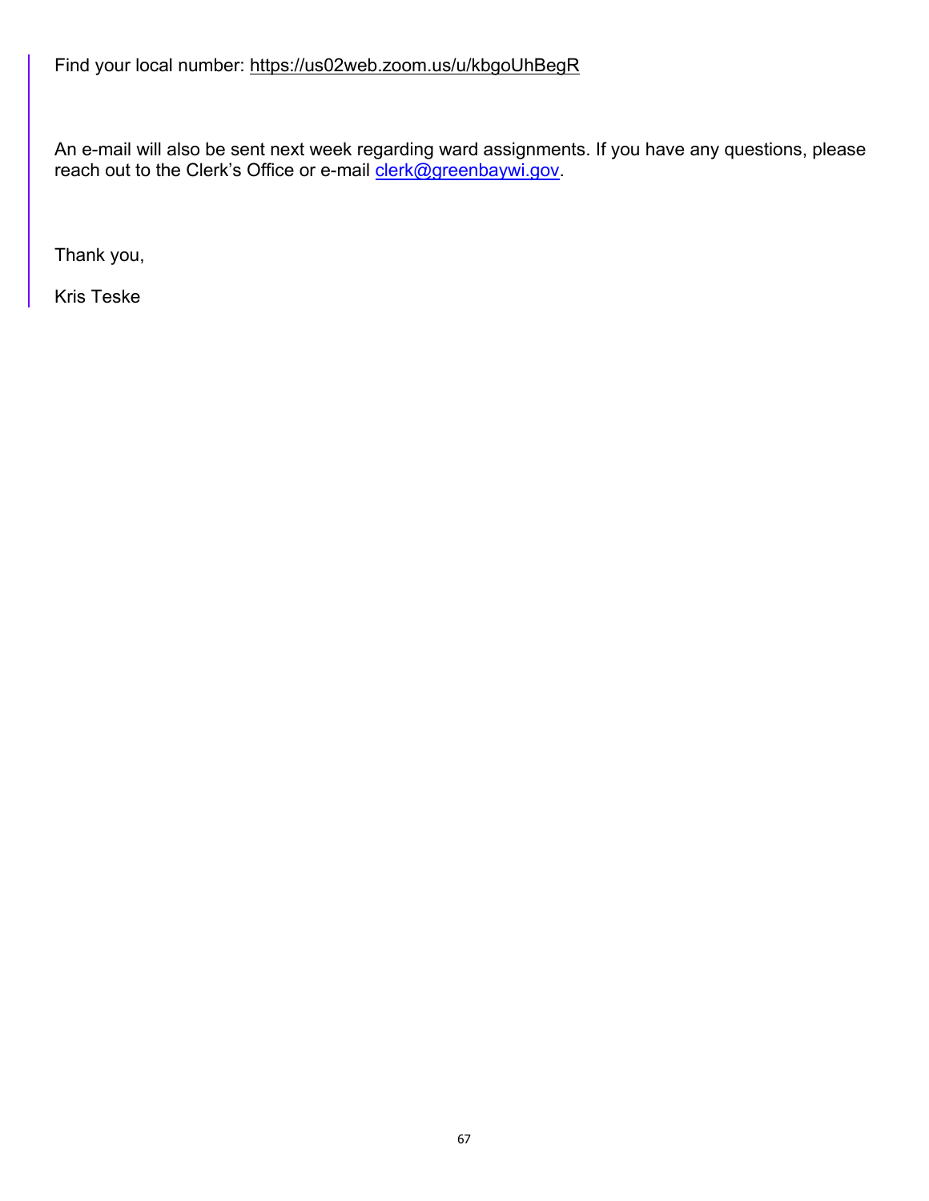Find your local number: https://us02web.zoom.us/u/kbgoUhBegR

An e-mail will also be sent next week regarding ward assignments. If you have any questions, please reach out to the Clerk's Office or e-mail clerk@greenbaywi.gov.

Thank you,

Kris Teske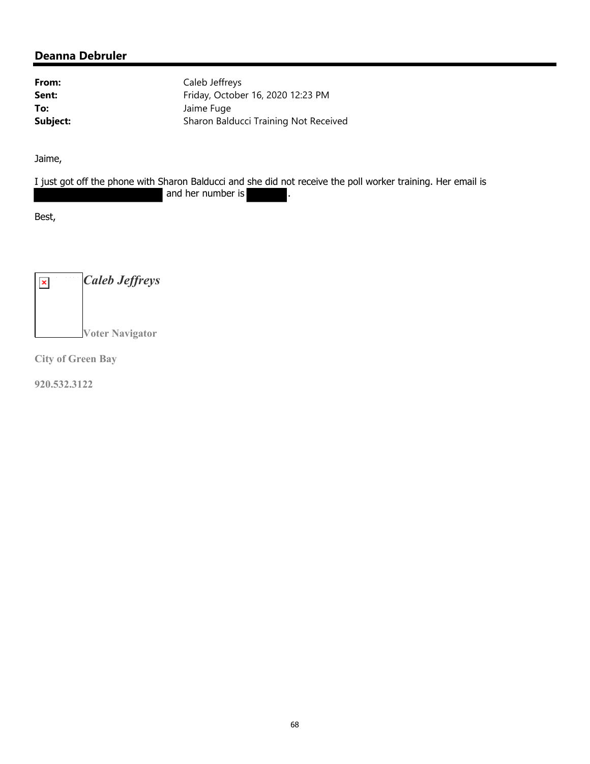## Deanna Debruler

**From:** Caleb Jeffreys
**Sent:** Friday, October 16, 2020 12:23 PM
**To:** Jaime Fuge
**Subject:** Sharon Balducci Training Not Received

Jaime,

I just got off the phone with Sharon Balducci and she did not receive the poll worker training. Her email is [REDACTED] and her number is [REDACTED].

Best,

***Caleb Jeffreys***

**Voter Navigator**

**City of Green Bay**

**920.532.3122**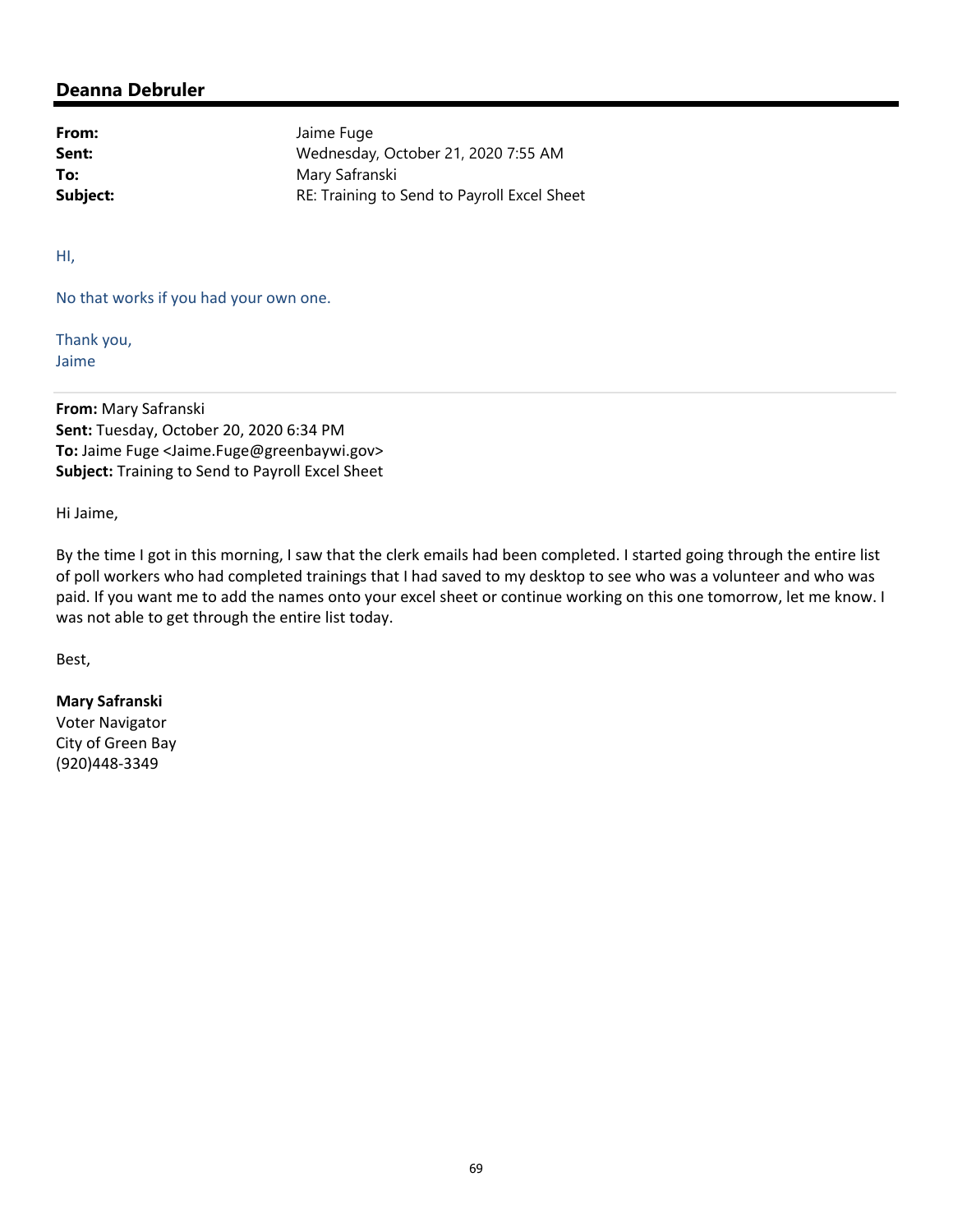## Deanna Debruler

| | |
|---|---|
| **From:** | Jaime Fuge |
| **Sent:** | Wednesday, October 21, 2020 7:55 AM |
| **To:** | Mary Safranski |
| **Subject:** | RE: Training to Send to Payroll Excel Sheet |

HI,

No that works if you had your own one.

Thank you,
Jaime

---

**From:** Mary Safranski
**Sent:** Tuesday, October 20, 2020 6:34 PM
**To:** Jaime Fuge <Jaime.Fuge@greenbaywi.gov>
**Subject:** Training to Send to Payroll Excel Sheet

Hi Jaime,

By the time I got in this morning, I saw that the clerk emails had been completed. I started going through the entire list of poll workers who had completed trainings that I had saved to my desktop to see who was a volunteer and who was paid. If you want me to add the names onto your excel sheet or continue working on this one tomorrow, let me know. I was not able to get through the entire list today.

Best,

**Mary Safranski**
Voter Navigator
City of Green Bay
(920)448-3349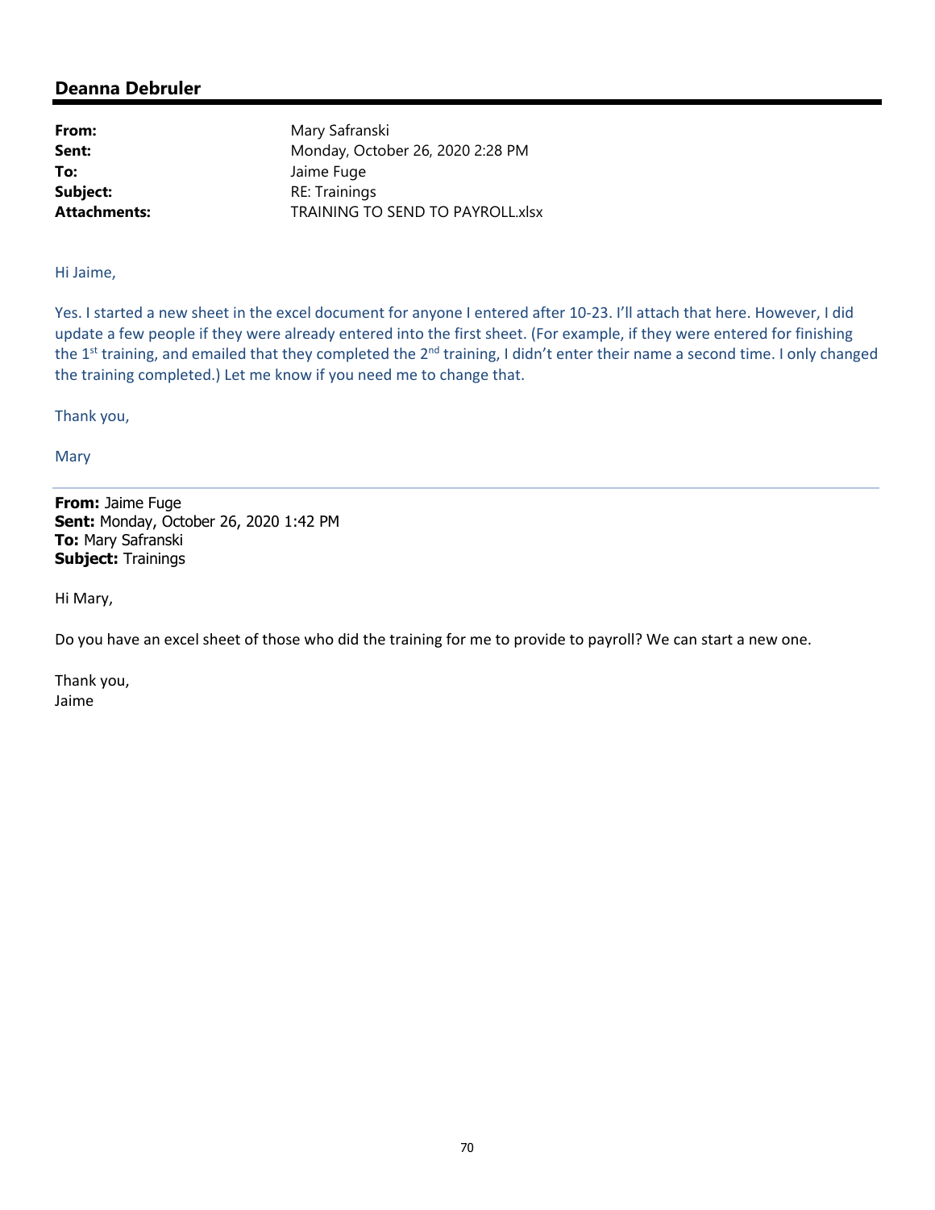## Deanna Debruler

| | |
|---|---|
| **From:** | Mary Safranski |
| **Sent:** | Monday, October 26, 2020 2:28 PM |
| **To:** | Jaime Fuge |
| **Subject:** | RE: Trainings |
| **Attachments:** | TRAINING TO SEND TO PAYROLL.xlsx |

Hi Jaime,

Yes. I started a new sheet in the excel document for anyone I entered after 10-23. I'll attach that here. However, I did update a few people if they were already entered into the first sheet. (For example, if they were entered for finishing the 1st training, and emailed that they completed the 2nd training, I didn't enter their name a second time. I only changed the training completed.) Let me know if you need me to change that.

Thank you,

Mary

---

**From:** Jaime Fuge
**Sent:** Monday, October 26, 2020 1:42 PM
**To:** Mary Safranski
**Subject:** Trainings

Hi Mary,

Do you have an excel sheet of those who did the training for me to provide to payroll? We can start a new one.

Thank you,
Jaime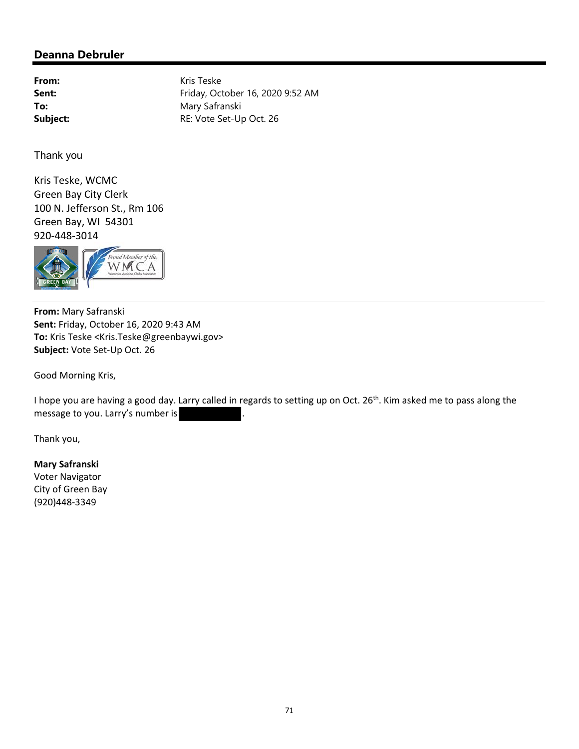## Deanna Debruler

| | |
|---|---|
| **From:** | Kris Teske |
| **Sent:** | Friday, October 16, 2020 9:52 AM |
| **To:** | Mary Safranski |
| **Subject:** | RE: Vote Set-Up Oct. 26 |

Thank you

Kris Teske, WCMC
Green Bay City Clerk
100 N. Jefferson St., Rm 106
Green Bay, WI 54301
920-448-3014

**From:** Mary Safranski
**Sent:** Friday, October 16, 2020 9:43 AM
**To:** Kris Teske <Kris.Teske@greenbaywi.gov>
**Subject:** Vote Set-Up Oct. 26

Good Morning Kris,

I hope you are having a good day. Larry called in regards to setting up on Oct. 26th. Kim asked me to pass along the message to you. Larry's number is [redacted].

Thank you,

**Mary Safranski**
Voter Navigator
City of Green Bay
(920)448-3349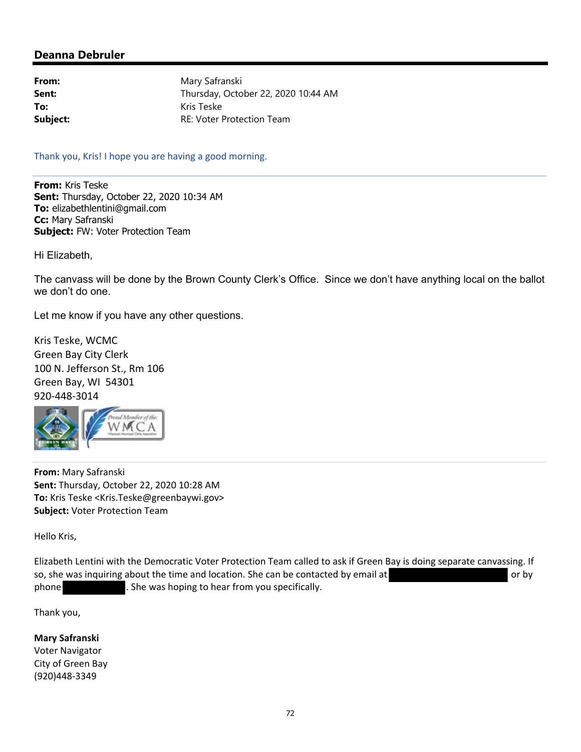## Deanna Debruler

**From:** Mary Safranski
**Sent:** Thursday, October 22, 2020 10:44 AM
**To:** Kris Teske
**Subject:** RE: Voter Protection Team

Thank you, Kris! I hope you are having a good morning.

---

**From:** Kris Teske
**Sent:** Thursday, October 22, 2020 10:34 AM
**To:** elizabethlentini@gmail.com
**Cc:** Mary Safranski
**Subject:** FW: Voter Protection Team

Hi Elizabeth,

The canvass will be done by the Brown County Clerk's Office. Since we don't have anything local on the ballot we don't do one.

Let me know if you have any other questions.

Kris Teske, WCMC
Green Bay City Clerk
100 N. Jefferson St., Rm 106
Green Bay, WI 54301
920-448-3014

---

**From:** Mary Safranski
**Sent:** Thursday, October 22, 2020 10:28 AM
**To:** Kris Teske <Kris.Teske@greenbaywi.gov>
**Subject:** Voter Protection Team

Hello Kris,

Elizabeth Lentini with the Democratic Voter Protection Team called to ask if Green Bay is doing separate canvassing. If so, she was inquiring about the time and location. She can be contacted by email at [REDACTED] or by phone [REDACTED]. She was hoping to hear from you specifically.

Thank you,

**Mary Safranski**
Voter Navigator
City of Green Bay
(920)448-3349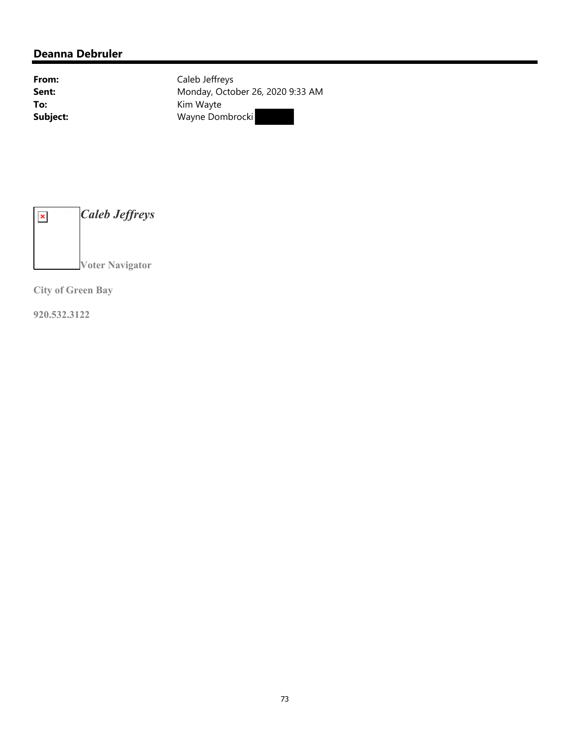## Deanna Debruler

**From:** Caleb Jeffreys
**Sent:** Monday, October 26, 2020 9:33 AM
**To:** Kim Wayte
**Subject:** Wayne Dombrocki

***Caleb Jeffreys***

**Voter Navigator**

**City of Green Bay**

**920.532.3122**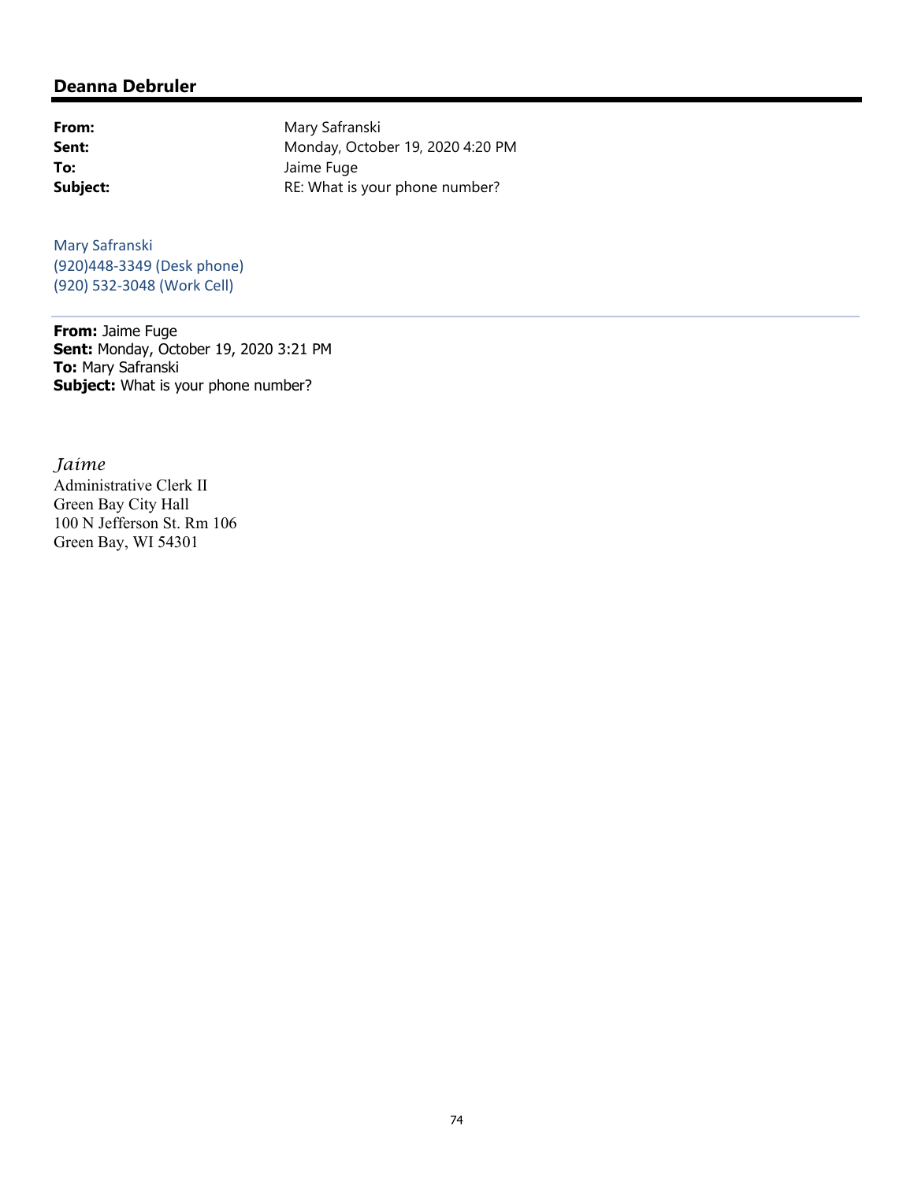## Deanna Debruler

**From:** Mary Safranski
**Sent:** Monday, October 19, 2020 4:20 PM
**To:** Jaime Fuge
**Subject:** RE: What is your phone number?

Mary Safranski
(920)448-3349 (Desk phone)
(920) 532-3048 (Work Cell)

---

**From:** Jaime Fuge
**Sent:** Monday, October 19, 2020 3:21 PM
**To:** Mary Safranski
**Subject:** What is your phone number?

*Jaime*
Administrative Clerk II
Green Bay City Hall
100 N Jefferson St. Rm 106
Green Bay, WI 54301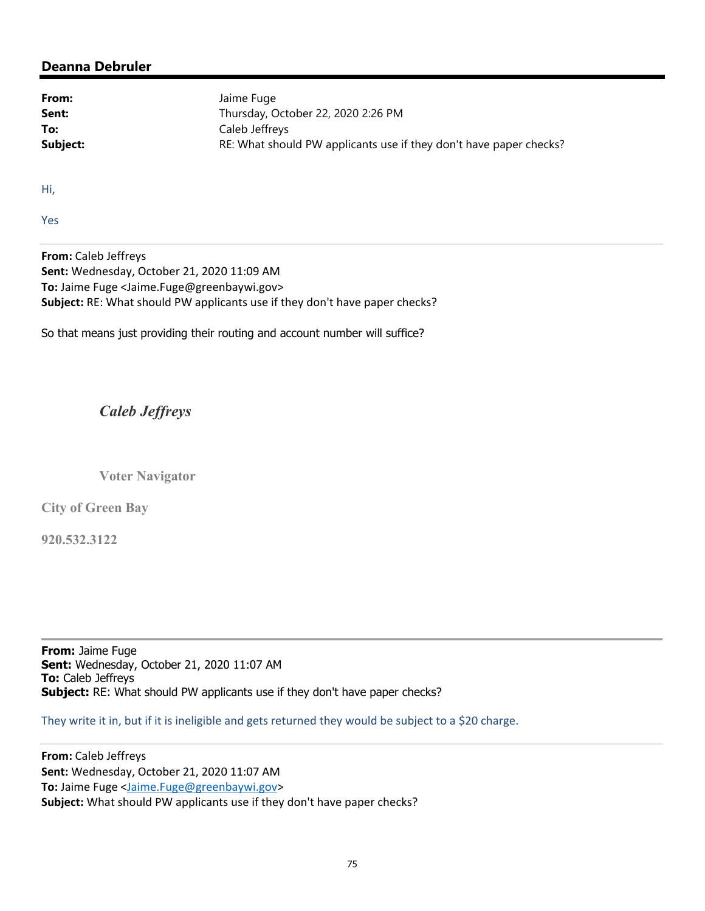## Deanna Debruler

**From:** Jaime Fuge
**Sent:** Thursday, October 22, 2020 2:26 PM
**To:** Caleb Jeffreys
**Subject:** RE: What should PW applicants use if they don't have paper checks?

Hi,

Yes

---

**From:** Caleb Jeffreys
**Sent:** Wednesday, October 21, 2020 11:09 AM
**To:** Jaime Fuge <Jaime.Fuge@greenbaywi.gov>
**Subject:** RE: What should PW applicants use if they don't have paper checks?

So that means just providing their routing and account number will suffice?

***Caleb Jeffreys***

**Voter Navigator**

**City of Green Bay**

**920.532.3122**

---

**From:** Jaime Fuge
**Sent:** Wednesday, October 21, 2020 11:07 AM
**To:** Caleb Jeffreys
**Subject:** RE: What should PW applicants use if they don't have paper checks?

They write it in, but if it is ineligible and gets returned they would be subject to a $20 charge.

---

**From:** Caleb Jeffreys
**Sent:** Wednesday, October 21, 2020 11:07 AM
**To:** Jaime Fuge <Jaime.Fuge@greenbaywi.gov>
**Subject:** What should PW applicants use if they don't have paper checks?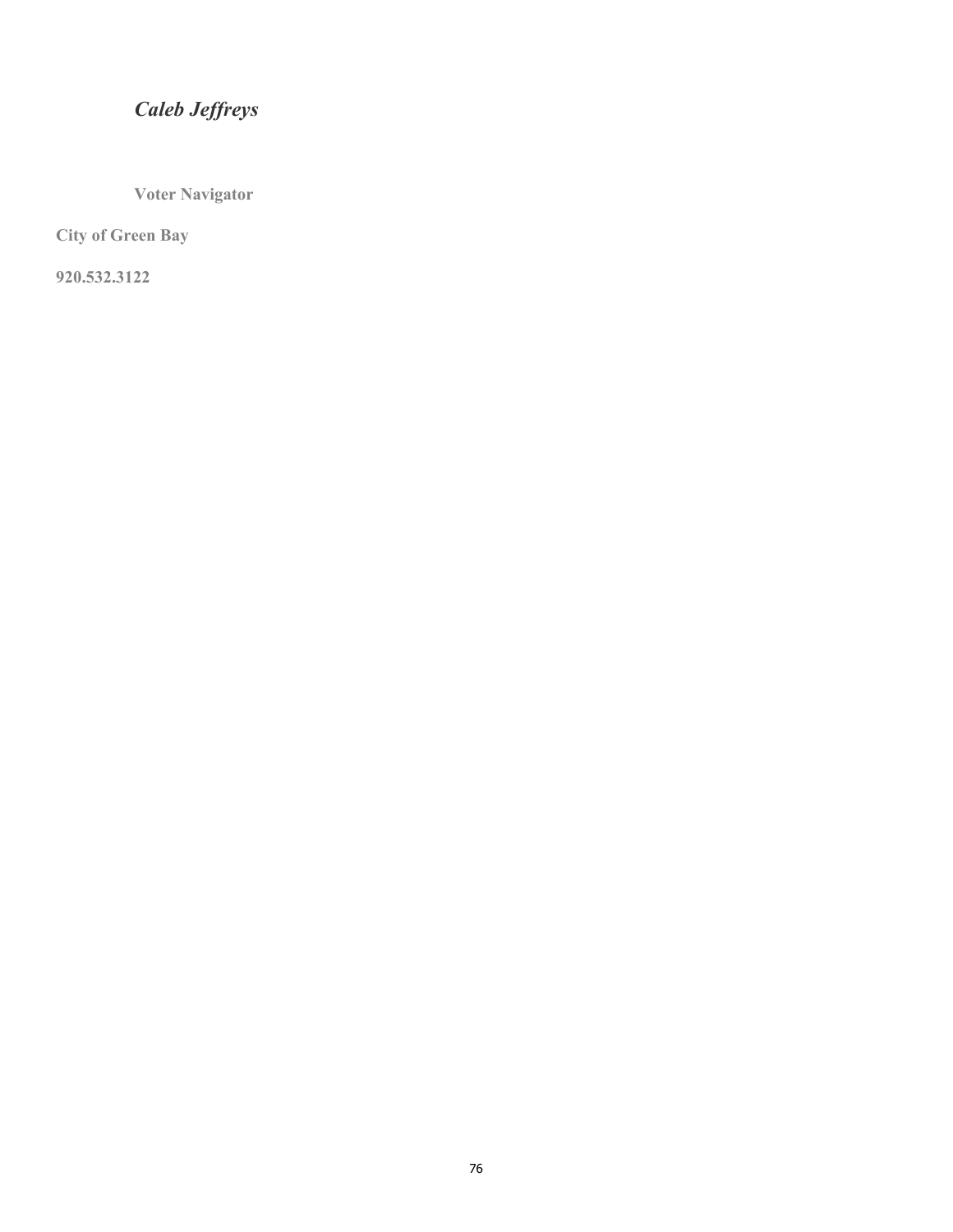*Caleb Jeffreys*

**Voter Navigator**

**City of Green Bay**

**920.532.3122**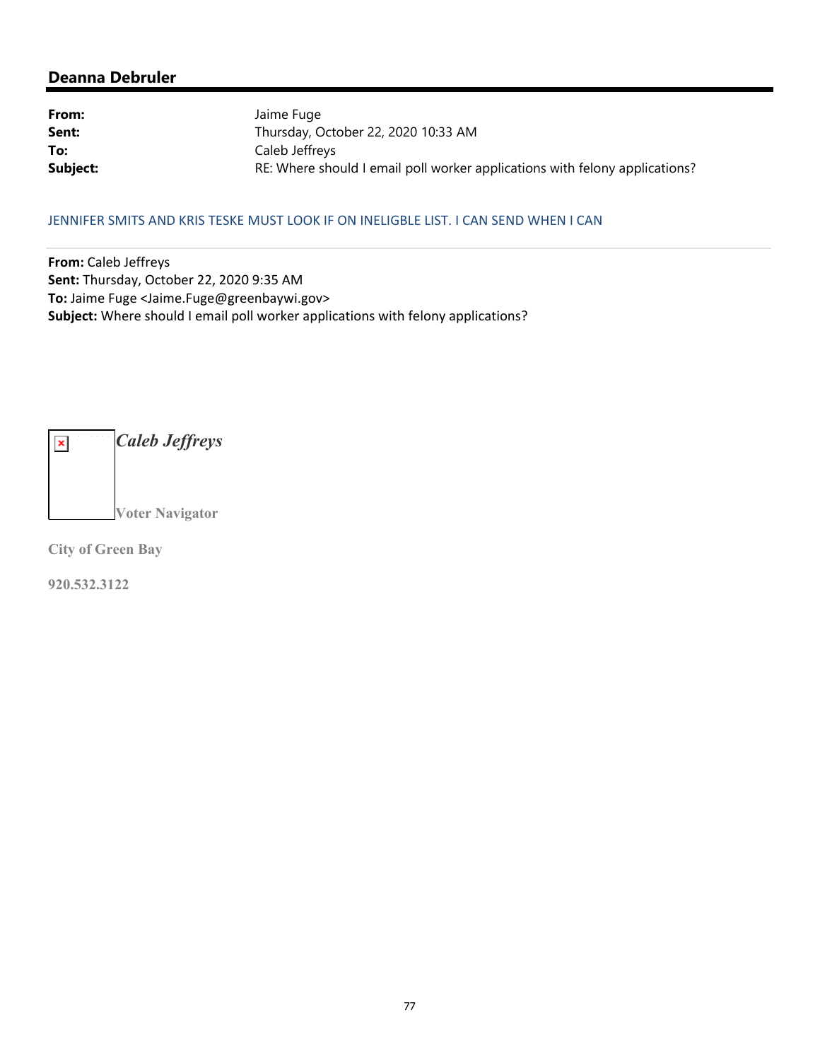## Deanna Debruler

| | |
|---|---|
| **From:** | Jaime Fuge |
| **Sent:** | Thursday, October 22, 2020 10:33 AM |
| **To:** | Caleb Jeffreys |
| **Subject:** | RE: Where should I email poll worker applications with felony applications? |

JENNIFER SMITS AND KRIS TESKE MUST LOOK IF ON INELIGBLE LIST. I CAN SEND WHEN I CAN

---

**From:** Caleb Jeffreys
**Sent:** Thursday, October 22, 2020 9:35 AM
**To:** Jaime Fuge <Jaime.Fuge@greenbaywi.gov>
**Subject:** Where should I email poll worker applications with felony applications?

***Caleb Jeffreys***

**Voter Navigator**

**City of Green Bay**

**920.532.3122**